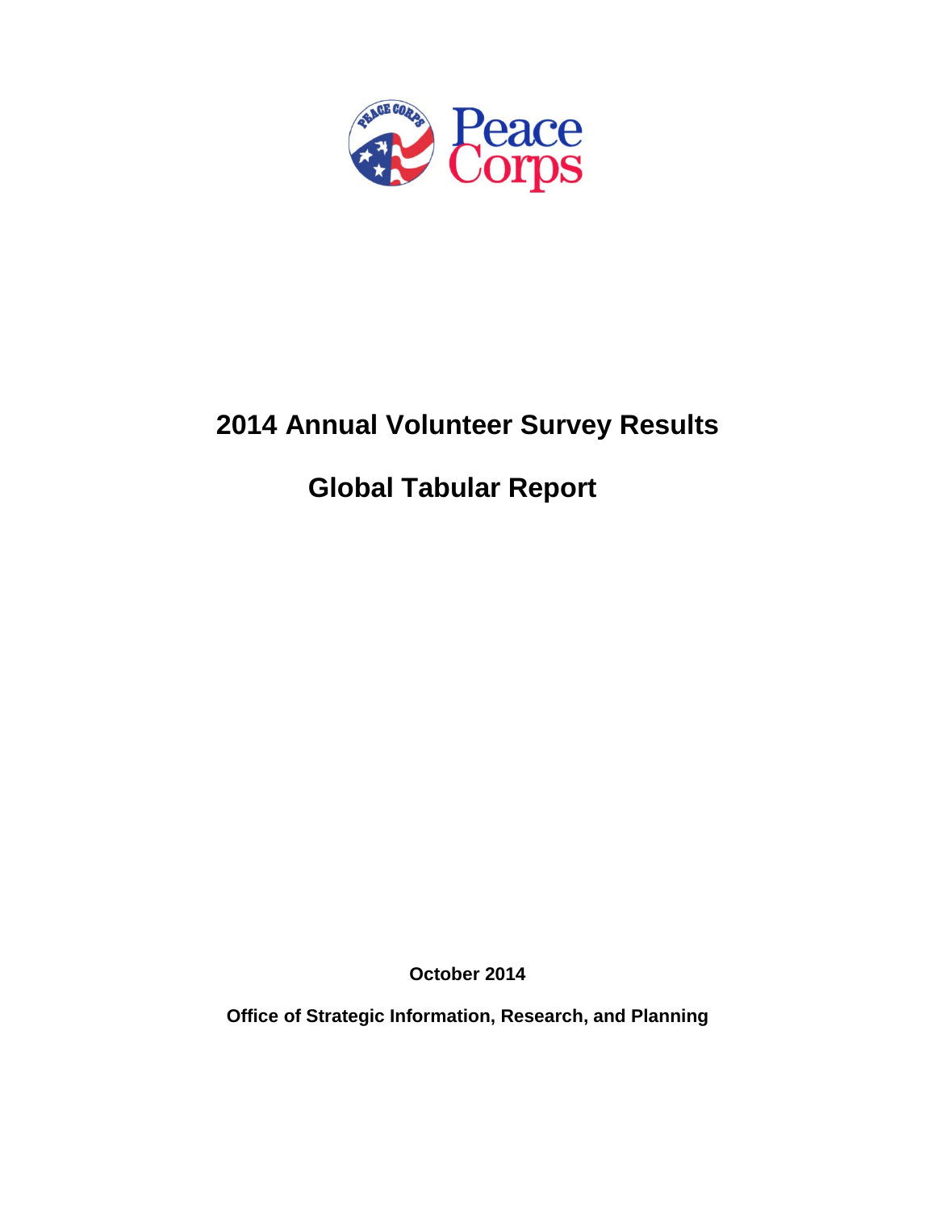# 2014 Annual Volunteer Survey Results

## Global Tabular Report

**October 2014**

**Office of Strategic Information, Research, and Planning**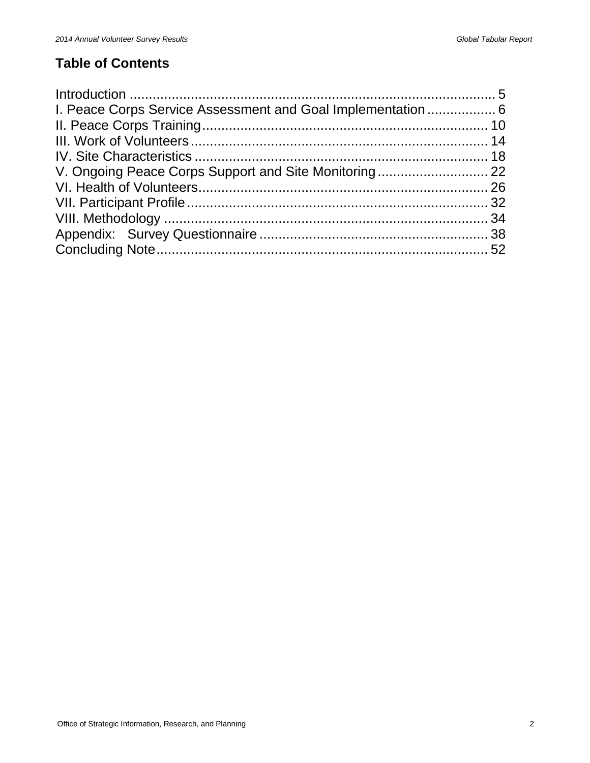## Table of Contents

Introduction .............................................................................................. 5
I. Peace Corps Service Assessment and Goal Implementation .................. 6
II. Peace Corps Training ........................................................................... 10
III. Work of Volunteers ............................................................................. 14
IV. Site Characteristics ............................................................................. 18
V. Ongoing Peace Corps Support and Site Monitoring ............................. 22
VI. Health of Volunteers ............................................................................ 26
VII. Participant Profile ............................................................................... 32
VIII. Methodology ...................................................................................... 34
Appendix: Survey Questionnaire ........................................................... 38
Concluding Note ...................................................................................... 52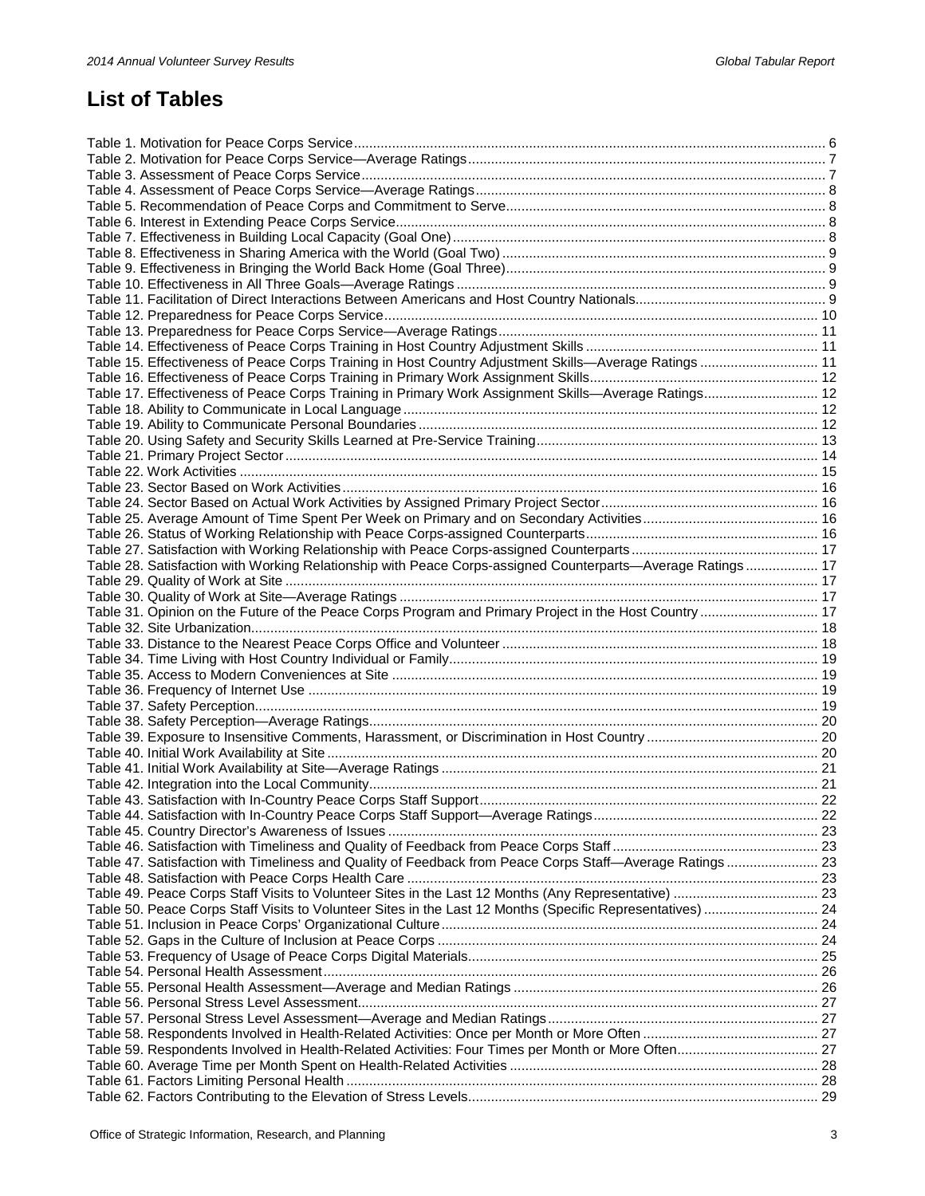## List of Tables

Table 1. Motivation for Peace Corps Service ........ 6
Table 2. Motivation for Peace Corps Service—Average Ratings ........ 7
Table 3. Assessment of Peace Corps Service ........ 7
Table 4. Assessment of Peace Corps Service—Average Ratings ........ 8
Table 5. Recommendation of Peace Corps and Commitment to Serve ........ 8
Table 6. Interest in Extending Peace Corps Service ........ 8
Table 7. Effectiveness in Building Local Capacity (Goal One) ........ 8
Table 8. Effectiveness in Sharing America with the World (Goal Two) ........ 9
Table 9. Effectiveness in Bringing the World Back Home (Goal Three) ........ 9
Table 10. Effectiveness in All Three Goals—Average Ratings ........ 9
Table 11. Facilitation of Direct Interactions Between Americans and Host Country Nationals ........ 9
Table 12. Preparedness for Peace Corps Service ........ 10
Table 13. Preparedness for Peace Corps Service—Average Ratings ........ 11
Table 14. Effectiveness of Peace Corps Training in Host Country Adjustment Skills ........ 11
Table 15. Effectiveness of Peace Corps Training in Host Country Adjustment Skills—Average Ratings ........ 11
Table 16. Effectiveness of Peace Corps Training in Primary Work Assignment Skills ........ 12
Table 17. Effectiveness of Peace Corps Training in Primary Work Assignment Skills—Average Ratings ........ 12
Table 18. Ability to Communicate in Local Language ........ 12
Table 19. Ability to Communicate Personal Boundaries ........ 12
Table 20. Using Safety and Security Skills Learned at Pre-Service Training ........ 13
Table 21. Primary Project Sector ........ 14
Table 22. Work Activities ........ 15
Table 23. Sector Based on Work Activities ........ 16
Table 24. Sector Based on Actual Work Activities by Assigned Primary Project Sector ........ 16
Table 25. Average Amount of Time Spent Per Week on Primary and on Secondary Activities ........ 16
Table 26. Status of Working Relationship with Peace Corps-assigned Counterparts ........ 16
Table 27. Satisfaction with Working Relationship with Peace Corps-assigned Counterparts ........ 17
Table 28. Satisfaction with Working Relationship with Peace Corps-assigned Counterparts—Average Ratings ........ 17
Table 29. Quality of Work at Site ........ 17
Table 30. Quality of Work at Site—Average Ratings ........ 17
Table 31. Opinion on the Future of the Peace Corps Program and Primary Project in the Host Country ........ 17
Table 32. Site Urbanization ........ 18
Table 33. Distance to the Nearest Peace Corps Office and Volunteer ........ 18
Table 34. Time Living with Host Country Individual or Family ........ 19
Table 35. Access to Modern Conveniences at Site ........ 19
Table 36. Frequency of Internet Use ........ 19
Table 37. Safety Perception ........ 19
Table 38. Safety Perception—Average Ratings ........ 20
Table 39. Exposure to Insensitive Comments, Harassment, or Discrimination in Host Country ........ 20
Table 40. Initial Work Availability at Site ........ 20
Table 41. Initial Work Availability at Site—Average Ratings ........ 21
Table 42. Integration into the Local Community ........ 21
Table 43. Satisfaction with In-Country Peace Corps Staff Support ........ 22
Table 44. Satisfaction with In-Country Peace Corps Staff Support—Average Ratings ........ 22
Table 45. Country Director's Awareness of Issues ........ 23
Table 46. Satisfaction with Timeliness and Quality of Feedback from Peace Corps Staff ........ 23
Table 47. Satisfaction with Timeliness and Quality of Feedback from Peace Corps Staff—Average Ratings ........ 23
Table 48. Satisfaction with Peace Corps Health Care ........ 23
Table 49. Peace Corps Staff Visits to Volunteer Sites in the Last 12 Months (Any Representative) ........ 23
Table 50. Peace Corps Staff Visits to Volunteer Sites in the Last 12 Months (Specific Representatives) ........ 24
Table 51. Inclusion in Peace Corps' Organizational Culture ........ 24
Table 52. Gaps in the Culture of Inclusion at Peace Corps ........ 24
Table 53. Frequency of Usage of Peace Corps Digital Materials ........ 25
Table 54. Personal Health Assessment ........ 26
Table 55. Personal Health Assessment—Average and Median Ratings ........ 26
Table 56. Personal Stress Level Assessment ........ 27
Table 57. Personal Stress Level Assessment—Average and Median Ratings ........ 27
Table 58. Respondents Involved in Health-Related Activities: Once per Month or More Often ........ 27
Table 59. Respondents Involved in Health-Related Activities: Four Times per Month or More Often ........ 27
Table 60. Average Time per Month Spent on Health-Related Activities ........ 28
Table 61. Factors Limiting Personal Health ........ 28
Table 62. Factors Contributing to the Elevation of Stress Levels ........ 29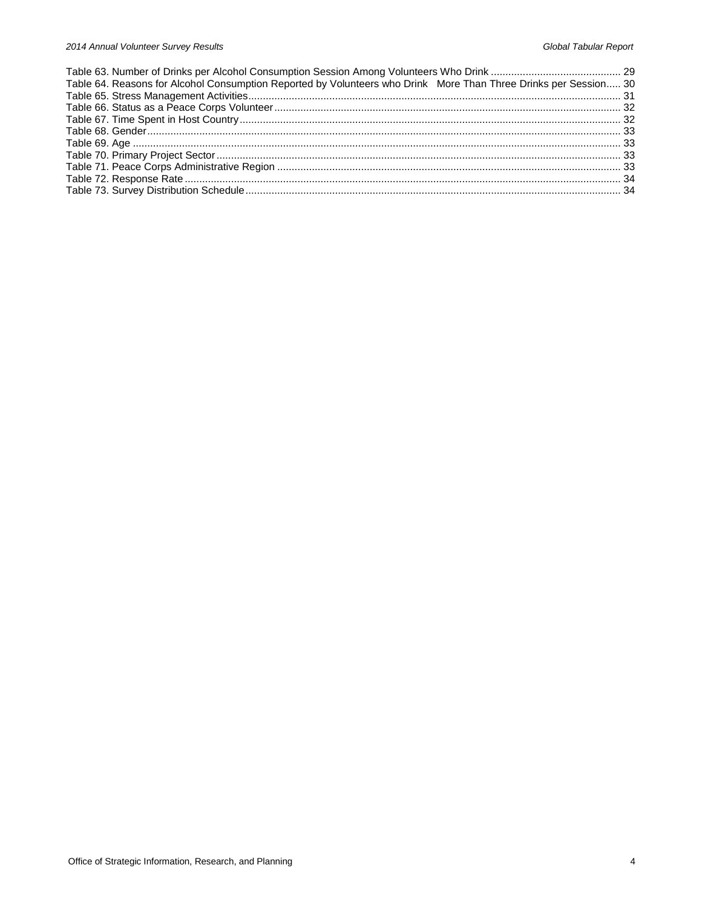Table 63. Number of Drinks per Alcohol Consumption Session Among Volunteers Who Drink ............................................. 29
Table 64. Reasons for Alcohol Consumption Reported by Volunteers who Drink More Than Three Drinks per Session..... 30
Table 65. Stress Management Activities................................................................................................................................ 31
Table 66. Status as a Peace Corps Volunteer........................................................................................................................ 32
Table 67. Time Spent in Host Country.................................................................................................................................... 32
Table 68. Gender.................................................................................................................................................................... 33
Table 69. Age ......................................................................................................................................................................... 33
Table 70. Primary Project Sector............................................................................................................................................ 33
Table 71. Peace Corps Administrative Region ....................................................................................................................... 33
Table 72. Response Rate ....................................................................................................................................................... 34
Table 73. Survey Distribution Schedule.................................................................................................................................. 34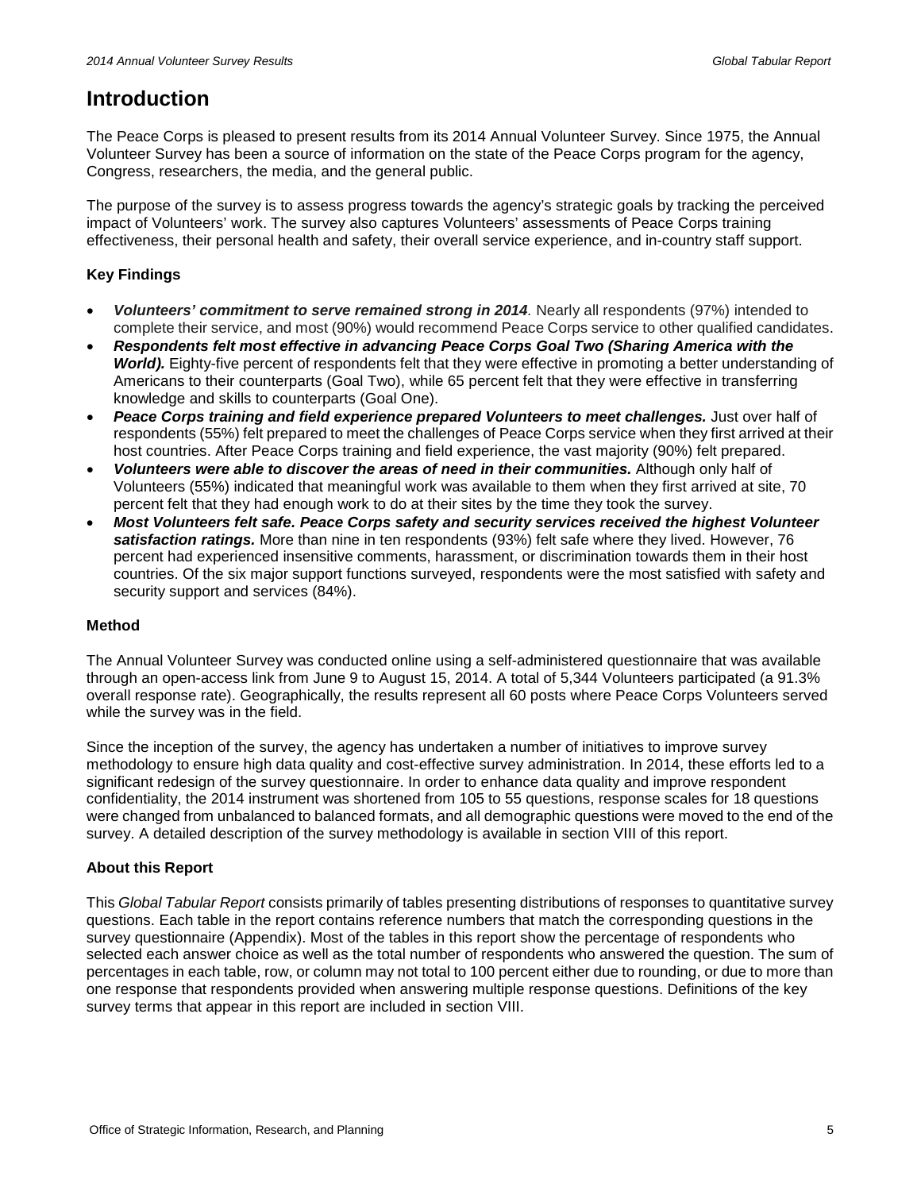# Introduction

The Peace Corps is pleased to present results from its 2014 Annual Volunteer Survey. Since 1975, the Annual Volunteer Survey has been a source of information on the state of the Peace Corps program for the agency, Congress, researchers, the media, and the general public.

The purpose of the survey is to assess progress towards the agency's strategic goals by tracking the perceived impact of Volunteers' work. The survey also captures Volunteers' assessments of Peace Corps training effectiveness, their personal health and safety, their overall service experience, and in-country staff support.

### Key Findings

- ***Volunteers' commitment to serve remained strong in 2014***. Nearly all respondents (97%) intended to complete their service, and most (90%) would recommend Peace Corps service to other qualified candidates.
- ***Respondents felt most effective in advancing Peace Corps Goal Two (Sharing America with the World).*** Eighty-five percent of respondents felt that they were effective in promoting a better understanding of Americans to their counterparts (Goal Two), while 65 percent felt that they were effective in transferring knowledge and skills to counterparts (Goal One).
- ***Peace Corps training and field experience prepared Volunteers to meet challenges.*** Just over half of respondents (55%) felt prepared to meet the challenges of Peace Corps service when they first arrived at their host countries. After Peace Corps training and field experience, the vast majority (90%) felt prepared.
- ***Volunteers were able to discover the areas of need in their communities.*** Although only half of Volunteers (55%) indicated that meaningful work was available to them when they first arrived at site, 70 percent felt that they had enough work to do at their sites by the time they took the survey.
- ***Most Volunteers felt safe. Peace Corps safety and security services received the highest Volunteer satisfaction ratings.*** More than nine in ten respondents (93%) felt safe where they lived. However, 76 percent had experienced insensitive comments, harassment, or discrimination towards them in their host countries. Of the six major support functions surveyed, respondents were the most satisfied with safety and security support and services (84%).

### Method

The Annual Volunteer Survey was conducted online using a self-administered questionnaire that was available through an open-access link from June 9 to August 15, 2014. A total of 5,344 Volunteers participated (a 91.3% overall response rate). Geographically, the results represent all 60 posts where Peace Corps Volunteers served while the survey was in the field.

Since the inception of the survey, the agency has undertaken a number of initiatives to improve survey methodology to ensure high data quality and cost-effective survey administration. In 2014, these efforts led to a significant redesign of the survey questionnaire. In order to enhance data quality and improve respondent confidentiality, the 2014 instrument was shortened from 105 to 55 questions, response scales for 18 questions were changed from unbalanced to balanced formats, and all demographic questions were moved to the end of the survey. A detailed description of the survey methodology is available in section VIII of this report.

### About this Report

This *Global Tabular Report* consists primarily of tables presenting distributions of responses to quantitative survey questions. Each table in the report contains reference numbers that match the corresponding questions in the survey questionnaire (Appendix). Most of the tables in this report show the percentage of respondents who selected each answer choice as well as the total number of respondents who answered the question. The sum of percentages in each table, row, or column may not total to 100 percent either due to rounding, or due to more than one response that respondents provided when answering multiple response questions. Definitions of the key survey terms that appear in this report are included in section VIII.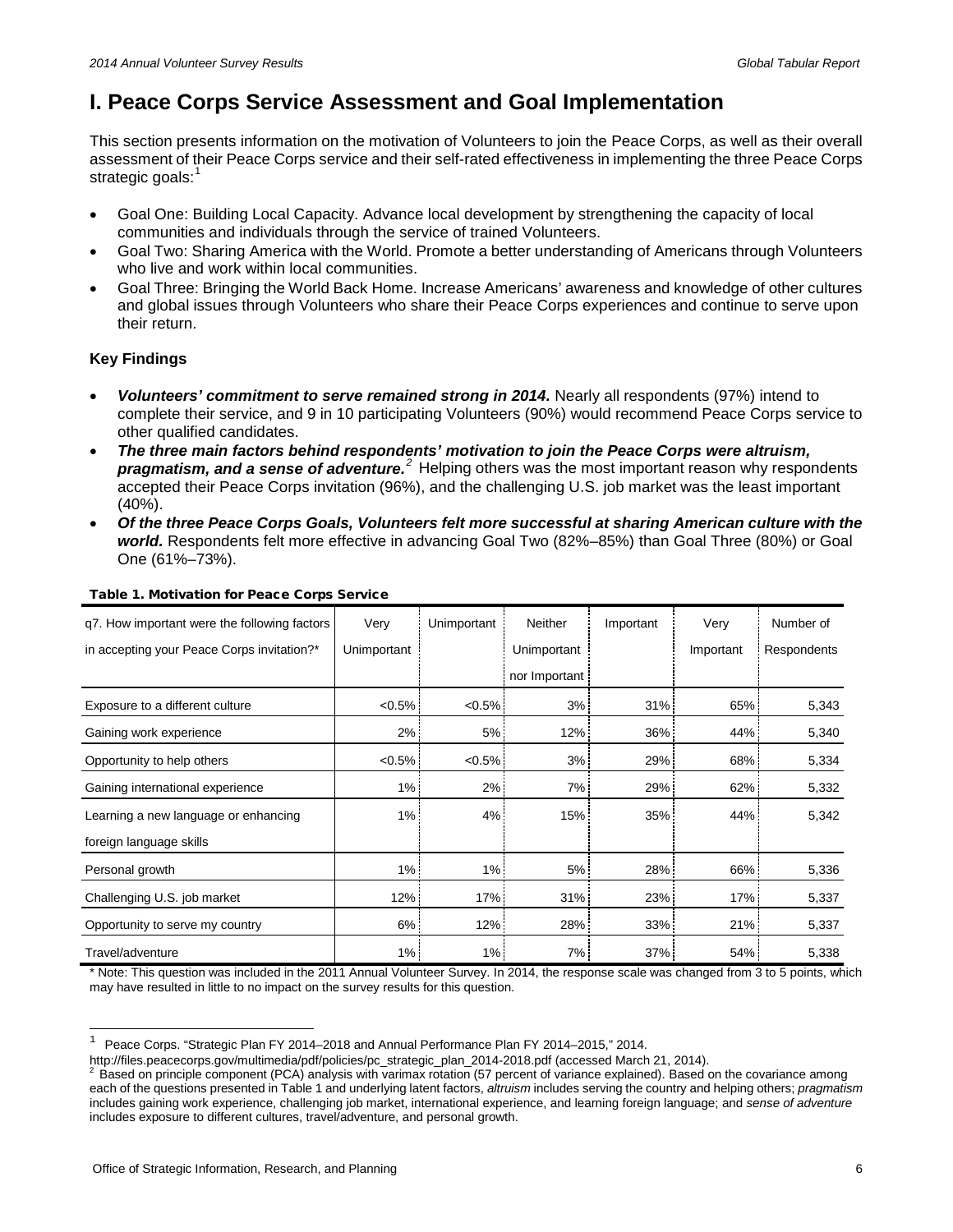# I. Peace Corps Service Assessment and Goal Implementation

This section presents information on the motivation of Volunteers to join the Peace Corps, as well as their overall assessment of their Peace Corps service and their self-rated effectiveness in implementing the three Peace Corps strategic goals:[1]

- Goal One: Building Local Capacity. Advance local development by strengthening the capacity of local communities and individuals through the service of trained Volunteers.
- Goal Two: Sharing America with the World. Promote a better understanding of Americans through Volunteers who live and work within local communities.
- Goal Three: Bringing the World Back Home. Increase Americans' awareness and knowledge of other cultures and global issues through Volunteers who share their Peace Corps experiences and continue to serve upon their return.

### Key Findings

- ***Volunteers' commitment to serve remained strong in 2014.*** Nearly all respondents (97%) intend to complete their service, and 9 in 10 participating Volunteers (90%) would recommend Peace Corps service to other qualified candidates.
- ***The three main factors behind respondents' motivation to join the Peace Corps were altruism, pragmatism, and a sense of adventure.***[2] Helping others was the most important reason why respondents accepted their Peace Corps invitation (96%), and the challenging U.S. job market was the least important (40%).
- ***Of the three Peace Corps Goals, Volunteers felt more successful at sharing American culture with the world.*** Respondents felt more effective in advancing Goal Two (82%–85%) than Goal Three (80%) or Goal One (61%–73%).

**Table 1. Motivation for Peace Corps Service**

| q7. How important were the following factors in accepting your Peace Corps invitation?* | Very Unimportant | Unimportant | Neither Unimportant nor Important | Important | Very Important | Number of Respondents |
|---|---|---|---|---|---|---|
| Exposure to a different culture | <0.5% | <0.5% | 3% | 31% | 65% | 5,343 |
| Gaining work experience | 2% | 5% | 12% | 36% | 44% | 5,340 |
| Opportunity to help others | <0.5% | <0.5% | 3% | 29% | 68% | 5,334 |
| Gaining international experience | 1% | 2% | 7% | 29% | 62% | 5,332 |
| Learning a new language or enhancing foreign language skills | 1% | 4% | 15% | 35% | 44% | 5,342 |
| Personal growth | 1% | 1% | 5% | 28% | 66% | 5,336 |
| Challenging U.S. job market | 12% | 17% | 31% | 23% | 17% | 5,337 |
| Opportunity to serve my country | 6% | 12% | 28% | 33% | 21% | 5,337 |
| Travel/adventure | 1% | 1% | 7% | 37% | 54% | 5,338 |

\* Note: This question was included in the 2011 Annual Volunteer Survey. In 2014, the response scale was changed from 3 to 5 points, which may have resulted in little to no impact on the survey results for this question.

[1] Peace Corps. "Strategic Plan FY 2014–2018 and Annual Performance Plan FY 2014–2015," 2014. http://files.peacecorps.gov/multimedia/pdf/policies/pc_strategic_plan_2014-2018.pdf (accessed March 21, 2014).

[2] Based on principle component (PCA) analysis with varimax rotation (57 percent of variance explained). Based on the covariance among each of the questions presented in Table 1 and underlying latent factors, *altruism* includes serving the country and helping others; *pragmatism* includes gaining work experience, challenging job market, international experience, and learning foreign language; and *sense of adventure* includes exposure to different cultures, travel/adventure, and personal growth.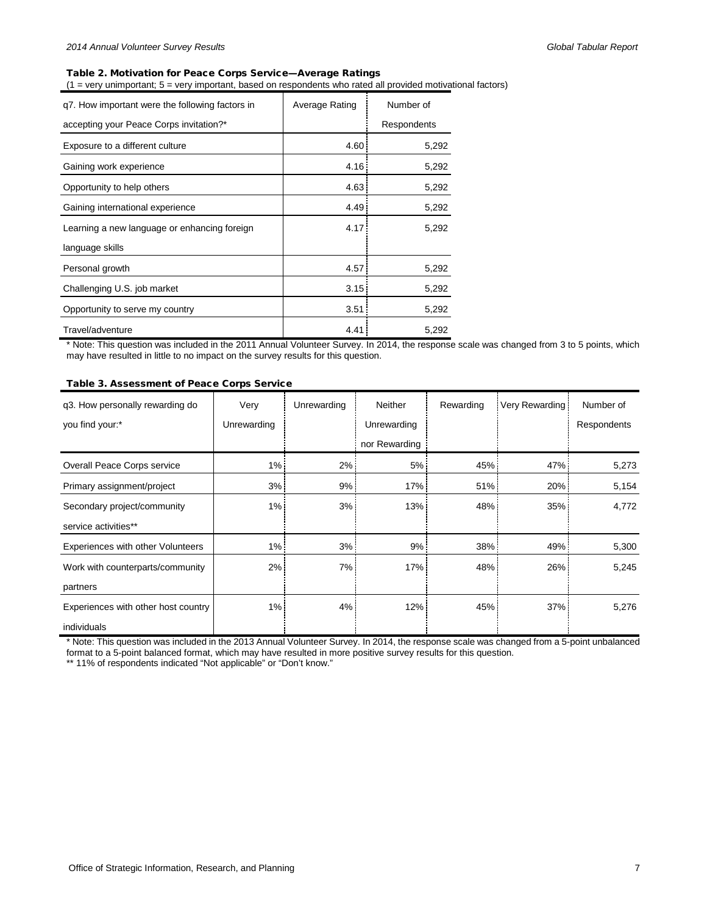### Table 2. Motivation for Peace Corps Service—Average Ratings

(1 = very unimportant; 5 = very important, based on respondents who rated all provided motivational factors)

| q7. How important were the following factors in accepting your Peace Corps invitation?* | Average Rating | Number of Respondents |
|---|---|---|
| Exposure to a different culture | 4.60 | 5,292 |
| Gaining work experience | 4.16 | 5,292 |
| Opportunity to help others | 4.63 | 5,292 |
| Gaining international experience | 4.49 | 5,292 |
| Learning a new language or enhancing foreign language skills | 4.17 | 5,292 |
| Personal growth | 4.57 | 5,292 |
| Challenging U.S. job market | 3.15 | 5,292 |
| Opportunity to serve my country | 3.51 | 5,292 |
| Travel/adventure | 4.41 | 5,292 |

* Note: This question was included in the 2011 Annual Volunteer Survey. In 2014, the response scale was changed from 3 to 5 points, which may have resulted in little to no impact on the survey results for this question.

### Table 3. Assessment of Peace Corps Service

| q3. How personally rewarding do you find your:* | Very Unrewarding | Unrewarding | Neither Unrewarding nor Rewarding | Rewarding | Very Rewarding | Number of Respondents |
|---|---|---|---|---|---|---|
| Overall Peace Corps service | 1% | 2% | 5% | 45% | 47% | 5,273 |
| Primary assignment/project | 3% | 9% | 17% | 51% | 20% | 5,154 |
| Secondary project/community service activities** | 1% | 3% | 13% | 48% | 35% | 4,772 |
| Experiences with other Volunteers | 1% | 3% | 9% | 38% | 49% | 5,300 |
| Work with counterparts/community partners | 2% | 7% | 17% | 48% | 26% | 5,245 |
| Experiences with other host country individuals | 1% | 4% | 12% | 45% | 37% | 5,276 |

* Note: This question was included in the 2013 Annual Volunteer Survey. In 2014, the response scale was changed from a 5-point unbalanced format to a 5-point balanced format, which may have resulted in more positive survey results for this question.

** 11% of respondents indicated "Not applicable" or "Don't know."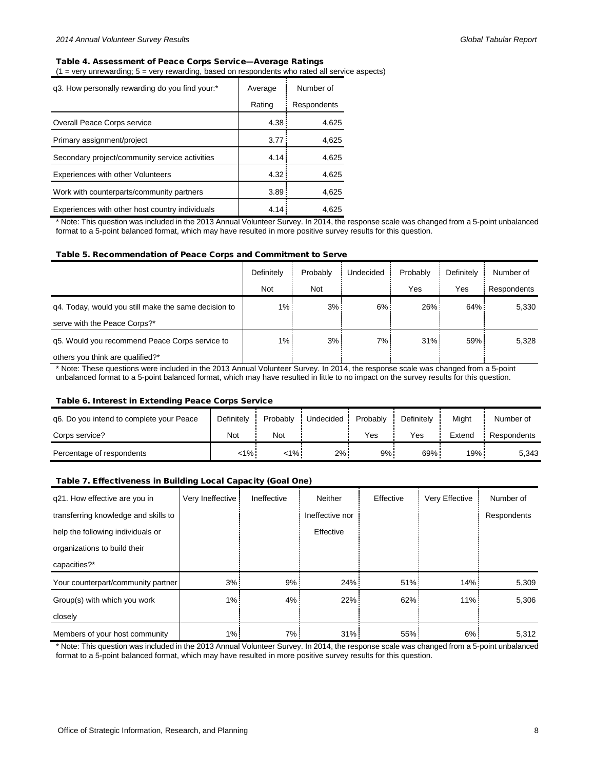### Table 4. Assessment of Peace Corps Service—Average Ratings

(1 = very unrewarding; 5 = very rewarding, based on respondents who rated all service aspects)

| q3. How personally rewarding do you find your:* | Average Rating | Number of Respondents |
|---|---|---|
| Overall Peace Corps service | 4.38 | 4,625 |
| Primary assignment/project | 3.77 | 4,625 |
| Secondary project/community service activities | 4.14 | 4,625 |
| Experiences with other Volunteers | 4.32 | 4,625 |
| Work with counterparts/community partners | 3.89 | 4,625 |
| Experiences with other host country individuals | 4.14 | 4,625 |

* Note: This question was included in the 2013 Annual Volunteer Survey. In 2014, the response scale was changed from a 5-point unbalanced format to a 5-point balanced format, which may have resulted in more positive survey results for this question.

### Table 5. Recommendation of Peace Corps and Commitment to Serve

| | Definitely Not | Probably Not | Undecided | Probably Yes | Definitely Yes | Number of Respondents |
|---|---|---|---|---|---|---|
| q4. Today, would you still make the same decision to serve with the Peace Corps?* | 1% | 3% | 6% | 26% | 64% | 5,330 |
| q5. Would you recommend Peace Corps service to others you think are qualified?* | 1% | 3% | 7% | 31% | 59% | 5,328 |

* Note: These questions were included in the 2013 Annual Volunteer Survey. In 2014, the response scale was changed from a 5-point unbalanced format to a 5-point balanced format, which may have resulted in little to no impact on the survey results for this question.

### Table 6. Interest in Extending Peace Corps Service

| q6. Do you intend to complete your Peace Corps service? | Definitely Not | Probably Not | Undecided | Probably Yes | Definitely Yes | Might Extend | Number of Respondents |
|---|---|---|---|---|---|---|---|
| Percentage of respondents | <1% | <1% | 2% | 9% | 69% | 19% | 5,343 |

### Table 7. Effectiveness in Building Local Capacity (Goal One)

| q21. How effective are you in transferring knowledge and skills to help the following individuals or organizations to build their capacities?* | Very Ineffective | Ineffective | Neither Ineffective nor Effective | Effective | Very Effective | Number of Respondents |
|---|---|---|---|---|---|---|
| Your counterpart/community partner | 3% | 9% | 24% | 51% | 14% | 5,309 |
| Group(s) with which you work closely | 1% | 4% | 22% | 62% | 11% | 5,306 |
| Members of your host community | 1% | 7% | 31% | 55% | 6% | 5,312 |

* Note: This question was included in the 2013 Annual Volunteer Survey. In 2014, the response scale was changed from a 5-point unbalanced format to a 5-point balanced format, which may have resulted in more positive survey results for this question.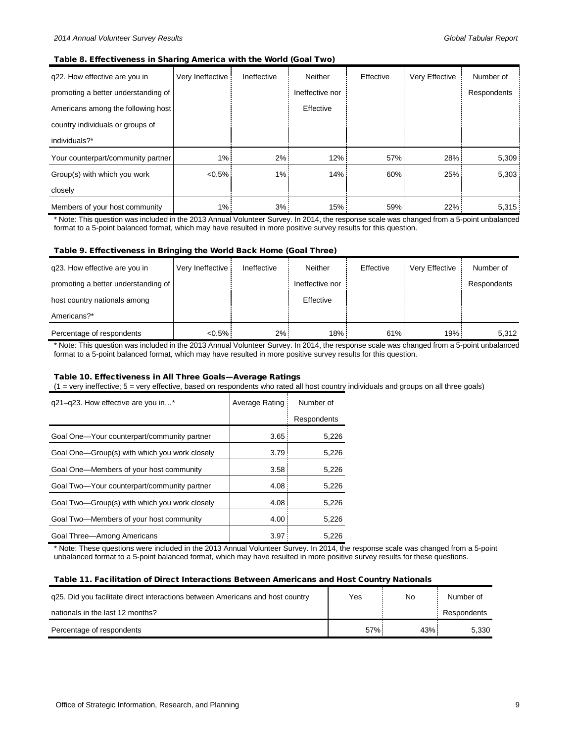#### Table 8. Effectiveness in Sharing America with the World (Goal Two)

| q22. How effective are you in promoting a better understanding of Americans among the following host country individuals or groups of individuals?* | Very Ineffective | Ineffective | Neither Ineffective nor Effective | Effective | Very Effective | Number of Respondents |
|---|---|---|---|---|---|---|
| Your counterpart/community partner | 1% | 2% | 12% | 57% | 28% | 5,309 |
| Group(s) with which you work closely | <0.5% | 1% | 14% | 60% | 25% | 5,303 |
| Members of your host community | 1% | 3% | 15% | 59% | 22% | 5,315 |

* Note: This question was included in the 2013 Annual Volunteer Survey. In 2014, the response scale was changed from a 5-point unbalanced format to a 5-point balanced format, which may have resulted in more positive survey results for this question.

#### Table 9. Effectiveness in Bringing the World Back Home (Goal Three)

| q23. How effective are you in promoting a better understanding of host country nationals among Americans?* | Very Ineffective | Ineffective | Neither Ineffective nor Effective | Effective | Very Effective | Number of Respondents |
|---|---|---|---|---|---|---|
| Percentage of respondents | <0.5% | 2% | 18% | 61% | 19% | 5,312 |

* Note: This question was included in the 2013 Annual Volunteer Survey. In 2014, the response scale was changed from a 5-point unbalanced format to a 5-point balanced format, which may have resulted in more positive survey results for this question.

#### Table 10. Effectiveness in All Three Goals—Average Ratings

(1 = very ineffective; 5 = very effective, based on respondents who rated all host country individuals and groups on all three goals)

| q21–q23. How effective are you in…* | Average Rating | Number of Respondents |
|---|---|---|
| Goal One—Your counterpart/community partner | 3.65 | 5,226 |
| Goal One—Group(s) with which you work closely | 3.79 | 5,226 |
| Goal One—Members of your host community | 3.58 | 5,226 |
| Goal Two—Your counterpart/community partner | 4.08 | 5,226 |
| Goal Two—Group(s) with which you work closely | 4.08 | 5,226 |
| Goal Two—Members of your host community | 4.00 | 5,226 |
| Goal Three—Among Americans | 3.97 | 5,226 |

* Note: These questions were included in the 2013 Annual Volunteer Survey. In 2014, the response scale was changed from a 5-point unbalanced format to a 5-point balanced format, which may have resulted in more positive survey results for these questions.

#### Table 11. Facilitation of Direct Interactions Between Americans and Host Country Nationals

| q25. Did you facilitate direct interactions between Americans and host country nationals in the last 12 months? | Yes | No | Number of Respondents |
|---|---|---|---|
| Percentage of respondents | 57% | 43% | 5,330 |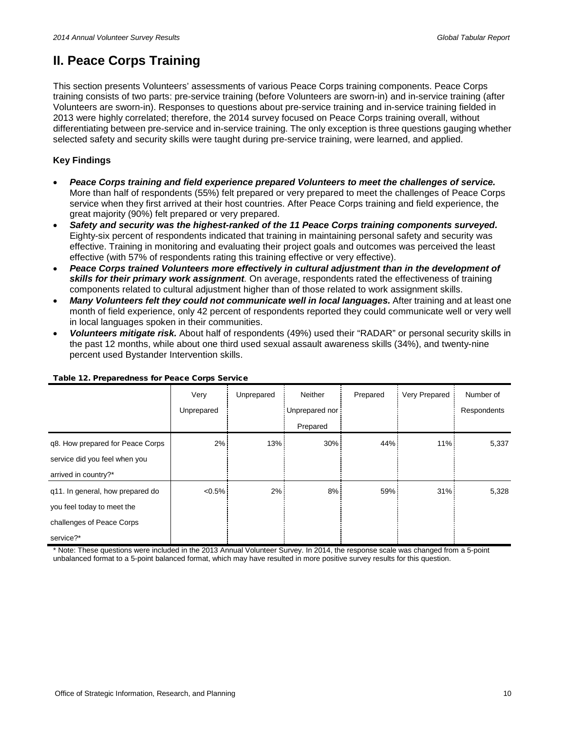## II. Peace Corps Training

This section presents Volunteers' assessments of various Peace Corps training components. Peace Corps training consists of two parts: pre-service training (before Volunteers are sworn-in) and in-service training (after Volunteers are sworn-in). Responses to questions about pre-service training and in-service training fielded in 2013 were highly correlated; therefore, the 2014 survey focused on Peace Corps training overall, without differentiating between pre-service and in-service training. The only exception is three questions gauging whether selected safety and security skills were taught during pre-service training, were learned, and applied.

### Key Findings

- ***Peace Corps training and field experience prepared Volunteers to meet the challenges of service.*** More than half of respondents (55%) felt prepared or very prepared to meet the challenges of Peace Corps service when they first arrived at their host countries. After Peace Corps training and field experience, the great majority (90%) felt prepared or very prepared.
- ***Safety and security was the highest-ranked of the 11 Peace Corps training components surveyed.*** Eighty-six percent of respondents indicated that training in maintaining personal safety and security was effective. Training in monitoring and evaluating their project goals and outcomes was perceived the least effective (with 57% of respondents rating this training effective or very effective).
- ***Peace Corps trained Volunteers more effectively in cultural adjustment than in the development of skills for their primary work assignment.*** On average, respondents rated the effectiveness of training components related to cultural adjustment higher than of those related to work assignment skills.
- ***Many Volunteers felt they could not communicate well in local languages.*** After training and at least one month of field experience, only 42 percent of respondents reported they could communicate well or very well in local languages spoken in their communities.
- ***Volunteers mitigate risk.*** About half of respondents (49%) used their "RADAR" or personal security skills in the past 12 months, while about one third used sexual assault awareness skills (34%), and twenty-nine percent used Bystander Intervention skills.

**Table 12. Preparedness for Peace Corps Service**

| | Very Unprepared | Unprepared | Neither Unprepared nor Prepared | Prepared | Very Prepared | Number of Respondents |
|---|---|---|---|---|---|---|
| q8. How prepared for Peace Corps service did you feel when you arrived in country?* | 2% | 13% | 30% | 44% | 11% | 5,337 |
| q11. In general, how prepared do you feel today to meet the challenges of Peace Corps service?* | <0.5% | 2% | 8% | 59% | 31% | 5,328 |

* Note: These questions were included in the 2013 Annual Volunteer Survey. In 2014, the response scale was changed from a 5-point unbalanced format to a 5-point balanced format, which may have resulted in more positive survey results for this question.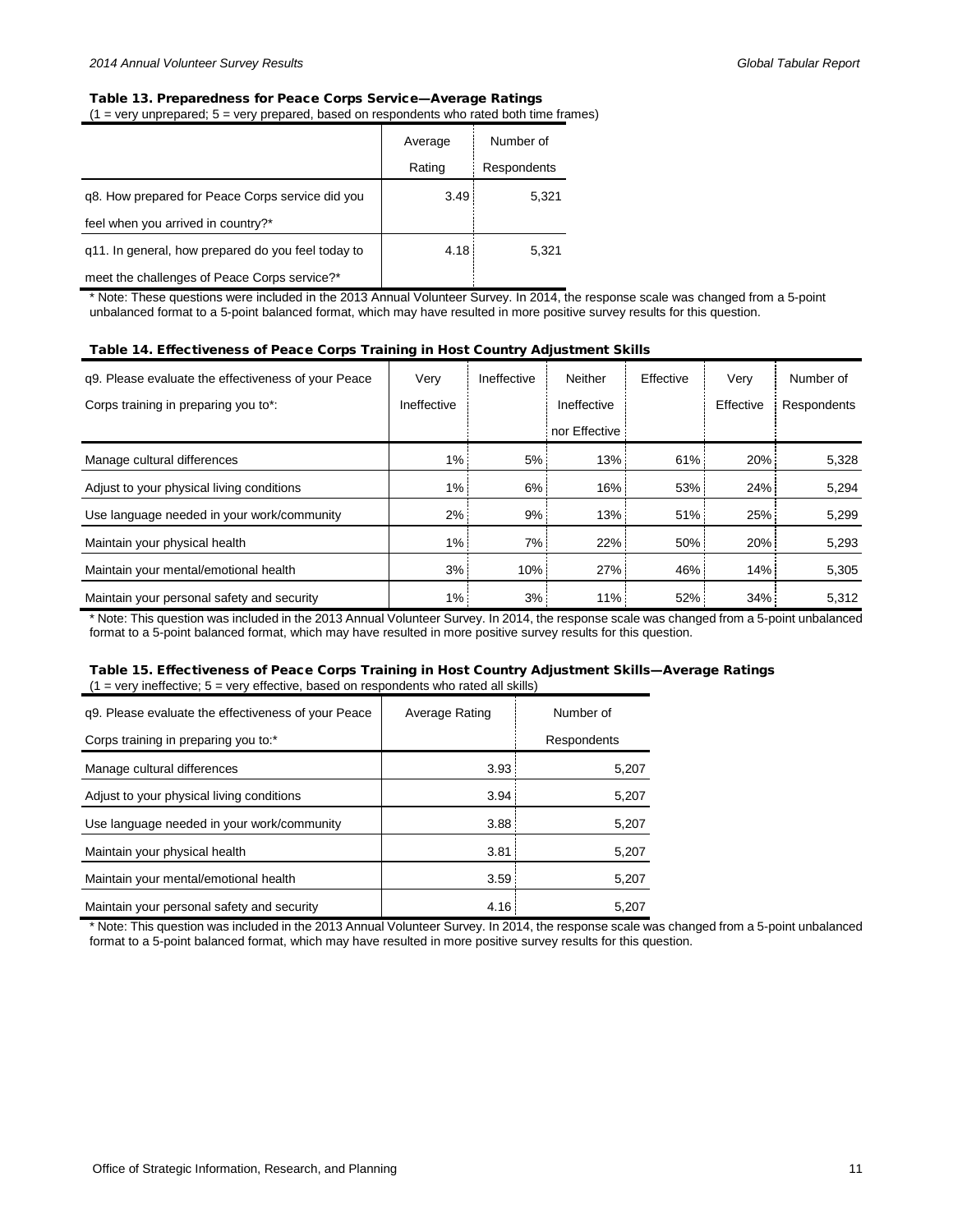**Table 13. Preparedness for Peace Corps Service—Average Ratings**

(1 = very unprepared; 5 = very prepared, based on respondents who rated both time frames)

| | Average Rating | Number of Respondents |
|---|---|---|
| q8. How prepared for Peace Corps service did you feel when you arrived in country?* | 3.49 | 5,321 |
| q11. In general, how prepared do you feel today to meet the challenges of Peace Corps service?* | 4.18 | 5,321 |

* Note: These questions were included in the 2013 Annual Volunteer Survey. In 2014, the response scale was changed from a 5-point unbalanced format to a 5-point balanced format, which may have resulted in more positive survey results for this question.

**Table 14. Effectiveness of Peace Corps Training in Host Country Adjustment Skills**

| q9. Please evaluate the effectiveness of your Peace Corps training in preparing you to*: | Very Ineffective | Ineffective | Neither Ineffective nor Effective | Effective | Very Effective | Number of Respondents |
|---|---|---|---|---|---|---|
| Manage cultural differences | 1% | 5% | 13% | 61% | 20% | 5,328 |
| Adjust to your physical living conditions | 1% | 6% | 16% | 53% | 24% | 5,294 |
| Use language needed in your work/community | 2% | 9% | 13% | 51% | 25% | 5,299 |
| Maintain your physical health | 1% | 7% | 22% | 50% | 20% | 5,293 |
| Maintain your mental/emotional health | 3% | 10% | 27% | 46% | 14% | 5,305 |
| Maintain your personal safety and security | 1% | 3% | 11% | 52% | 34% | 5,312 |

* Note: This question was included in the 2013 Annual Volunteer Survey. In 2014, the response scale was changed from a 5-point unbalanced format to a 5-point balanced format, which may have resulted in more positive survey results for this question.

**Table 15. Effectiveness of Peace Corps Training in Host Country Adjustment Skills—Average Ratings**

(1 = very ineffective; 5 = very effective, based on respondents who rated all skills)

| q9. Please evaluate the effectiveness of your Peace Corps training in preparing you to:* | Average Rating | Number of Respondents |
|---|---|---|
| Manage cultural differences | 3.93 | 5,207 |
| Adjust to your physical living conditions | 3.94 | 5,207 |
| Use language needed in your work/community | 3.88 | 5,207 |
| Maintain your physical health | 3.81 | 5,207 |
| Maintain your mental/emotional health | 3.59 | 5,207 |
| Maintain your personal safety and security | 4.16 | 5,207 |

* Note: This question was included in the 2013 Annual Volunteer Survey. In 2014, the response scale was changed from a 5-point unbalanced format to a 5-point balanced format, which may have resulted in more positive survey results for this question.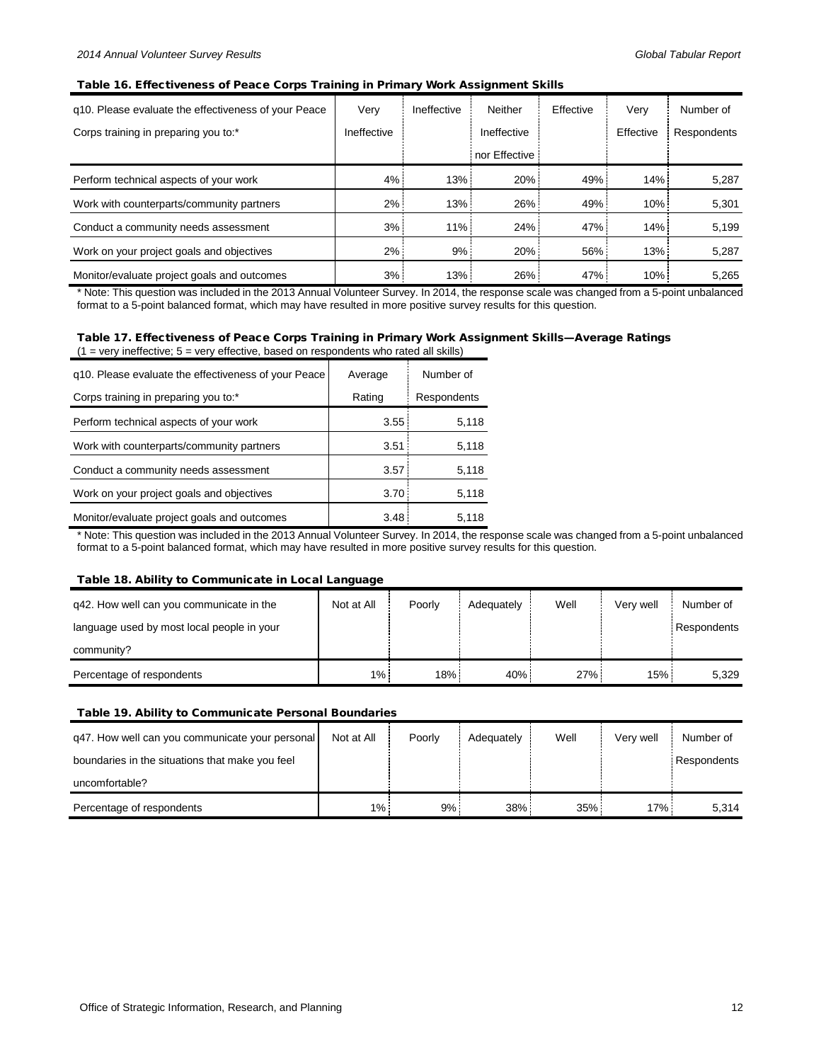### Table 16. Effectiveness of Peace Corps Training in Primary Work Assignment Skills

| q10. Please evaluate the effectiveness of your Peace Corps training in preparing you to:* | Very Ineffective | Ineffective | Neither Ineffective nor Effective | Effective | Very Effective | Number of Respondents |
|---|---|---|---|---|---|---|
| Perform technical aspects of your work | 4% | 13% | 20% | 49% | 14% | 5,287 |
| Work with counterparts/community partners | 2% | 13% | 26% | 49% | 10% | 5,301 |
| Conduct a community needs assessment | 3% | 11% | 24% | 47% | 14% | 5,199 |
| Work on your project goals and objectives | 2% | 9% | 20% | 56% | 13% | 5,287 |
| Monitor/evaluate project goals and outcomes | 3% | 13% | 26% | 47% | 10% | 5,265 |

* Note: This question was included in the 2013 Annual Volunteer Survey. In 2014, the response scale was changed from a 5-point unbalanced format to a 5-point balanced format, which may have resulted in more positive survey results for this question.

### Table 17. Effectiveness of Peace Corps Training in Primary Work Assignment Skills—Average Ratings

(1 = very ineffective; 5 = very effective, based on respondents who rated all skills)

| q10. Please evaluate the effectiveness of your Peace Corps training in preparing you to:* | Average Rating | Number of Respondents |
|---|---|---|
| Perform technical aspects of your work | 3.55 | 5,118 |
| Work with counterparts/community partners | 3.51 | 5,118 |
| Conduct a community needs assessment | 3.57 | 5,118 |
| Work on your project goals and objectives | 3.70 | 5,118 |
| Monitor/evaluate project goals and outcomes | 3.48 | 5,118 |

* Note: This question was included in the 2013 Annual Volunteer Survey. In 2014, the response scale was changed from a 5-point unbalanced format to a 5-point balanced format, which may have resulted in more positive survey results for this question.

### Table 18. Ability to Communicate in Local Language

| q42. How well can you communicate in the language used by most local people in your community? | Not at All | Poorly | Adequately | Well | Very well | Number of Respondents |
|---|---|---|---|---|---|---|
| Percentage of respondents | 1% | 18% | 40% | 27% | 15% | 5,329 |

### Table 19. Ability to Communicate Personal Boundaries

| q47. How well can you communicate your personal boundaries in the situations that make you feel uncomfortable? | Not at All | Poorly | Adequately | Well | Very well | Number of Respondents |
|---|---|---|---|---|---|---|
| Percentage of respondents | 1% | 9% | 38% | 35% | 17% | 5,314 |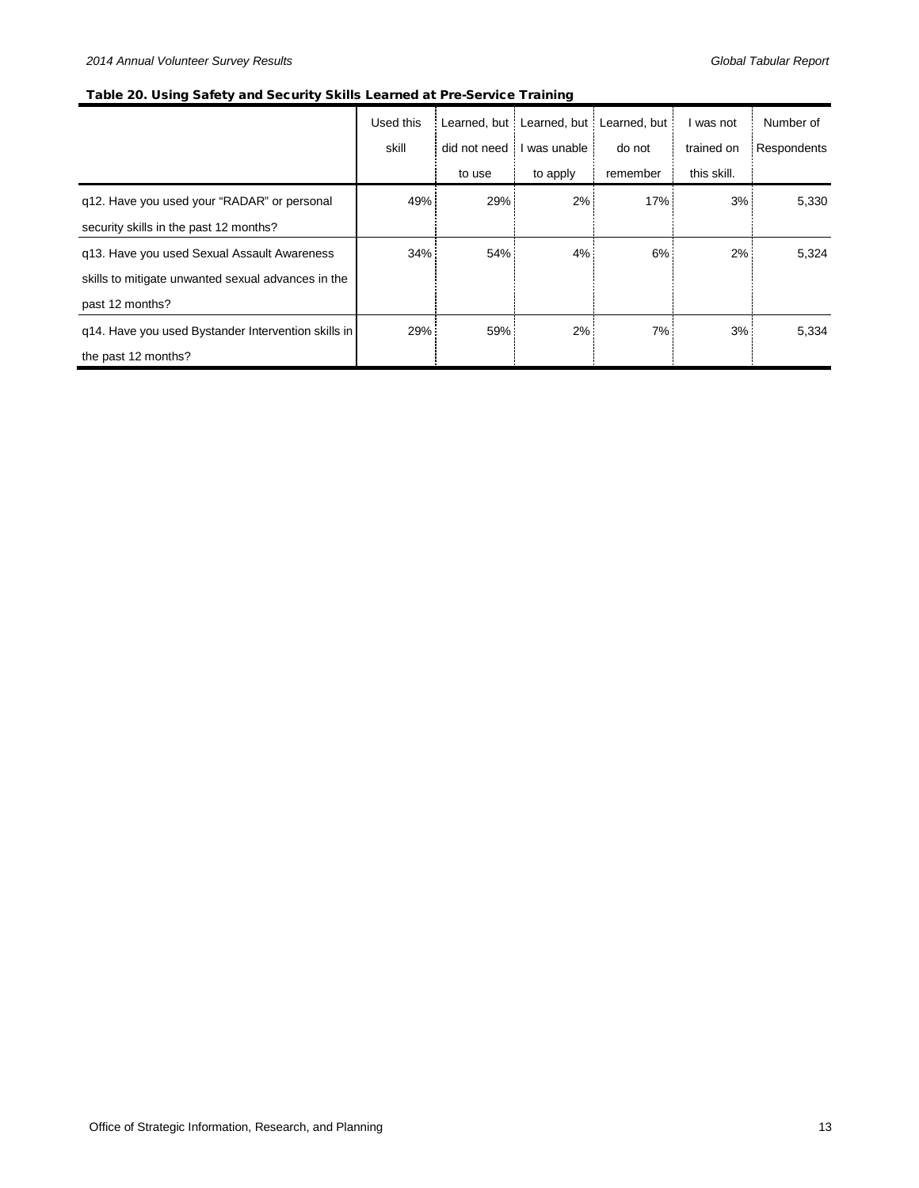**Table 20. Using Safety and Security Skills Learned at Pre-Service Training**

| | Used this skill | Learned, but did not need to use | Learned, but I was unable to apply | Learned, but do not remember | I was not trained on this skill. | Number of Respondents |
|---|---|---|---|---|---|---|
| q12. Have you used your "RADAR" or personal security skills in the past 12 months? | 49% | 29% | 2% | 17% | 3% | 5,330 |
| q13. Have you used Sexual Assault Awareness skills to mitigate unwanted sexual advances in the past 12 months? | 34% | 54% | 4% | 6% | 2% | 5,324 |
| q14. Have you used Bystander Intervention skills in the past 12 months? | 29% | 59% | 2% | 7% | 3% | 5,334 |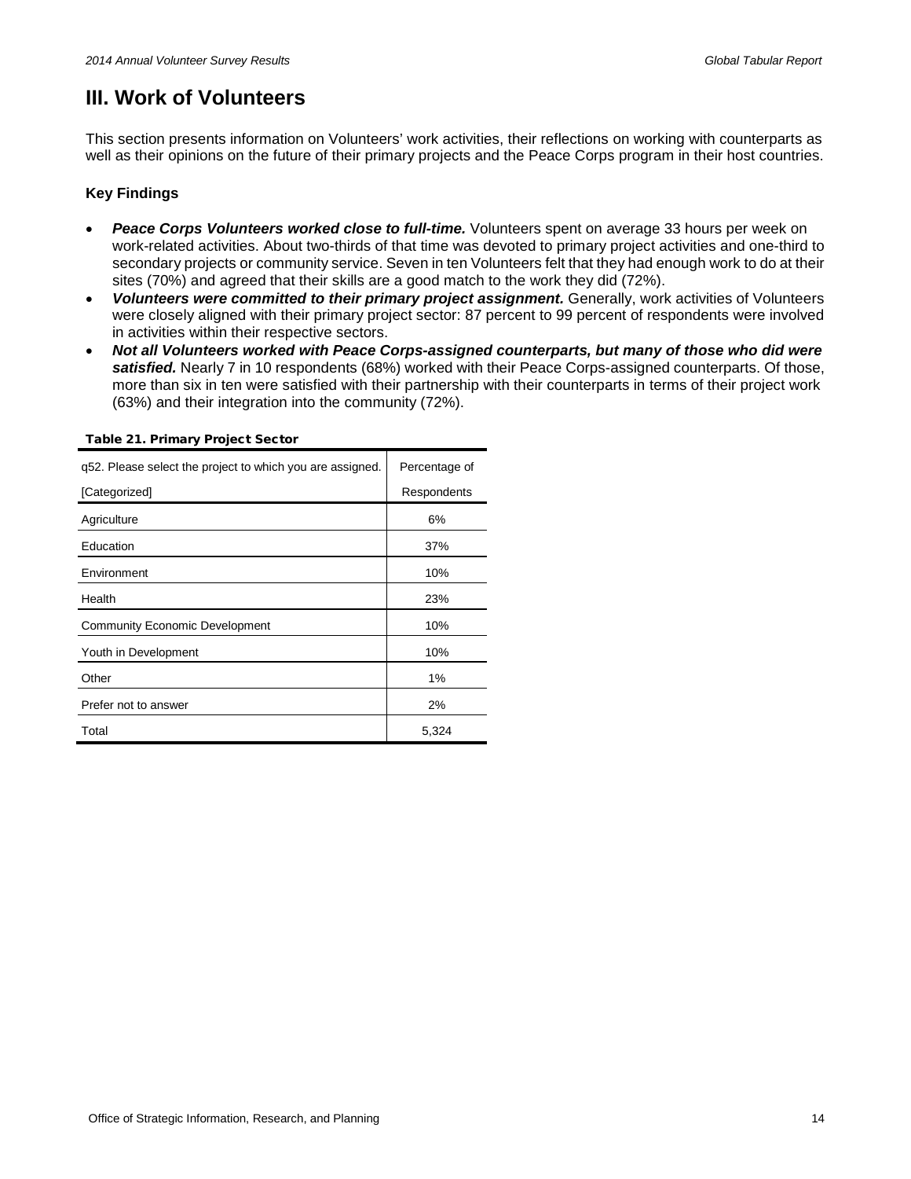# III. Work of Volunteers

This section presents information on Volunteers' work activities, their reflections on working with counterparts as well as their opinions on the future of their primary projects and the Peace Corps program in their host countries.

### Key Findings

- ***Peace Corps Volunteers worked close to full-time.*** Volunteers spent on average 33 hours per week on work-related activities. About two-thirds of that time was devoted to primary project activities and one-third to secondary projects or community service. Seven in ten Volunteers felt that they had enough work to do at their sites (70%) and agreed that their skills are a good match to the work they did (72%).
- ***Volunteers were committed to their primary project assignment.*** Generally, work activities of Volunteers were closely aligned with their primary project sector: 87 percent to 99 percent of respondents were involved in activities within their respective sectors.
- ***Not all Volunteers worked with Peace Corps-assigned counterparts, but many of those who did were satisfied.*** Nearly 7 in 10 respondents (68%) worked with their Peace Corps-assigned counterparts. Of those, more than six in ten were satisfied with their partnership with their counterparts in terms of their project work (63%) and their integration into the community (72%).

**Table 21. Primary Project Sector**

| q52. Please select the project to which you are assigned. [Categorized] | Percentage of Respondents |
|---|---|
| Agriculture | 6% |
| Education | 37% |
| Environment | 10% |
| Health | 23% |
| Community Economic Development | 10% |
| Youth in Development | 10% |
| Other | 1% |
| Prefer not to answer | 2% |
| Total | 5,324 |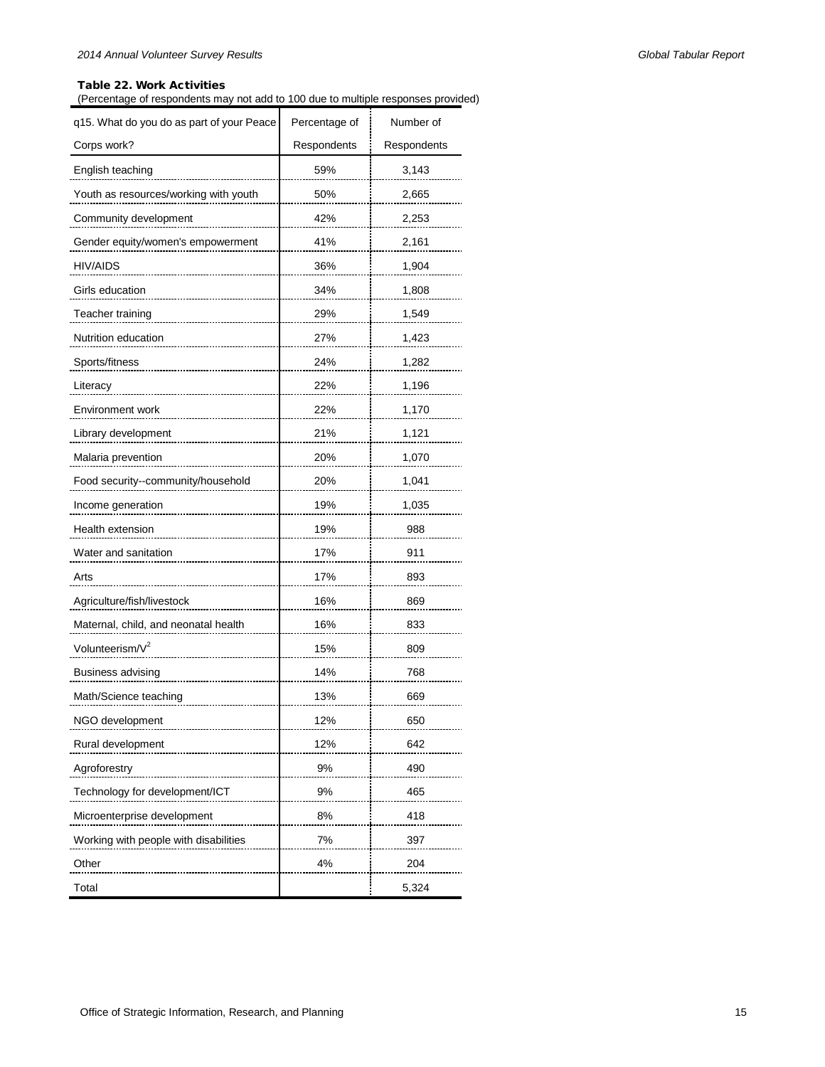**Table 22. Work Activities**

(Percentage of respondents may not add to 100 due to multiple responses provided)

| q15. What do you do as part of your Peace Corps work? | Percentage of Respondents | Number of Respondents |
|---|---|---|
| English teaching | 59% | 3,143 |
| Youth as resources/working with youth | 50% | 2,665 |
| Community development | 42% | 2,253 |
| Gender equity/women's empowerment | 41% | 2,161 |
| HIV/AIDS | 36% | 1,904 |
| Girls education | 34% | 1,808 |
| Teacher training | 29% | 1,549 |
| Nutrition education | 27% | 1,423 |
| Sports/fitness | 24% | 1,282 |
| Literacy | 22% | 1,196 |
| Environment work | 22% | 1,170 |
| Library development | 21% | 1,121 |
| Malaria prevention | 20% | 1,070 |
| Food security--community/household | 20% | 1,041 |
| Income generation | 19% | 1,035 |
| Health extension | 19% | 988 |
| Water and sanitation | 17% | 911 |
| Arts | 17% | 893 |
| Agriculture/fish/livestock | 16% | 869 |
| Maternal, child, and neonatal health | 16% | 833 |
| Volunteerism/$V^2$ | 15% | 809 |
| Business advising | 14% | 768 |
| Math/Science teaching | 13% | 669 |
| NGO development | 12% | 650 |
| Rural development | 12% | 642 |
| Agroforestry | 9% | 490 |
| Technology for development/ICT | 9% | 465 |
| Microenterprise development | 8% | 418 |
| Working with people with disabilities | 7% | 397 |
| Other | 4% | 204 |
| Total | | 5,324 |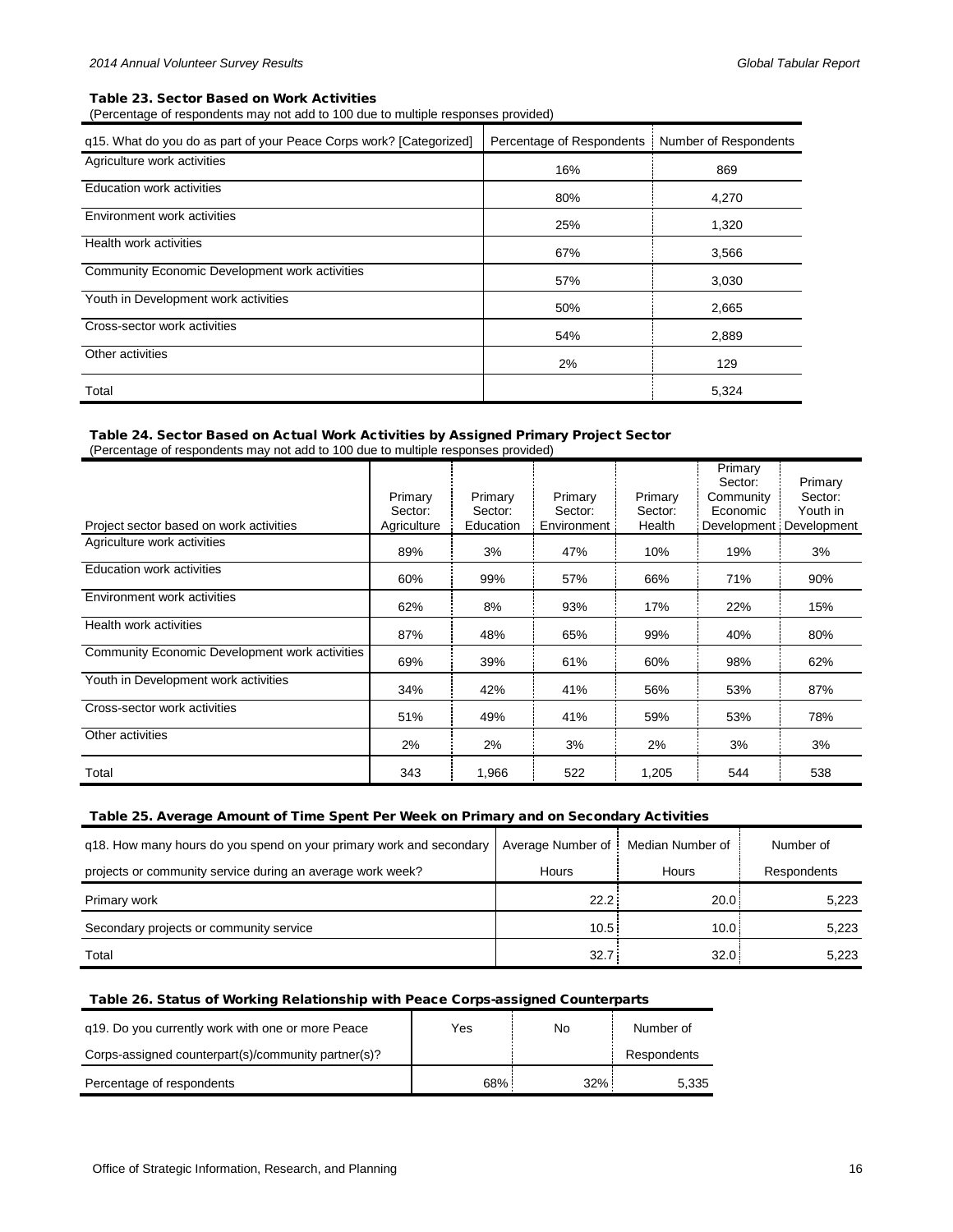#### Table 23. Sector Based on Work Activities

(Percentage of respondents may not add to 100 due to multiple responses provided)

| q15. What do you do as part of your Peace Corps work? [Categorized] | Percentage of Respondents | Number of Respondents |
|---|---|---|
| Agriculture work activities | 16% | 869 |
| Education work activities | 80% | 4,270 |
| Environment work activities | 25% | 1,320 |
| Health work activities | 67% | 3,566 |
| Community Economic Development work activities | 57% | 3,030 |
| Youth in Development work activities | 50% | 2,665 |
| Cross-sector work activities | 54% | 2,889 |
| Other activities | 2% | 129 |
| Total | | 5,324 |

#### Table 24. Sector Based on Actual Work Activities by Assigned Primary Project Sector

(Percentage of respondents may not add to 100 due to multiple responses provided)

| Project sector based on work activities | Primary Sector: Agriculture | Primary Sector: Education | Primary Sector: Environment | Primary Sector: Health | Primary Sector: Community Economic Development | Primary Sector: Youth in Development |
|---|---|---|---|---|---|---|
| Agriculture work activities | 89% | 3% | 47% | 10% | 19% | 3% |
| Education work activities | 60% | 99% | 57% | 66% | 71% | 90% |
| Environment work activities | 62% | 8% | 93% | 17% | 22% | 15% |
| Health work activities | 87% | 48% | 65% | 99% | 40% | 80% |
| Community Economic Development work activities | 69% | 39% | 61% | 60% | 98% | 62% |
| Youth in Development work activities | 34% | 42% | 41% | 56% | 53% | 87% |
| Cross-sector work activities | 51% | 49% | 41% | 59% | 53% | 78% |
| Other activities | 2% | 2% | 3% | 2% | 3% | 3% |
| Total | 343 | 1,966 | 522 | 1,205 | 544 | 538 |

#### Table 25. Average Amount of Time Spent Per Week on Primary and on Secondary Activities

| q18. How many hours do you spend on your primary work and secondary projects or community service during an average work week? | Average Number of Hours | Median Number of Hours | Number of Respondents |
|---|---|---|---|
| Primary work | 22.2 | 20.0 | 5,223 |
| Secondary projects or community service | 10.5 | 10.0 | 5,223 |
| Total | 32.7 | 32.0 | 5,223 |

#### Table 26. Status of Working Relationship with Peace Corps-assigned Counterparts

| q19. Do you currently work with one or more Peace Corps-assigned counterpart(s)/community partner(s)? | Yes | No | Number of Respondents |
|---|---|---|---|
| Percentage of respondents | 68% | 32% | 5,335 |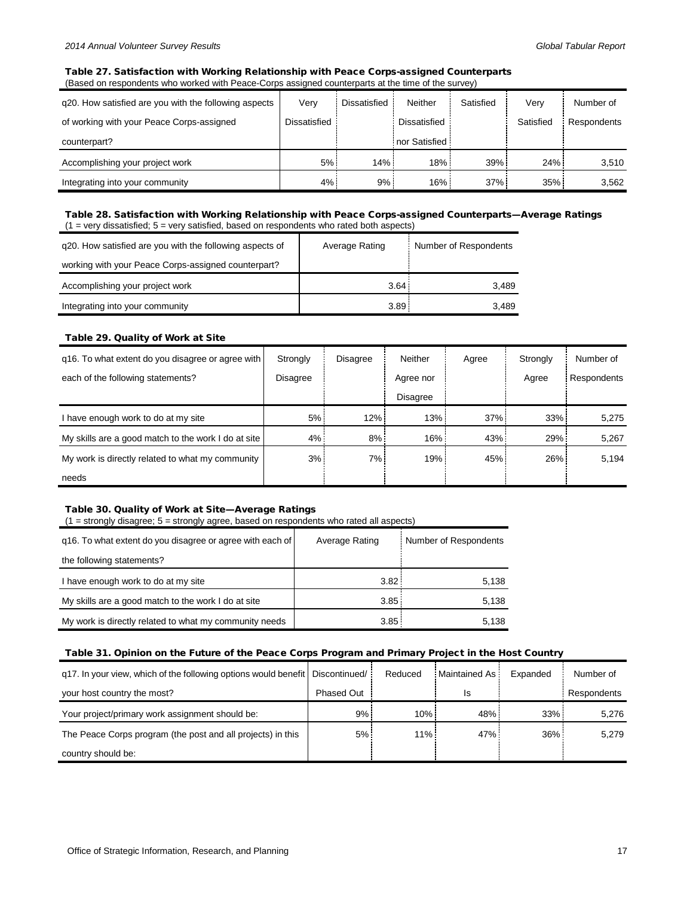### Table 27. Satisfaction with Working Relationship with Peace Corps-assigned Counterparts

(Based on respondents who worked with Peace-Corps assigned counterparts at the time of the survey)

| q20. How satisfied are you with the following aspects of working with your Peace Corps-assigned counterpart? | Very Dissatisfied | Dissatisfied | Neither Dissatisfied nor Satisfied | Satisfied | Very Satisfied | Number of Respondents |
|---|---|---|---|---|---|---|
| Accomplishing your project work | 5% | 14% | 18% | 39% | 24% | 3,510 |
| Integrating into your community | 4% | 9% | 16% | 37% | 35% | 3,562 |

### Table 28. Satisfaction with Working Relationship with Peace Corps-assigned Counterparts—Average Ratings

(1 = very dissatisfied; 5 = very satisfied, based on respondents who rated both aspects)

| q20. How satisfied are you with the following aspects of working with your Peace Corps-assigned counterpart? | Average Rating | Number of Respondents |
|---|---|---|
| Accomplishing your project work | 3.64 | 3,489 |
| Integrating into your community | 3.89 | 3,489 |

### Table 29. Quality of Work at Site

| q16. To what extent do you disagree or agree with each of the following statements? | Strongly Disagree | Disagree | Neither Agree nor Disagree | Agree | Strongly Agree | Number of Respondents |
|---|---|---|---|---|---|---|
| I have enough work to do at my site | 5% | 12% | 13% | 37% | 33% | 5,275 |
| My skills are a good match to the work I do at site | 4% | 8% | 16% | 43% | 29% | 5,267 |
| My work is directly related to what my community needs | 3% | 7% | 19% | 45% | 26% | 5,194 |

### Table 30. Quality of Work at Site—Average Ratings

(1 = strongly disagree; 5 = strongly agree, based on respondents who rated all aspects)

| q16. To what extent do you disagree or agree with each of the following statements? | Average Rating | Number of Respondents |
|---|---|---|
| I have enough work to do at my site | 3.82 | 5,138 |
| My skills are a good match to the work I do at site | 3.85 | 5,138 |
| My work is directly related to what my community needs | 3.85 | 5,138 |

### Table 31. Opinion on the Future of the Peace Corps Program and Primary Project in the Host Country

| q17. In your view, which of the following options would benefit your host country the most? | Discontinued/ Phased Out | Reduced | Maintained As Is | Expanded | Number of Respondents |
|---|---|---|---|---|---|
| Your project/primary work assignment should be: | 9% | 10% | 48% | 33% | 5,276 |
| The Peace Corps program (the post and all projects) in this country should be: | 5% | 11% | 47% | 36% | 5,279 |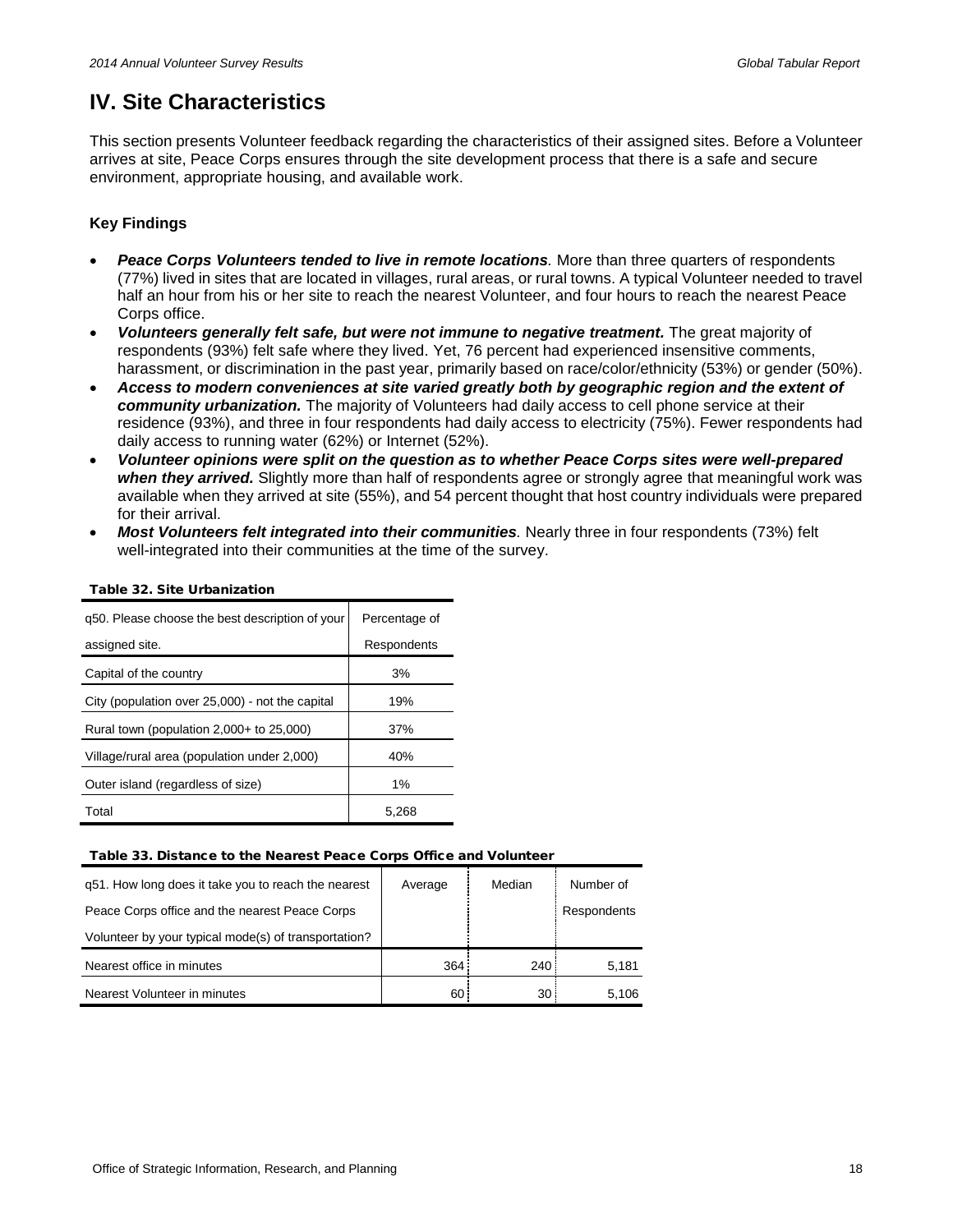# IV. Site Characteristics

This section presents Volunteer feedback regarding the characteristics of their assigned sites. Before a Volunteer arrives at site, Peace Corps ensures through the site development process that there is a safe and secure environment, appropriate housing, and available work.

### Key Findings

- ***Peace Corps Volunteers tended to live in remote locations.*** More than three quarters of respondents (77%) lived in sites that are located in villages, rural areas, or rural towns. A typical Volunteer needed to travel half an hour from his or her site to reach the nearest Volunteer, and four hours to reach the nearest Peace Corps office.
- ***Volunteers generally felt safe, but were not immune to negative treatment.*** The great majority of respondents (93%) felt safe where they lived. Yet, 76 percent had experienced insensitive comments, harassment, or discrimination in the past year, primarily based on race/color/ethnicity (53%) or gender (50%).
- ***Access to modern conveniences at site varied greatly both by geographic region and the extent of community urbanization.*** The majority of Volunteers had daily access to cell phone service at their residence (93%), and three in four respondents had daily access to electricity (75%). Fewer respondents had daily access to running water (62%) or Internet (52%).
- ***Volunteer opinions were split on the question as to whether Peace Corps sites were well-prepared when they arrived.*** Slightly more than half of respondents agree or strongly agree that meaningful work was available when they arrived at site (55%), and 54 percent thought that host country individuals were prepared for their arrival.
- ***Most Volunteers felt integrated into their communities.*** Nearly three in four respondents (73%) felt well-integrated into their communities at the time of the survey.

**Table 32. Site Urbanization**

| q50. Please choose the best description of your assigned site. | Percentage of Respondents |
|---|---|
| Capital of the country | 3% |
| City (population over 25,000) - not the capital | 19% |
| Rural town (population 2,000+ to 25,000) | 37% |
| Village/rural area (population under 2,000) | 40% |
| Outer island (regardless of size) | 1% |
| Total | 5,268 |

**Table 33. Distance to the Nearest Peace Corps Office and Volunteer**

| q51. How long does it take you to reach the nearest Peace Corps office and the nearest Peace Corps Volunteer by your typical mode(s) of transportation? | Average | Median | Number of Respondents |
|---|---|---|---|
| Nearest office in minutes | 364 | 240 | 5,181 |
| Nearest Volunteer in minutes | 60 | 30 | 5,106 |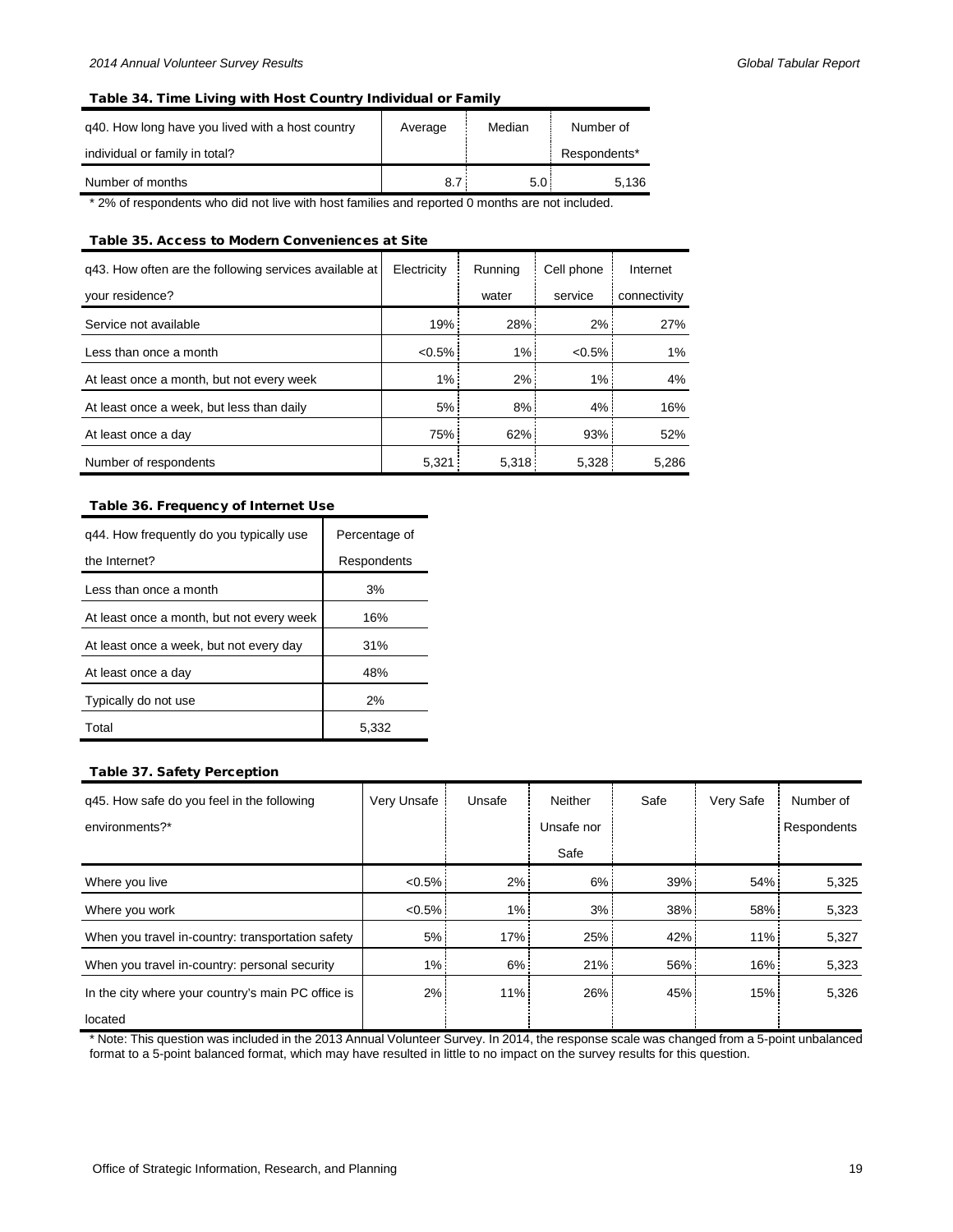#### Table 34. Time Living with Host Country Individual or Family

| q40. How long have you lived with a host country individual or family in total? | Average | Median | Number of Respondents* |
|---|---|---|---|
| Number of months | 8.7 | 5.0 | 5,136 |

\* 2% of respondents who did not live with host families and reported 0 months are not included.

#### Table 35. Access to Modern Conveniences at Site

| q43. How often are the following services available at your residence? | Electricity | Running water | Cell phone service | Internet connectivity |
|---|---|---|---|---|
| Service not available | 19% | 28% | 2% | 27% |
| Less than once a month | <0.5% | 1% | <0.5% | 1% |
| At least once a month, but not every week | 1% | 2% | 1% | 4% |
| At least once a week, but less than daily | 5% | 8% | 4% | 16% |
| At least once a day | 75% | 62% | 93% | 52% |
| Number of respondents | 5,321 | 5,318 | 5,328 | 5,286 |

#### Table 36. Frequency of Internet Use

| q44. How frequently do you typically use the Internet? | Percentage of Respondents |
|---|---|
| Less than once a month | 3% |
| At least once a month, but not every week | 16% |
| At least once a week, but not every day | 31% |
| At least once a day | 48% |
| Typically do not use | 2% |
| Total | 5,332 |

#### Table 37. Safety Perception

| q45. How safe do you feel in the following environments?* | Very Unsafe | Unsafe | Neither Unsafe nor Safe | Safe | Very Safe | Number of Respondents |
|---|---|---|---|---|---|---|
| Where you live | <0.5% | 2% | 6% | 39% | 54% | 5,325 |
| Where you work | <0.5% | 1% | 3% | 38% | 58% | 5,323 |
| When you travel in-country: transportation safety | 5% | 17% | 25% | 42% | 11% | 5,327 |
| When you travel in-country: personal security | 1% | 6% | 21% | 56% | 16% | 5,323 |
| In the city where your country's main PC office is located | 2% | 11% | 26% | 45% | 15% | 5,326 |

\* Note: This question was included in the 2013 Annual Volunteer Survey. In 2014, the response scale was changed from a 5-point unbalanced format to a 5-point balanced format, which may have resulted in little to no impact on the survey results for this question.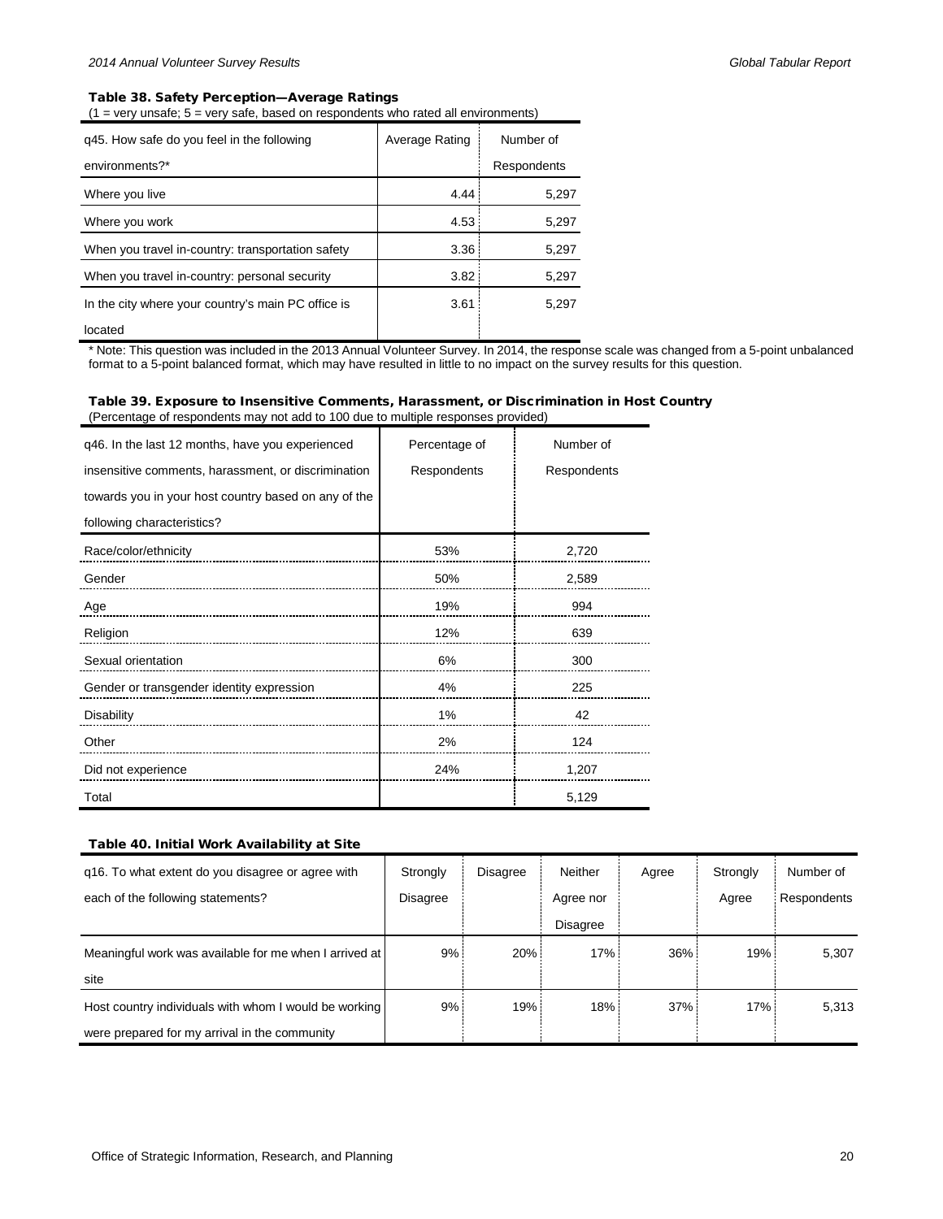**Table 38. Safety Perception—Average Ratings**

(1 = very unsafe; 5 = very safe, based on respondents who rated all environments)

| q45. How safe do you feel in the following environments?* | Average Rating | Number of Respondents |
|---|---|---|
| Where you live | 4.44 | 5,297 |
| Where you work | 4.53 | 5,297 |
| When you travel in-country: transportation safety | 3.36 | 5,297 |
| When you travel in-country: personal security | 3.82 | 5,297 |
| In the city where your country's main PC office is located | 3.61 | 5,297 |

* Note: This question was included in the 2013 Annual Volunteer Survey. In 2014, the response scale was changed from a 5-point unbalanced format to a 5-point balanced format, which may have resulted in little to no impact on the survey results for this question.

**Table 39. Exposure to Insensitive Comments, Harassment, or Discrimination in Host Country**

(Percentage of respondents may not add to 100 due to multiple responses provided)

| q46. In the last 12 months, have you experienced insensitive comments, harassment, or discrimination towards you in your host country based on any of the following characteristics? | Percentage of Respondents | Number of Respondents |
|---|---|---|
| Race/color/ethnicity | 53% | 2,720 |
| Gender | 50% | 2,589 |
| Age | 19% | 994 |
| Religion | 12% | 639 |
| Sexual orientation | 6% | 300 |
| Gender or transgender identity expression | 4% | 225 |
| Disability | 1% | 42 |
| Other | 2% | 124 |
| Did not experience | 24% | 1,207 |
| Total | | 5,129 |

**Table 40. Initial Work Availability at Site**

| q16. To what extent do you disagree or agree with each of the following statements? | Strongly Disagree | Disagree | Neither Agree nor Disagree | Agree | Strongly Agree | Number of Respondents |
|---|---|---|---|---|---|---|
| Meaningful work was available for me when I arrived at site | 9% | 20% | 17% | 36% | 19% | 5,307 |
| Host country individuals with whom I would be working were prepared for my arrival in the community | 9% | 19% | 18% | 37% | 17% | 5,313 |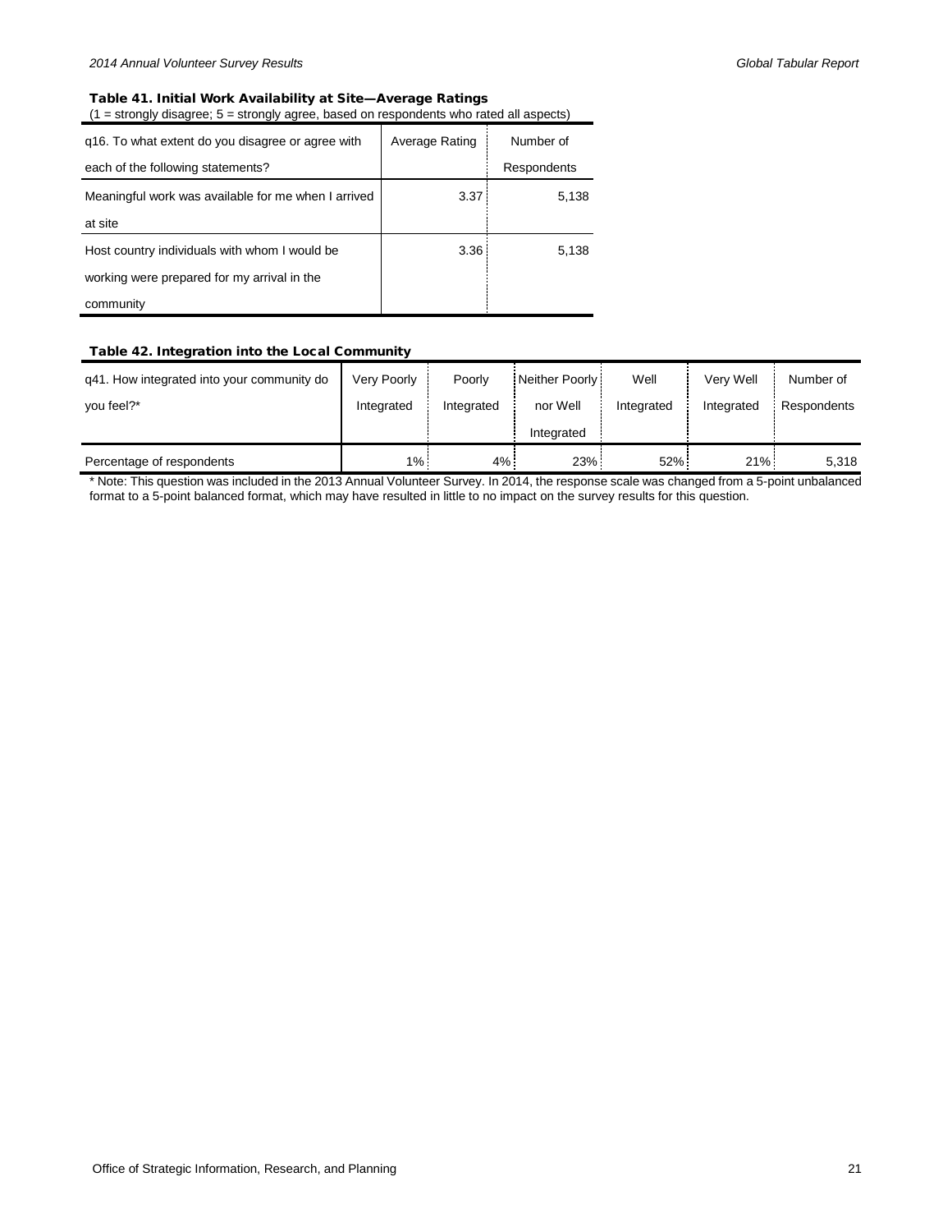### Table 41. Initial Work Availability at Site—Average Ratings

(1 = strongly disagree; 5 = strongly agree, based on respondents who rated all aspects)

| q16. To what extent do you disagree or agree with each of the following statements? | Average Rating | Number of Respondents |
|---|---|---|
| Meaningful work was available for me when I arrived at site | 3.37 | 5,138 |
| Host country individuals with whom I would be working were prepared for my arrival in the community | 3.36 | 5,138 |

### Table 42. Integration into the Local Community

| q41. How integrated into your community do you feel?* | Very Poorly Integrated | Poorly Integrated | Neither Poorly nor Well Integrated | Well Integrated | Very Well Integrated | Number of Respondents |
|---|---|---|---|---|---|---|
| Percentage of respondents | 1% | 4% | 23% | 52% | 21% | 5,318 |

* Note: This question was included in the 2013 Annual Volunteer Survey. In 2014, the response scale was changed from a 5-point unbalanced format to a 5-point balanced format, which may have resulted in little to no impact on the survey results for this question.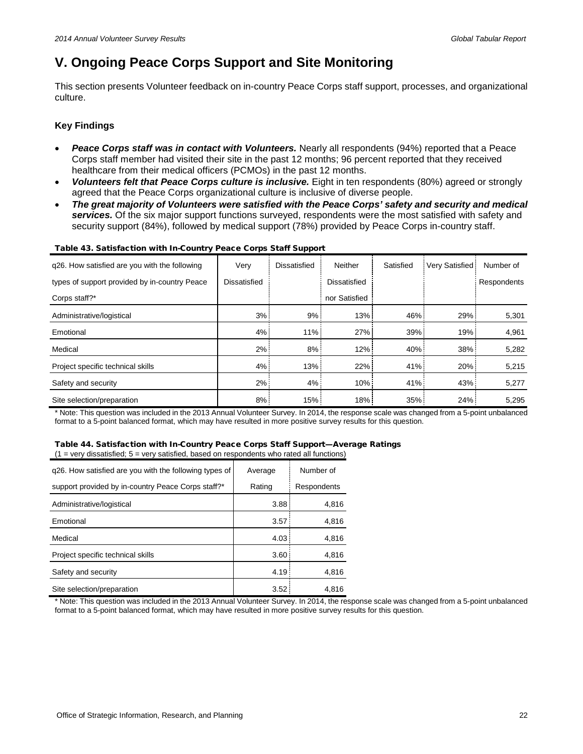# V. Ongoing Peace Corps Support and Site Monitoring

This section presents Volunteer feedback on in-country Peace Corps staff support, processes, and organizational culture.

### Key Findings

- ***Peace Corps staff was in contact with Volunteers.*** Nearly all respondents (94%) reported that a Peace Corps staff member had visited their site in the past 12 months; 96 percent reported that they received healthcare from their medical officers (PCMOs) in the past 12 months.
- ***Volunteers felt that Peace Corps culture is inclusive.*** Eight in ten respondents (80%) agreed or strongly agreed that the Peace Corps organizational culture is inclusive of diverse people.
- ***The great majority of Volunteers were satisfied with the Peace Corps' safety and security and medical services.*** Of the six major support functions surveyed, respondents were the most satisfied with safety and security support (84%), followed by medical support (78%) provided by Peace Corps in-country staff.

**Table 43. Satisfaction with In-Country Peace Corps Staff Support**

| q26. How satisfied are you with the following types of support provided by in-country Peace Corps staff?* | Very Dissatisfied | Dissatisfied | Neither Dissatisfied nor Satisfied | Satisfied | Very Satisfied | Number of Respondents |
|---|---|---|---|---|---|---|
| Administrative/logistical | 3% | 9% | 13% | 46% | 29% | 5,301 |
| Emotional | 4% | 11% | 27% | 39% | 19% | 4,961 |
| Medical | 2% | 8% | 12% | 40% | 38% | 5,282 |
| Project specific technical skills | 4% | 13% | 22% | 41% | 20% | 5,215 |
| Safety and security | 2% | 4% | 10% | 41% | 43% | 5,277 |
| Site selection/preparation | 8% | 15% | 18% | 35% | 24% | 5,295 |

\* Note: This question was included in the 2013 Annual Volunteer Survey. In 2014, the response scale was changed from a 5-point unbalanced format to a 5-point balanced format, which may have resulted in more positive survey results for this question.

**Table 44. Satisfaction with In-Country Peace Corps Staff Support—Average Ratings**
(1 = very dissatisfied; 5 = very satisfied, based on respondents who rated all functions)

| q26. How satisfied are you with the following types of support provided by in-country Peace Corps staff?* | Average Rating | Number of Respondents |
|---|---|---|
| Administrative/logistical | 3.88 | 4,816 |
| Emotional | 3.57 | 4,816 |
| Medical | 4.03 | 4,816 |
| Project specific technical skills | 3.60 | 4,816 |
| Safety and security | 4.19 | 4,816 |
| Site selection/preparation | 3.52 | 4,816 |

\* Note: This question was included in the 2013 Annual Volunteer Survey. In 2014, the response scale was changed from a 5-point unbalanced format to a 5-point balanced format, which may have resulted in more positive survey results for this question.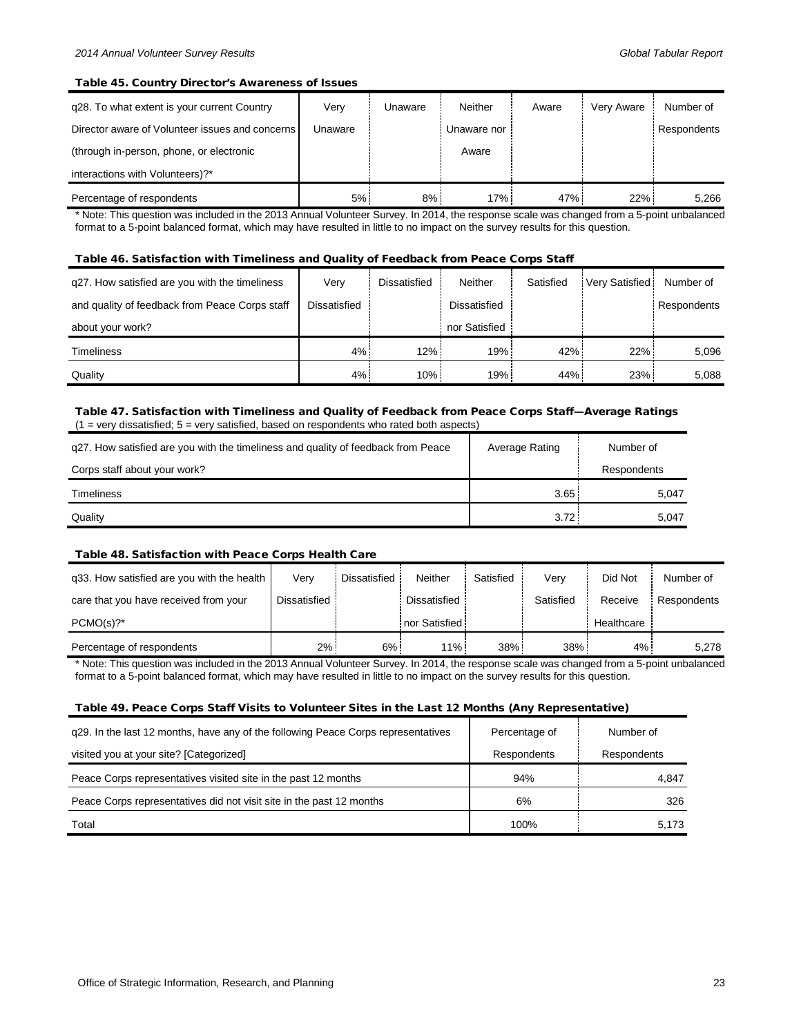#### Table 45. Country Director's Awareness of Issues

| q28. To what extent is your current Country Director aware of Volunteer issues and concerns (through in-person, phone, or electronic interactions with Volunteers)?* | Very Unaware | Unaware | Neither Unaware nor Aware | Aware | Very Aware | Number of Respondents |
|---|---|---|---|---|---|---|
| Percentage of respondents | 5% | 8% | 17% | 47% | 22% | 5,266 |

* Note: This question was included in the 2013 Annual Volunteer Survey. In 2014, the response scale was changed from a 5-point unbalanced format to a 5-point balanced format, which may have resulted in little to no impact on the survey results for this question.

#### Table 46. Satisfaction with Timeliness and Quality of Feedback from Peace Corps Staff

| q27. How satisfied are you with the timeliness and quality of feedback from Peace Corps staff about your work? | Very Dissatisfied | Dissatisfied | Neither Dissatisfied nor Satisfied | Satisfied | Very Satisfied | Number of Respondents |
|---|---|---|---|---|---|---|
| Timeliness | 4% | 12% | 19% | 42% | 22% | 5,096 |
| Quality | 4% | 10% | 19% | 44% | 23% | 5,088 |

#### Table 47. Satisfaction with Timeliness and Quality of Feedback from Peace Corps Staff—Average Ratings

(1 = very dissatisfied; 5 = very satisfied, based on respondents who rated both aspects)

| q27. How satisfied are you with the timeliness and quality of feedback from Peace Corps staff about your work? | Average Rating | Number of Respondents |
|---|---|---|
| Timeliness | 3.65 | 5,047 |
| Quality | 3.72 | 5,047 |

#### Table 48. Satisfaction with Peace Corps Health Care

| q33. How satisfied are you with the health care that you have received from your PCMO(s)?* | Very Dissatisfied | Dissatisfied | Neither Dissatisfied nor Satisfied | Satisfied | Very Satisfied | Did Not Receive Healthcare | Number of Respondents |
|---|---|---|---|---|---|---|---|
| Percentage of respondents | 2% | 6% | 11% | 38% | 38% | 4% | 5,278 |

* Note: This question was included in the 2013 Annual Volunteer Survey. In 2014, the response scale was changed from a 5-point unbalanced format to a 5-point balanced format, which may have resulted in little to no impact on the survey results for this question.

#### Table 49. Peace Corps Staff Visits to Volunteer Sites in the Last 12 Months (Any Representative)

| q29. In the last 12 months, have any of the following Peace Corps representatives visited you at your site? [Categorized] | Percentage of Respondents | Number of Respondents |
|---|---|---|
| Peace Corps representatives visited site in the past 12 months | 94% | 4,847 |
| Peace Corps representatives did not visit site in the past 12 months | 6% | 326 |
| Total | 100% | 5,173 |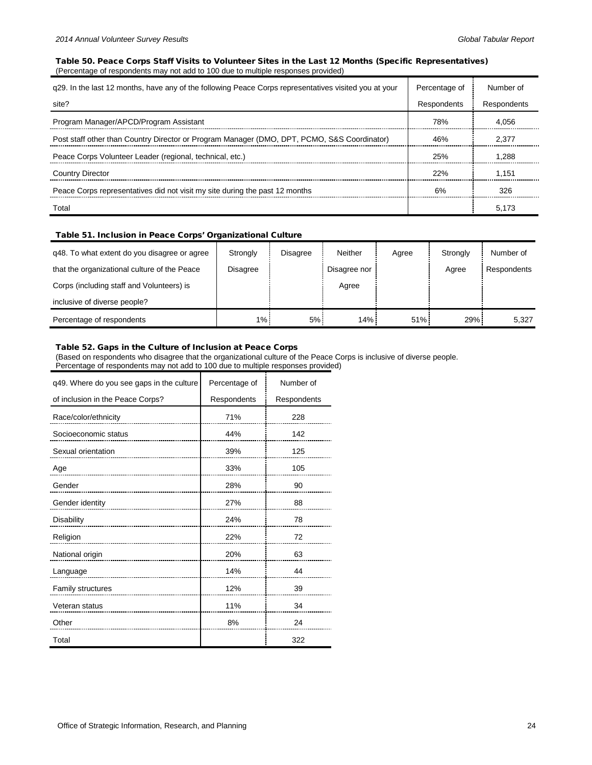### Table 50. Peace Corps Staff Visits to Volunteer Sites in the Last 12 Months (Specific Representatives)

(Percentage of respondents may not add to 100 due to multiple responses provided)

| q29. In the last 12 months, have any of the following Peace Corps representatives visited you at your site? | Percentage of Respondents | Number of Respondents |
|---|---|---|
| Program Manager/APCD/Program Assistant | 78% | 4,056 |
| Post staff other than Country Director or Program Manager (DMO, DPT, PCMO, S&S Coordinator) | 46% | 2,377 |
| Peace Corps Volunteer Leader (regional, technical, etc.) | 25% | 1,288 |
| Country Director | 22% | 1,151 |
| Peace Corps representatives did not visit my site during the past 12 months | 6% | 326 |
| Total | | 5,173 |

### Table 51. Inclusion in Peace Corps' Organizational Culture

| q48. To what extent do you disagree or agree that the organizational culture of the Peace Corps (including staff and Volunteers) is inclusive of diverse people? | Strongly Disagree | Disagree | Neither Disagree nor Agree | Agree | Strongly Agree | Number of Respondents |
|---|---|---|---|---|---|---|
| Percentage of respondents | 1% | 5% | 14% | 51% | 29% | 5,327 |

### Table 52. Gaps in the Culture of Inclusion at Peace Corps

(Based on respondents who disagree that the organizational culture of the Peace Corps is inclusive of diverse people. Percentage of respondents may not add to 100 due to multiple responses provided)

| q49. Where do you see gaps in the culture of inclusion in the Peace Corps? | Percentage of Respondents | Number of Respondents |
|---|---|---|
| Race/color/ethnicity | 71% | 228 |
| Socioeconomic status | 44% | 142 |
| Sexual orientation | 39% | 125 |
| Age | 33% | 105 |
| Gender | 28% | 90 |
| Gender identity | 27% | 88 |
| Disability | 24% | 78 |
| Religion | 22% | 72 |
| National origin | 20% | 63 |
| Language | 14% | 44 |
| Family structures | 12% | 39 |
| Veteran status | 11% | 34 |
| Other | 8% | 24 |
| Total | | 322 |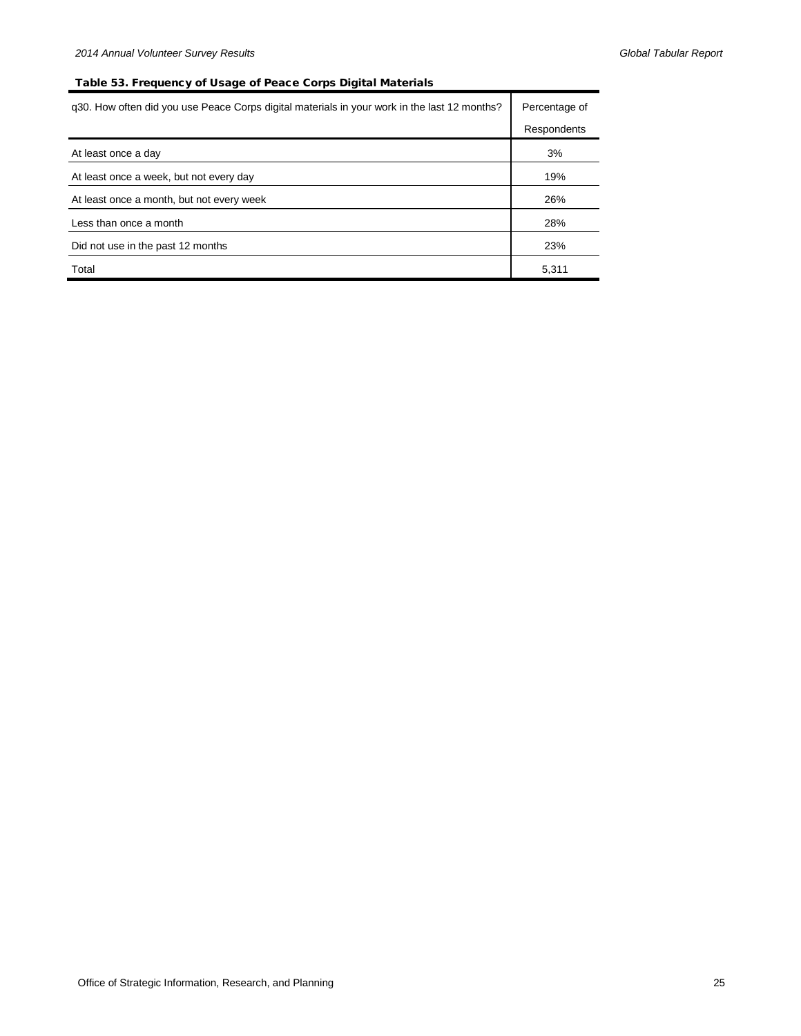**Table 53. Frequency of Usage of Peace Corps Digital Materials**

| q30. How often did you use Peace Corps digital materials in your work in the last 12 months? | Percentage of Respondents |
|---|---|
| At least once a day | 3% |
| At least once a week, but not every day | 19% |
| At least once a month, but not every week | 26% |
| Less than once a month | 28% |
| Did not use in the past 12 months | 23% |
| Total | 5,311 |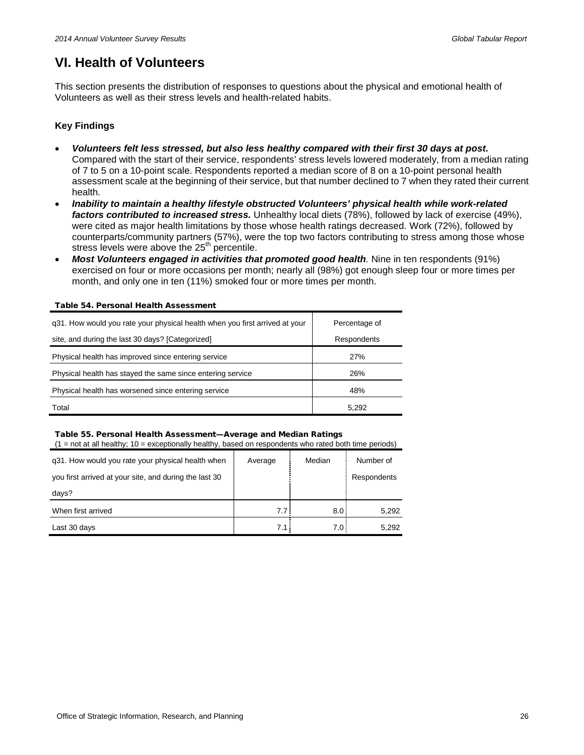# VI. Health of Volunteers

This section presents the distribution of responses to questions about the physical and emotional health of Volunteers as well as their stress levels and health-related habits.

### Key Findings

- ***Volunteers felt less stressed, but also less healthy compared with their first 30 days at post.*** Compared with the start of their service, respondents' stress levels lowered moderately, from a median rating of 7 to 5 on a 10-point scale. Respondents reported a median score of 8 on a 10-point personal health assessment scale at the beginning of their service, but that number declined to 7 when they rated their current health.
- ***Inability to maintain a healthy lifestyle obstructed Volunteers' physical health while work-related factors contributed to increased stress.*** Unhealthy local diets (78%), followed by lack of exercise (49%), were cited as major health limitations by those whose health ratings decreased. Work (72%), followed by counterparts/community partners (57%), were the top two factors contributing to stress among those whose stress levels were above the 25th percentile.
- ***Most Volunteers engaged in activities that promoted good health****.* Nine in ten respondents (91%) exercised on four or more occasions per month; nearly all (98%) got enough sleep four or more times per month, and only one in ten (11%) smoked four or more times per month.

**Table 54. Personal Health Assessment**

| q31. How would you rate your physical health when you first arrived at your site, and during the last 30 days? [Categorized] | Percentage of Respondents |
|---|---|
| Physical health has improved since entering service | 27% |
| Physical health has stayed the same since entering service | 26% |
| Physical health has worsened since entering service | 48% |
| Total | 5,292 |

**Table 55. Personal Health Assessment—Average and Median Ratings**
(1 = not at all healthy; 10 = exceptionally healthy, based on respondents who rated both time periods)

| q31. How would you rate your physical health when you first arrived at your site, and during the last 30 days? | Average | Median | Number of Respondents |
|---|---|---|---|
| When first arrived | 7.7 | 8.0 | 5,292 |
| Last 30 days | 7.1 | 7.0 | 5,292 |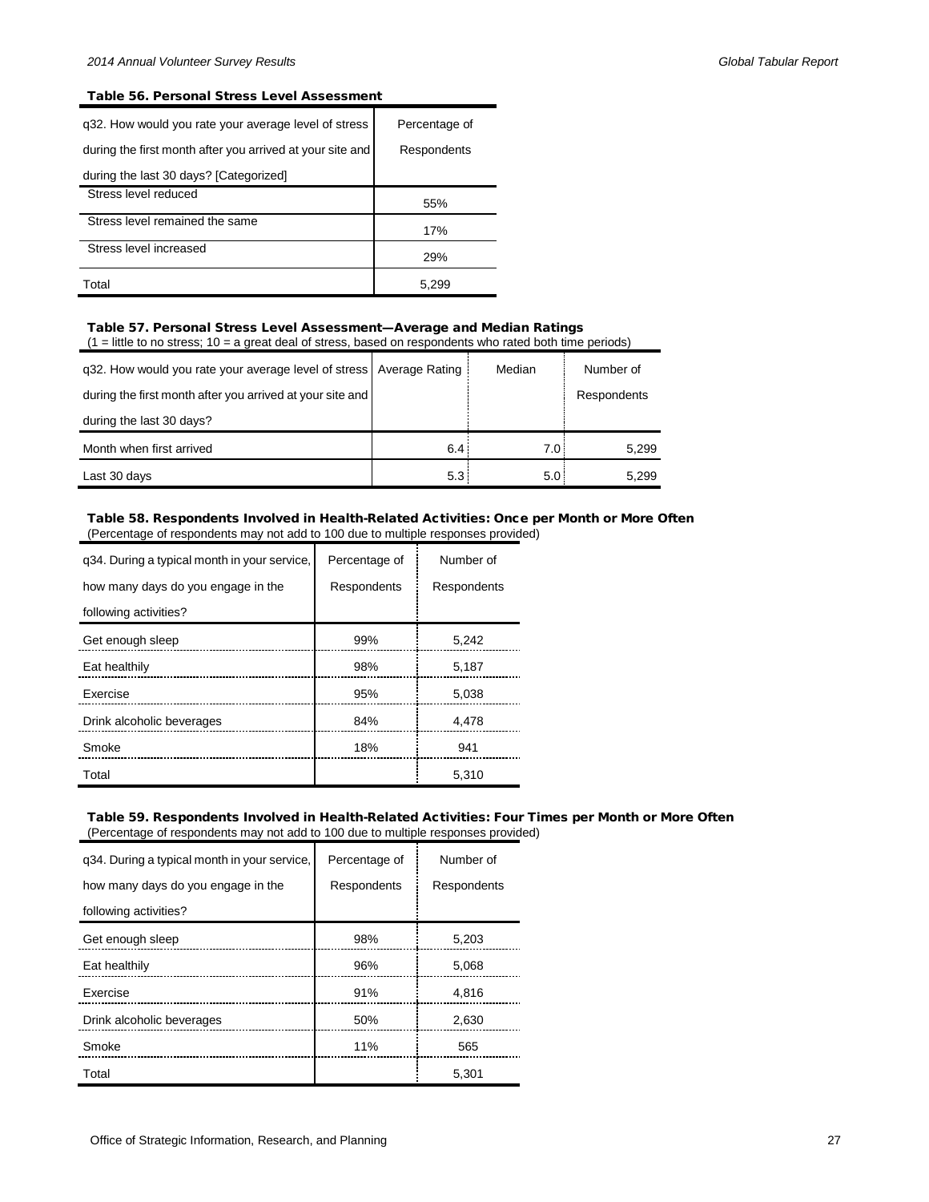### Table 56. Personal Stress Level Assessment

| q32. How would you rate your average level of stress during the first month after you arrived at your site and during the last 30 days? [Categorized] | Percentage of Respondents |
|---|---|
| Stress level reduced | 55% |
| Stress level remained the same | 17% |
| Stress level increased | 29% |
| Total | 5,299 |

### Table 57. Personal Stress Level Assessment—Average and Median Ratings

(1 = little to no stress; 10 = a great deal of stress, based on respondents who rated both time periods)

| q32. How would you rate your average level of stress during the first month after you arrived at your site and during the last 30 days? | Average Rating | Median | Number of Respondents |
|---|---|---|---|
| Month when first arrived | 6.4 | 7.0 | 5,299 |
| Last 30 days | 5.3 | 5.0 | 5,299 |

### Table 58. Respondents Involved in Health-Related Activities: Once per Month or More Often

(Percentage of respondents may not add to 100 due to multiple responses provided)

| q34. During a typical month in your service, how many days do you engage in the following activities? | Percentage of Respondents | Number of Respondents |
|---|---|---|
| Get enough sleep | 99% | 5,242 |
| Eat healthily | 98% | 5,187 |
| Exercise | 95% | 5,038 |
| Drink alcoholic beverages | 84% | 4,478 |
| Smoke | 18% | 941 |
| Total | | 5,310 |

### Table 59. Respondents Involved in Health-Related Activities: Four Times per Month or More Often

(Percentage of respondents may not add to 100 due to multiple responses provided)

| q34. During a typical month in your service, how many days do you engage in the following activities? | Percentage of Respondents | Number of Respondents |
|---|---|---|
| Get enough sleep | 98% | 5,203 |
| Eat healthily | 96% | 5,068 |
| Exercise | 91% | 4,816 |
| Drink alcoholic beverages | 50% | 2,630 |
| Smoke | 11% | 565 |
| Total | | 5,301 |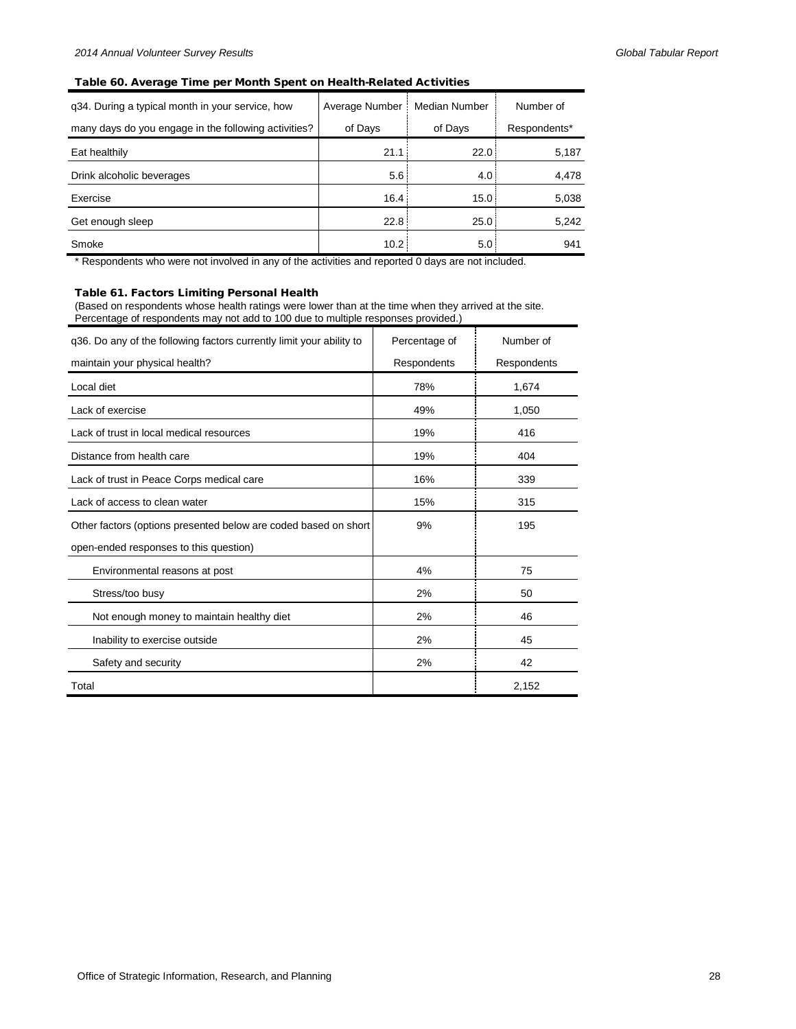#### Table 60. Average Time per Month Spent on Health-Related Activities

| q34. During a typical month in your service, how many days do you engage in the following activities? | Average Number of Days | Median Number of Days | Number of Respondents* |
|---|---|---|---|
| Eat healthily | 21.1 | 22.0 | 5,187 |
| Drink alcoholic beverages | 5.6 | 4.0 | 4,478 |
| Exercise | 16.4 | 15.0 | 5,038 |
| Get enough sleep | 22.8 | 25.0 | 5,242 |
| Smoke | 10.2 | 5.0 | 941 |

* Respondents who were not involved in any of the activities and reported 0 days are not included.

#### Table 61. Factors Limiting Personal Health

(Based on respondents whose health ratings were lower than at the time when they arrived at the site. Percentage of respondents may not add to 100 due to multiple responses provided.)

| q36. Do any of the following factors currently limit your ability to maintain your physical health? | Percentage of Respondents | Number of Respondents |
|---|---|---|
| Local diet | 78% | 1,674 |
| Lack of exercise | 49% | 1,050 |
| Lack of trust in local medical resources | 19% | 416 |
| Distance from health care | 19% | 404 |
| Lack of trust in Peace Corps medical care | 16% | 339 |
| Lack of access to clean water | 15% | 315 |
| Other factors (options presented below are coded based on short open-ended responses to this question) | 9% | 195 |
| Environmental reasons at post | 4% | 75 |
| Stress/too busy | 2% | 50 |
| Not enough money to maintain healthy diet | 2% | 46 |
| Inability to exercise outside | 2% | 45 |
| Safety and security | 2% | 42 |
| Total | | 2,152 |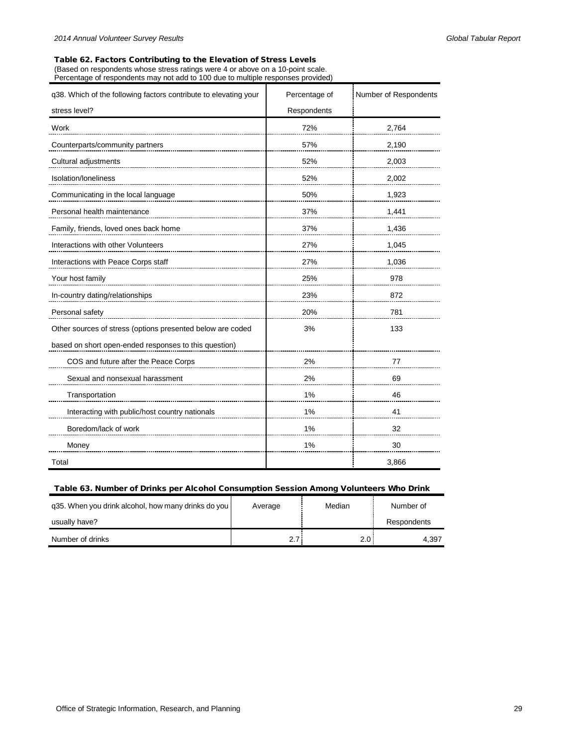### Table 62. Factors Contributing to the Elevation of Stress Levels

(Based on respondents whose stress ratings were 4 or above on a 10-point scale.
Percentage of respondents may not add to 100 due to multiple responses provided)

| q38. Which of the following factors contribute to elevating your stress level? | Percentage of Respondents | Number of Respondents |
|---|---|---|
| Work | 72% | 2,764 |
| Counterparts/community partners | 57% | 2,190 |
| Cultural adjustments | 52% | 2,003 |
| Isolation/loneliness | 52% | 2,002 |
| Communicating in the local language | 50% | 1,923 |
| Personal health maintenance | 37% | 1,441 |
| Family, friends, loved ones back home | 37% | 1,436 |
| Interactions with other Volunteers | 27% | 1,045 |
| Interactions with Peace Corps staff | 27% | 1,036 |
| Your host family | 25% | 978 |
| In-country dating/relationships | 23% | 872 |
| Personal safety | 20% | 781 |
| Other sources of stress (options presented below are coded based on short open-ended responses to this question) | 3% | 133 |
| COS and future after the Peace Corps | 2% | 77 |
| Sexual and nonsexual harassment | 2% | 69 |
| Transportation | 1% | 46 |
| Interacting with public/host country nationals | 1% | 41 |
| Boredom/lack of work | 1% | 32 |
| Money | 1% | 30 |
| Total | | 3,866 |

### Table 63. Number of Drinks per Alcohol Consumption Session Among Volunteers Who Drink

| q35. When you drink alcohol, how many drinks do you usually have? | Average | Median | Number of Respondents |
|---|---|---|---|
| Number of drinks | 2.7 | 2.0 | 4,397 |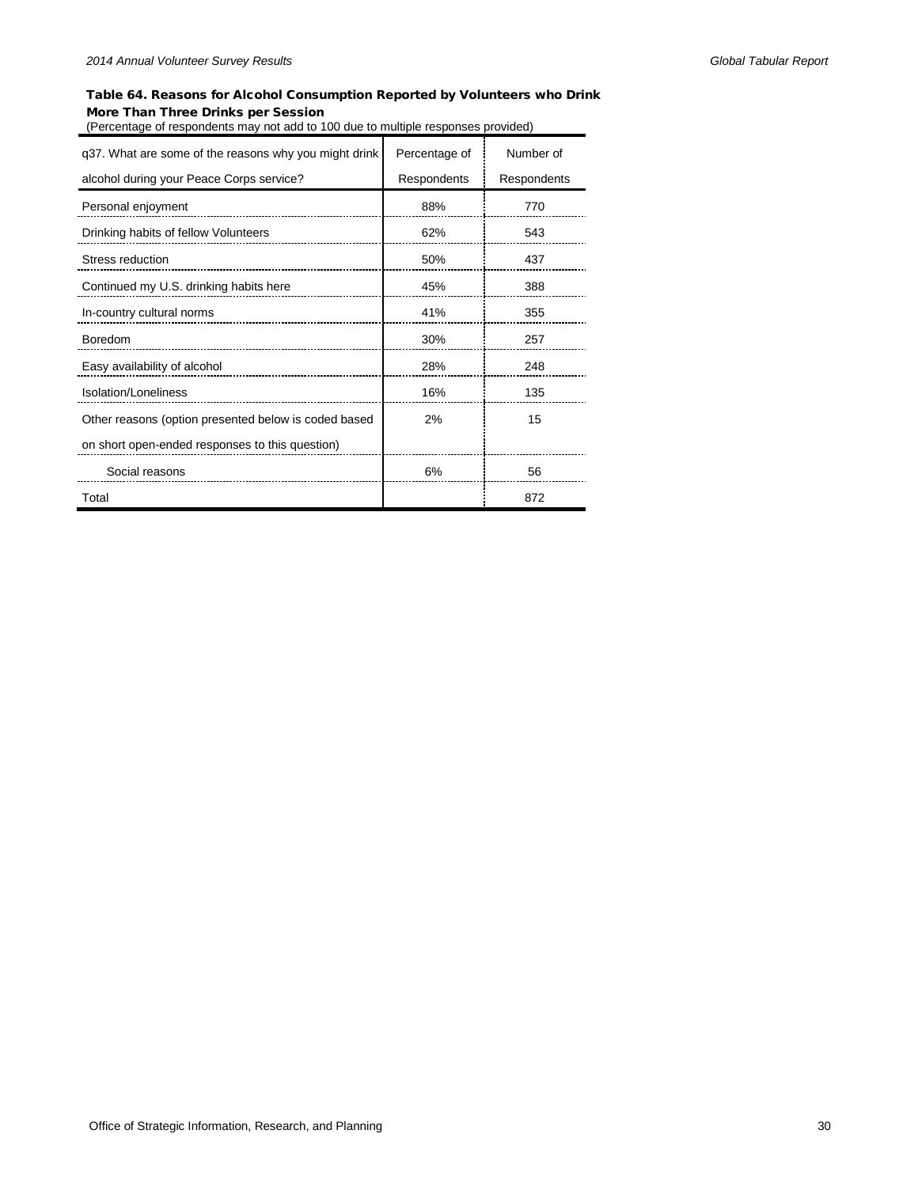### Table 64. Reasons for Alcohol Consumption Reported by Volunteers who Drink More Than Three Drinks per Session

(Percentage of respondents may not add to 100 due to multiple responses provided)

| q37. What are some of the reasons why you might drink alcohol during your Peace Corps service? | Percentage of Respondents | Number of Respondents |
|---|---|---|
| Personal enjoyment | 88% | 770 |
| Drinking habits of fellow Volunteers | 62% | 543 |
| Stress reduction | 50% | 437 |
| Continued my U.S. drinking habits here | 45% | 388 |
| In-country cultural norms | 41% | 355 |
| Boredom | 30% | 257 |
| Easy availability of alcohol | 28% | 248 |
| Isolation/Loneliness | 16% | 135 |
| Other reasons (option presented below is coded based on short open-ended responses to this question) | 2% | 15 |
| Social reasons | 6% | 56 |
| Total | | 872 |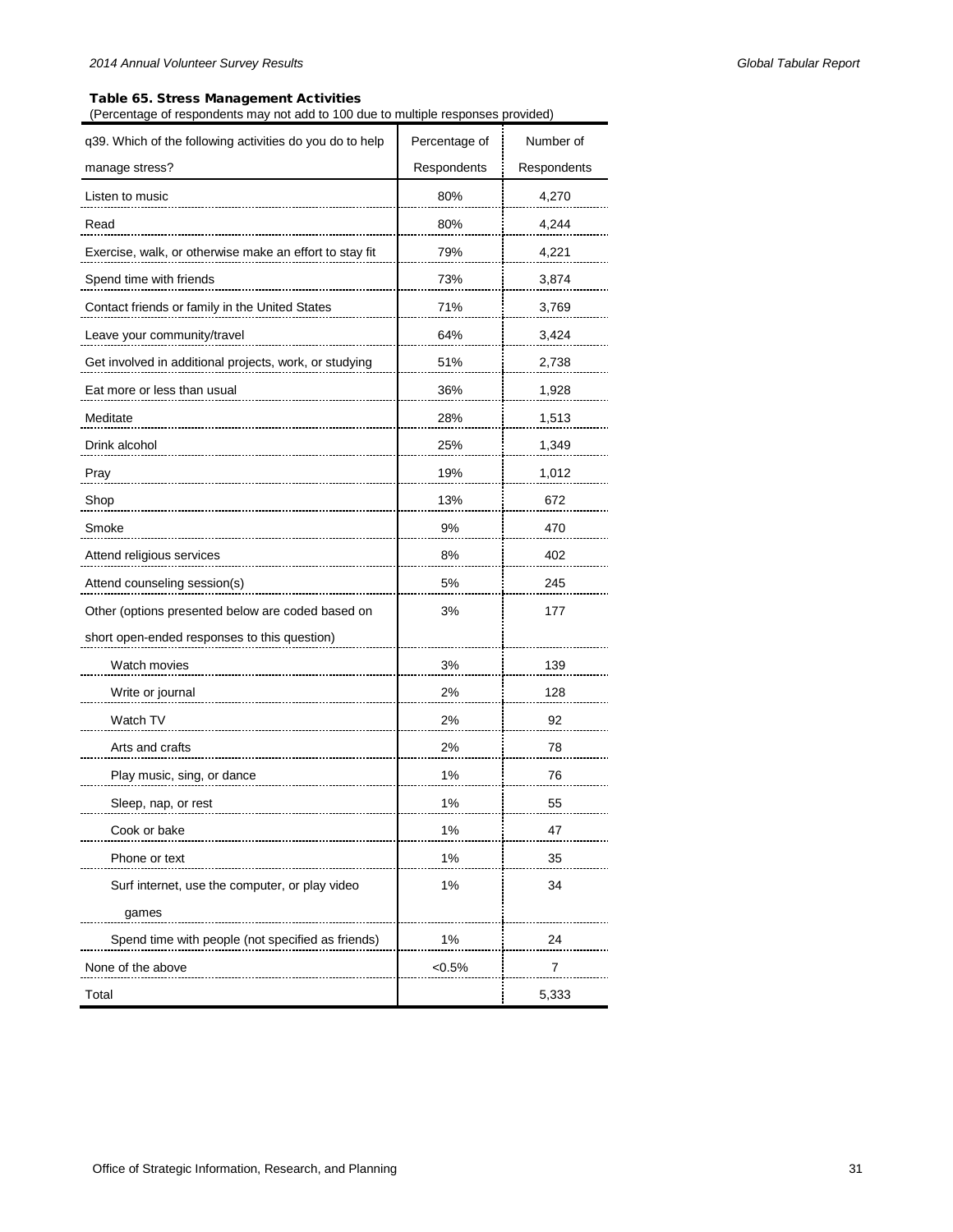### Table 65. Stress Management Activities

(Percentage of respondents may not add to 100 due to multiple responses provided)

| q39. Which of the following activities do you do to help manage stress? | Percentage of Respondents | Number of Respondents |
|---|---|---|
| Listen to music | 80% | 4,270 |
| Read | 80% | 4,244 |
| Exercise, walk, or otherwise make an effort to stay fit | 79% | 4,221 |
| Spend time with friends | 73% | 3,874 |
| Contact friends or family in the United States | 71% | 3,769 |
| Leave your community/travel | 64% | 3,424 |
| Get involved in additional projects, work, or studying | 51% | 2,738 |
| Eat more or less than usual | 36% | 1,928 |
| Meditate | 28% | 1,513 |
| Drink alcohol | 25% | 1,349 |
| Pray | 19% | 1,012 |
| Shop | 13% | 672 |
| Smoke | 9% | 470 |
| Attend religious services | 8% | 402 |
| Attend counseling session(s) | 5% | 245 |
| Other (options presented below are coded based on short open-ended responses to this question) | 3% | 177 |
| Watch movies | 3% | 139 |
| Write or journal | 2% | 128 |
| Watch TV | 2% | 92 |
| Arts and crafts | 2% | 78 |
| Play music, sing, or dance | 1% | 76 |
| Sleep, nap, or rest | 1% | 55 |
| Cook or bake | 1% | 47 |
| Phone or text | 1% | 35 |
| Surf internet, use the computer, or play video games | 1% | 34 |
| Spend time with people (not specified as friends) | 1% | 24 |
| None of the above | <0.5% | 7 |
| Total | | 5,333 |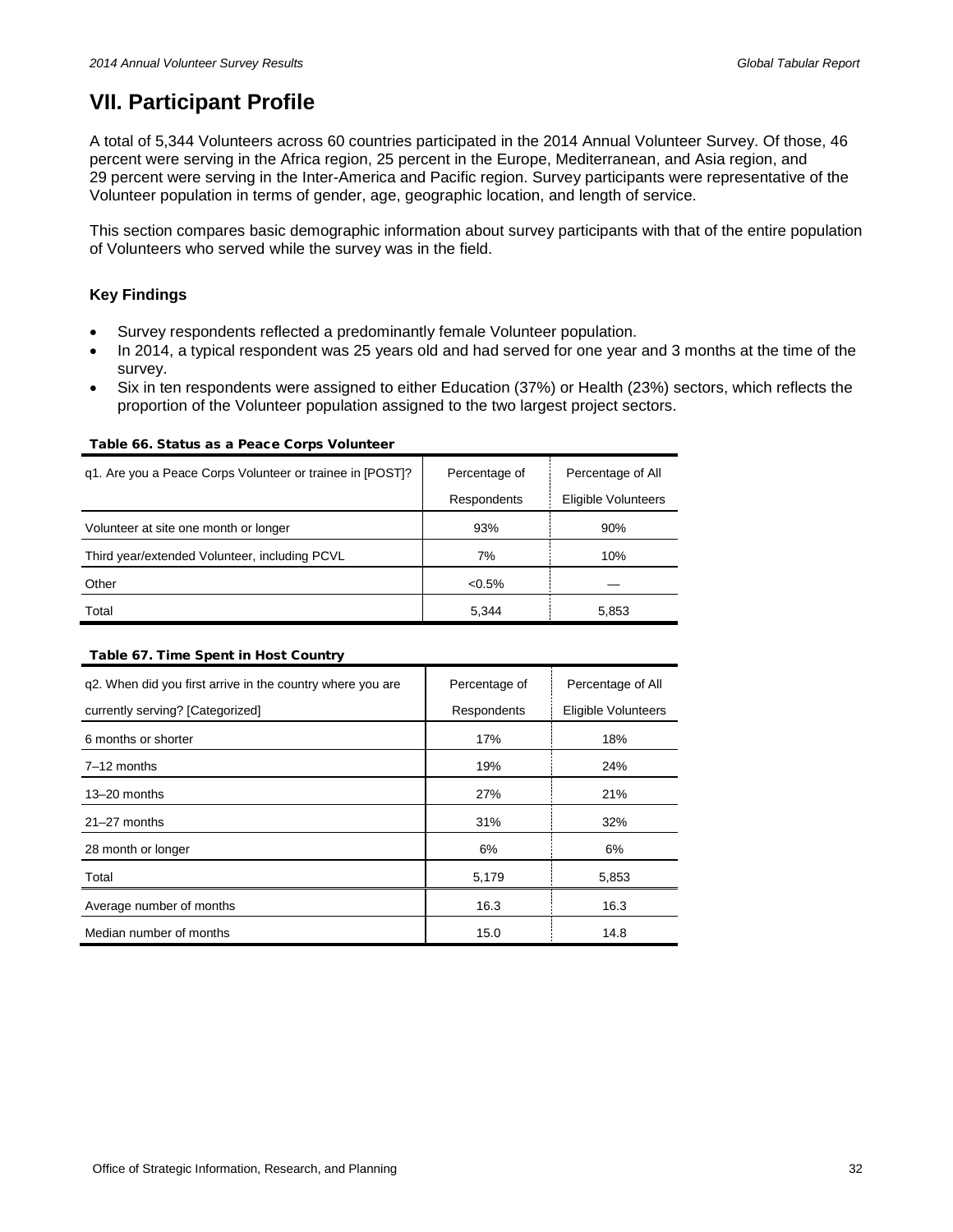# VII. Participant Profile

A total of 5,344 Volunteers across 60 countries participated in the 2014 Annual Volunteer Survey. Of those, 46 percent were serving in the Africa region, 25 percent in the Europe, Mediterranean, and Asia region, and 29 percent were serving in the Inter-America and Pacific region. Survey participants were representative of the Volunteer population in terms of gender, age, geographic location, and length of service.

This section compares basic demographic information about survey participants with that of the entire population of Volunteers who served while the survey was in the field.

### Key Findings

- Survey respondents reflected a predominantly female Volunteer population.
- In 2014, a typical respondent was 25 years old and had served for one year and 3 months at the time of the survey.
- Six in ten respondents were assigned to either Education (37%) or Health (23%) sectors, which reflects the proportion of the Volunteer population assigned to the two largest project sectors.

**Table 66. Status as a Peace Corps Volunteer**

| q1. Are you a Peace Corps Volunteer or trainee in [POST]? | Percentage of Respondents | Percentage of All Eligible Volunteers |
|---|---|---|
| Volunteer at site one month or longer | 93% | 90% |
| Third year/extended Volunteer, including PCVL | 7% | 10% |
| Other | <0.5% | — |
| Total | 5,344 | 5,853 |

**Table 67. Time Spent in Host Country**

| q2. When did you first arrive in the country where you are currently serving? [Categorized] | Percentage of Respondents | Percentage of All Eligible Volunteers |
|---|---|---|
| 6 months or shorter | 17% | 18% |
| 7–12 months | 19% | 24% |
| 13–20 months | 27% | 21% |
| 21–27 months | 31% | 32% |
| 28 month or longer | 6% | 6% |
| Total | 5,179 | 5,853 |
| Average number of months | 16.3 | 16.3 |
| Median number of months | 15.0 | 14.8 |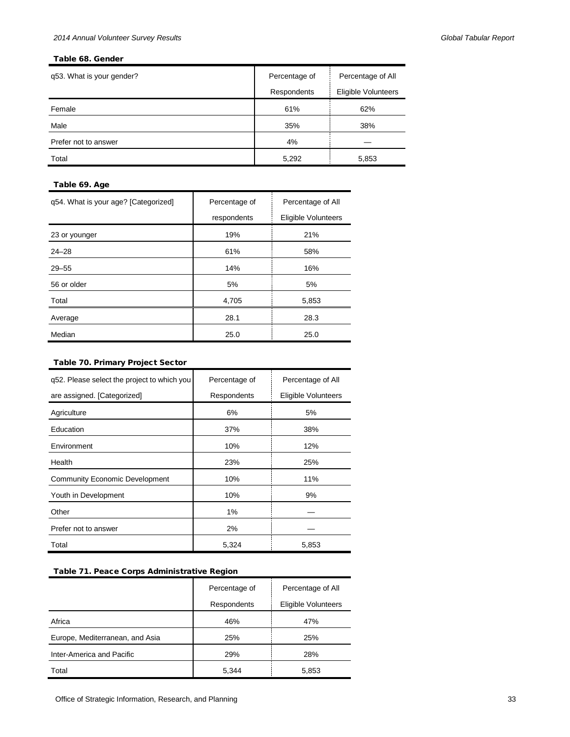**Table 68. Gender**

| q53. What is your gender? | Percentage of Respondents | Percentage of All Eligible Volunteers |
|---|---|---|
| Female | 61% | 62% |
| Male | 35% | 38% |
| Prefer not to answer | 4% | — |
| Total | 5,292 | 5,853 |

**Table 69. Age**

| q54. What is your age? [Categorized] | Percentage of respondents | Percentage of All Eligible Volunteers |
|---|---|---|
| 23 or younger | 19% | 21% |
| 24–28 | 61% | 58% |
| 29–55 | 14% | 16% |
| 56 or older | 5% | 5% |
| Total | 4,705 | 5,853 |
| Average | 28.1 | 28.3 |
| Median | 25.0 | 25.0 |

**Table 70. Primary Project Sector**

| q52. Please select the project to which you are assigned. [Categorized] | Percentage of Respondents | Percentage of All Eligible Volunteers |
|---|---|---|
| Agriculture | 6% | 5% |
| Education | 37% | 38% |
| Environment | 10% | 12% |
| Health | 23% | 25% |
| Community Economic Development | 10% | 11% |
| Youth in Development | 10% | 9% |
| Other | 1% | — |
| Prefer not to answer | 2% | — |
| Total | 5,324 | 5,853 |

**Table 71. Peace Corps Administrative Region**

| | Percentage of Respondents | Percentage of All Eligible Volunteers |
|---|---|---|
| Africa | 46% | 47% |
| Europe, Mediterranean, and Asia | 25% | 25% |
| Inter-America and Pacific | 29% | 28% |
| Total | 5,344 | 5,853 |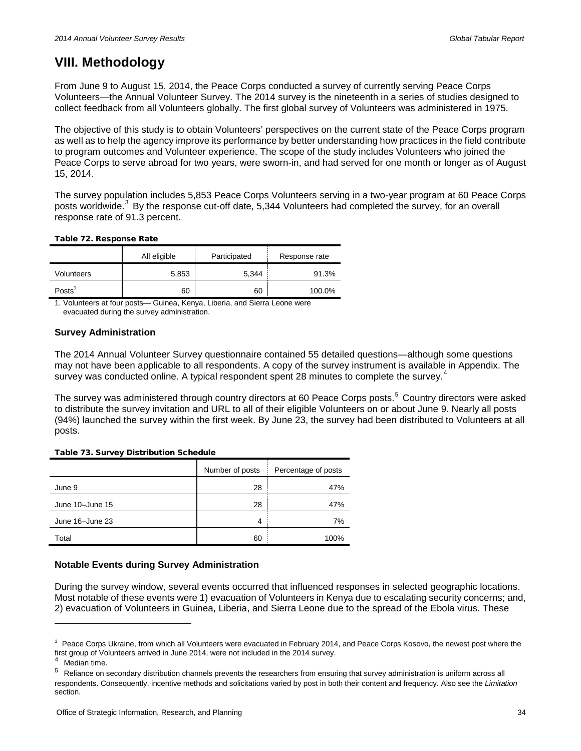# VIII. Methodology

From June 9 to August 15, 2014, the Peace Corps conducted a survey of currently serving Peace Corps Volunteers—the Annual Volunteer Survey. The 2014 survey is the nineteenth in a series of studies designed to collect feedback from all Volunteers globally. The first global survey of Volunteers was administered in 1975.

The objective of this study is to obtain Volunteers' perspectives on the current state of the Peace Corps program as well as to help the agency improve its performance by better understanding how practices in the field contribute to program outcomes and Volunteer experience. The scope of the study includes Volunteers who joined the Peace Corps to serve abroad for two years, were sworn-in, and had served for one month or longer as of August 15, 2014.

The survey population includes 5,853 Peace Corps Volunteers serving in a two-year program at 60 Peace Corps posts worldwide.[3] By the response cut-off date, 5,344 Volunteers had completed the survey, for an overall response rate of 91.3 percent.

**Table 72. Response Rate**

| | All eligible | Participated | Response rate |
|---|---|---|---|
| Volunteers | 5,853 | 5,344 | 91.3% |
| Posts[1] | 60 | 60 | 100.0% |

1. Volunteers at four posts— Guinea, Kenya, Liberia, and Sierra Leone were evacuated during the survey administration.

### Survey Administration

The 2014 Annual Volunteer Survey questionnaire contained 55 detailed questions—although some questions may not have been applicable to all respondents. A copy of the survey instrument is available in Appendix. The survey was conducted online. A typical respondent spent 28 minutes to complete the survey.[4]

The survey was administered through country directors at 60 Peace Corps posts.[5] Country directors were asked to distribute the survey invitation and URL to all of their eligible Volunteers on or about June 9. Nearly all posts (94%) launched the survey within the first week. By June 23, the survey had been distributed to Volunteers at all posts.

**Table 73. Survey Distribution Schedule**

| | Number of posts | Percentage of posts |
|---|---|---|
| June 9 | 28 | 47% |
| June 10–June 15 | 28 | 47% |
| June 16–June 23 | 4 | 7% |
| Total | 60 | 100% |

### Notable Events during Survey Administration

During the survey window, several events occurred that influenced responses in selected geographic locations. Most notable of these events were 1) evacuation of Volunteers in Kenya due to escalating security concerns; and, 2) evacuation of Volunteers in Guinea, Liberia, and Sierra Leone due to the spread of the Ebola virus. These

---

[3] Peace Corps Ukraine, from which all Volunteers were evacuated in February 2014, and Peace Corps Kosovo, the newest post where the first group of Volunteers arrived in June 2014, were not included in the 2014 survey.

[4] Median time.

[5] Reliance on secondary distribution channels prevents the researchers from ensuring that survey administration is uniform across all respondents. Consequently, incentive methods and solicitations varied by post in both their content and frequency. Also see the *Limitation* section.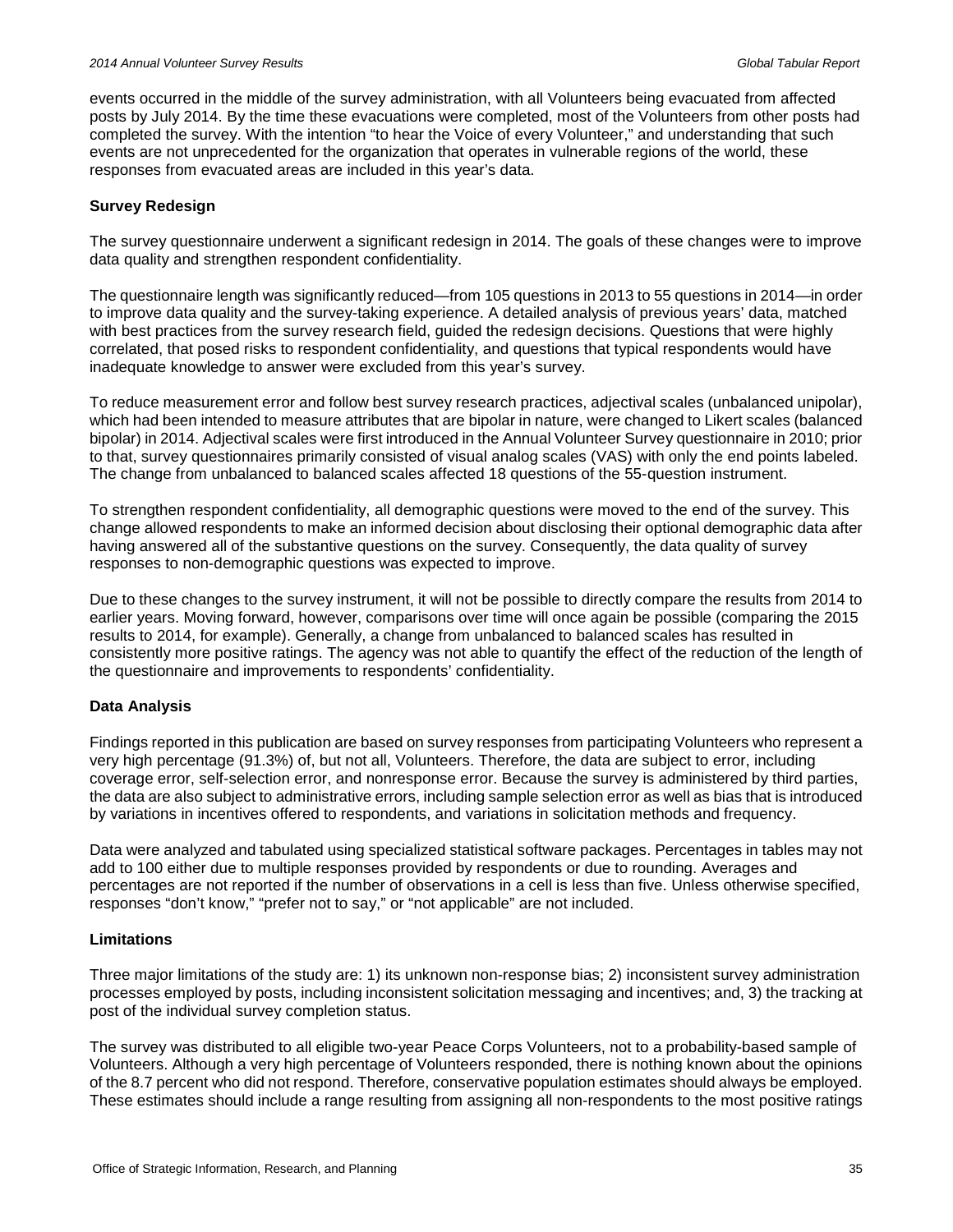events occurred in the middle of the survey administration, with all Volunteers being evacuated from affected posts by July 2014. By the time these evacuations were completed, most of the Volunteers from other posts had completed the survey. With the intention “to hear the Voice of every Volunteer,” and understanding that such events are not unprecedented for the organization that operates in vulnerable regions of the world, these responses from evacuated areas are included in this year’s data.

**Survey Redesign**

The survey questionnaire underwent a significant redesign in 2014. The goals of these changes were to improve data quality and strengthen respondent confidentiality.

The questionnaire length was significantly reduced—from 105 questions in 2013 to 55 questions in 2014—in order to improve data quality and the survey-taking experience. A detailed analysis of previous years’ data, matched with best practices from the survey research field, guided the redesign decisions. Questions that were highly correlated, that posed risks to respondent confidentiality, and questions that typical respondents would have inadequate knowledge to answer were excluded from this year’s survey.

To reduce measurement error and follow best survey research practices, adjectival scales (unbalanced unipolar), which had been intended to measure attributes that are bipolar in nature, were changed to Likert scales (balanced bipolar) in 2014. Adjectival scales were first introduced in the Annual Volunteer Survey questionnaire in 2010; prior to that, survey questionnaires primarily consisted of visual analog scales (VAS) with only the end points labeled. The change from unbalanced to balanced scales affected 18 questions of the 55-question instrument.

To strengthen respondent confidentiality, all demographic questions were moved to the end of the survey. This change allowed respondents to make an informed decision about disclosing their optional demographic data after having answered all of the substantive questions on the survey. Consequently, the data quality of survey responses to non-demographic questions was expected to improve.

Due to these changes to the survey instrument, it will not be possible to directly compare the results from 2014 to earlier years. Moving forward, however, comparisons over time will once again be possible (comparing the 2015 results to 2014, for example). Generally, a change from unbalanced to balanced scales has resulted in consistently more positive ratings. The agency was not able to quantify the effect of the reduction of the length of the questionnaire and improvements to respondents’ confidentiality.

**Data Analysis**

Findings reported in this publication are based on survey responses from participating Volunteers who represent a very high percentage (91.3%) of, but not all, Volunteers. Therefore, the data are subject to error, including coverage error, self-selection error, and nonresponse error. Because the survey is administered by third parties, the data are also subject to administrative errors, including sample selection error as well as bias that is introduced by variations in incentives offered to respondents, and variations in solicitation methods and frequency.

Data were analyzed and tabulated using specialized statistical software packages. Percentages in tables may not add to 100 either due to multiple responses provided by respondents or due to rounding. Averages and percentages are not reported if the number of observations in a cell is less than five. Unless otherwise specified, responses “don’t know,” “prefer not to say,” or “not applicable” are not included.

**Limitations**

Three major limitations of the study are: 1) its unknown non-response bias; 2) inconsistent survey administration processes employed by posts, including inconsistent solicitation messaging and incentives; and, 3) the tracking at post of the individual survey completion status.

The survey was distributed to all eligible two-year Peace Corps Volunteers, not to a probability-based sample of Volunteers. Although a very high percentage of Volunteers responded, there is nothing known about the opinions of the 8.7 percent who did not respond. Therefore, conservative population estimates should always be employed. These estimates should include a range resulting from assigning all non-respondents to the most positive ratings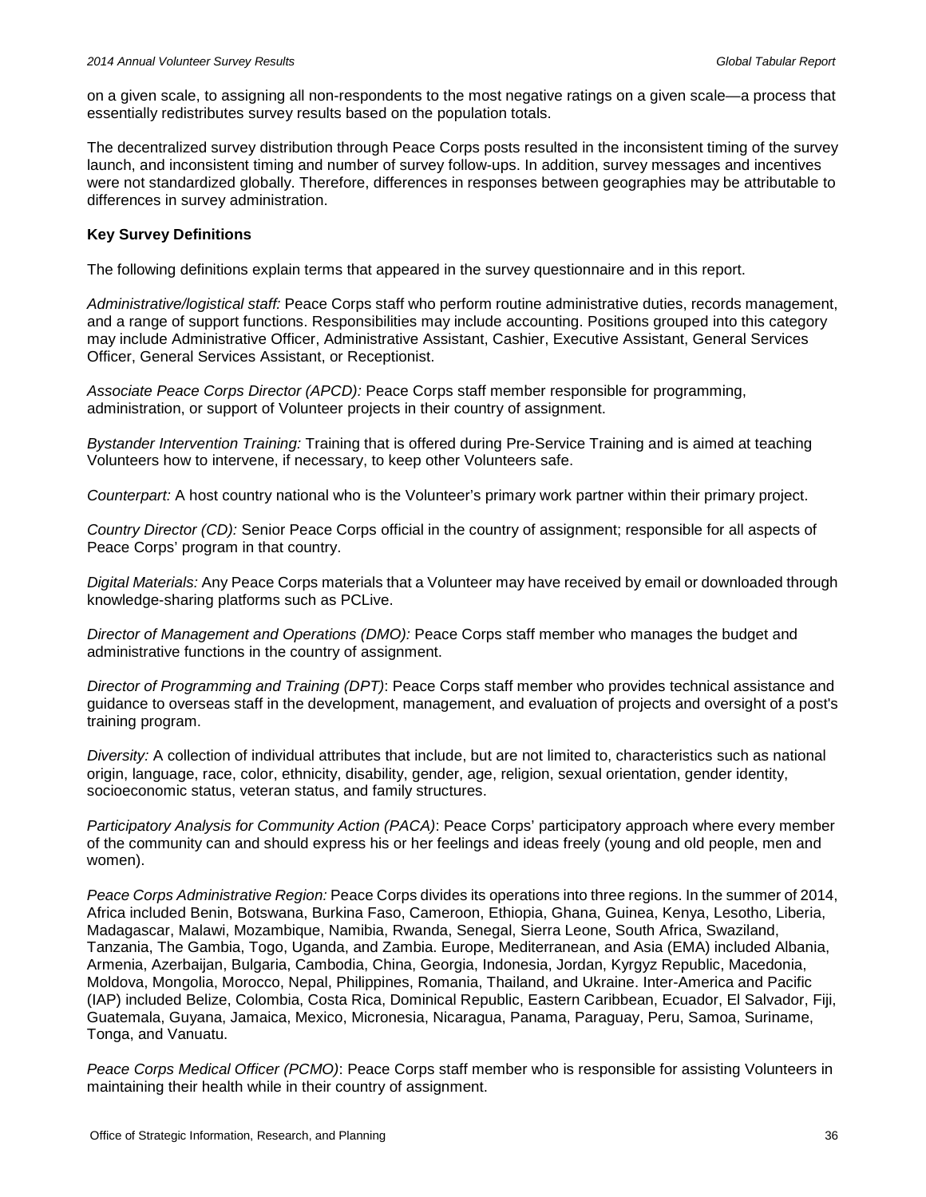on a given scale, to assigning all non-respondents to the most negative ratings on a given scale—a process that essentially redistributes survey results based on the population totals.

The decentralized survey distribution through Peace Corps posts resulted in the inconsistent timing of the survey launch, and inconsistent timing and number of survey follow-ups. In addition, survey messages and incentives were not standardized globally. Therefore, differences in responses between geographies may be attributable to differences in survey administration.

**Key Survey Definitions**

The following definitions explain terms that appeared in the survey questionnaire and in this report.

*Administrative/logistical staff:* Peace Corps staff who perform routine administrative duties, records management, and a range of support functions. Responsibilities may include accounting. Positions grouped into this category may include Administrative Officer, Administrative Assistant, Cashier, Executive Assistant, General Services Officer, General Services Assistant, or Receptionist.

*Associate Peace Corps Director (APCD):* Peace Corps staff member responsible for programming, administration, or support of Volunteer projects in their country of assignment.

*Bystander Intervention Training:* Training that is offered during Pre-Service Training and is aimed at teaching Volunteers how to intervene, if necessary, to keep other Volunteers safe.

*Counterpart:* A host country national who is the Volunteer's primary work partner within their primary project.

*Country Director (CD):* Senior Peace Corps official in the country of assignment; responsible for all aspects of Peace Corps' program in that country.

*Digital Materials:* Any Peace Corps materials that a Volunteer may have received by email or downloaded through knowledge-sharing platforms such as PCLive.

*Director of Management and Operations (DMO):* Peace Corps staff member who manages the budget and administrative functions in the country of assignment.

*Director of Programming and Training (DPT)*: Peace Corps staff member who provides technical assistance and guidance to overseas staff in the development, management, and evaluation of projects and oversight of a post's training program.

*Diversity:* A collection of individual attributes that include, but are not limited to, characteristics such as national origin, language, race, color, ethnicity, disability, gender, age, religion, sexual orientation, gender identity, socioeconomic status, veteran status, and family structures.

*Participatory Analysis for Community Action (PACA)*: Peace Corps' participatory approach where every member of the community can and should express his or her feelings and ideas freely (young and old people, men and women).

*Peace Corps Administrative Region:* Peace Corps divides its operations into three regions. In the summer of 2014, Africa included Benin, Botswana, Burkina Faso, Cameroon, Ethiopia, Ghana, Guinea, Kenya, Lesotho, Liberia, Madagascar, Malawi, Mozambique, Namibia, Rwanda, Senegal, Sierra Leone, South Africa, Swaziland, Tanzania, The Gambia, Togo, Uganda, and Zambia. Europe, Mediterranean, and Asia (EMA) included Albania, Armenia, Azerbaijan, Bulgaria, Cambodia, China, Georgia, Indonesia, Jordan, Kyrgyz Republic, Macedonia, Moldova, Mongolia, Morocco, Nepal, Philippines, Romania, Thailand, and Ukraine. Inter-America and Pacific (IAP) included Belize, Colombia, Costa Rica, Dominical Republic, Eastern Caribbean, Ecuador, El Salvador, Fiji, Guatemala, Guyana, Jamaica, Mexico, Micronesia, Nicaragua, Panama, Paraguay, Peru, Samoa, Suriname, Tonga, and Vanuatu.

*Peace Corps Medical Officer (PCMO)*: Peace Corps staff member who is responsible for assisting Volunteers in maintaining their health while in their country of assignment.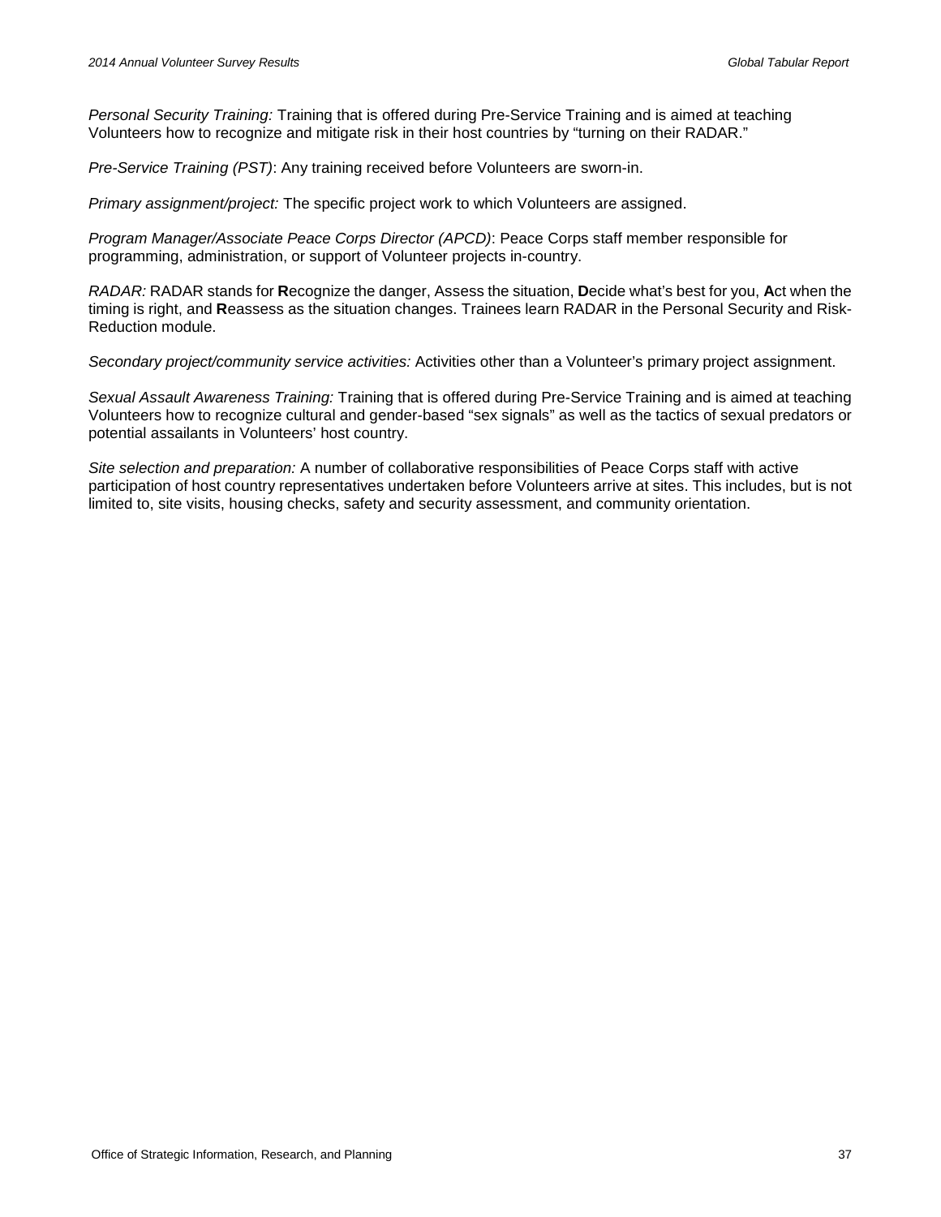*Personal Security Training:* Training that is offered during Pre-Service Training and is aimed at teaching Volunteers how to recognize and mitigate risk in their host countries by "turning on their RADAR."

*Pre-Service Training (PST)*: Any training received before Volunteers are sworn-in.

*Primary assignment/project:* The specific project work to which Volunteers are assigned.

*Program Manager/Associate Peace Corps Director (APCD)*: Peace Corps staff member responsible for programming, administration, or support of Volunteer projects in-country.

*RADAR:* RADAR stands for **R**ecognize the danger, Assess the situation, **D**ecide what's best for you, **A**ct when the timing is right, and **R**eassess as the situation changes. Trainees learn RADAR in the Personal Security and Risk-Reduction module.

*Secondary project/community service activities:* Activities other than a Volunteer's primary project assignment.

*Sexual Assault Awareness Training:* Training that is offered during Pre-Service Training and is aimed at teaching Volunteers how to recognize cultural and gender-based "sex signals" as well as the tactics of sexual predators or potential assailants in Volunteers' host country.

*Site selection and preparation:* A number of collaborative responsibilities of Peace Corps staff with active participation of host country representatives undertaken before Volunteers arrive at sites. This includes, but is not limited to, site visits, housing checks, safety and security assessment, and community orientation.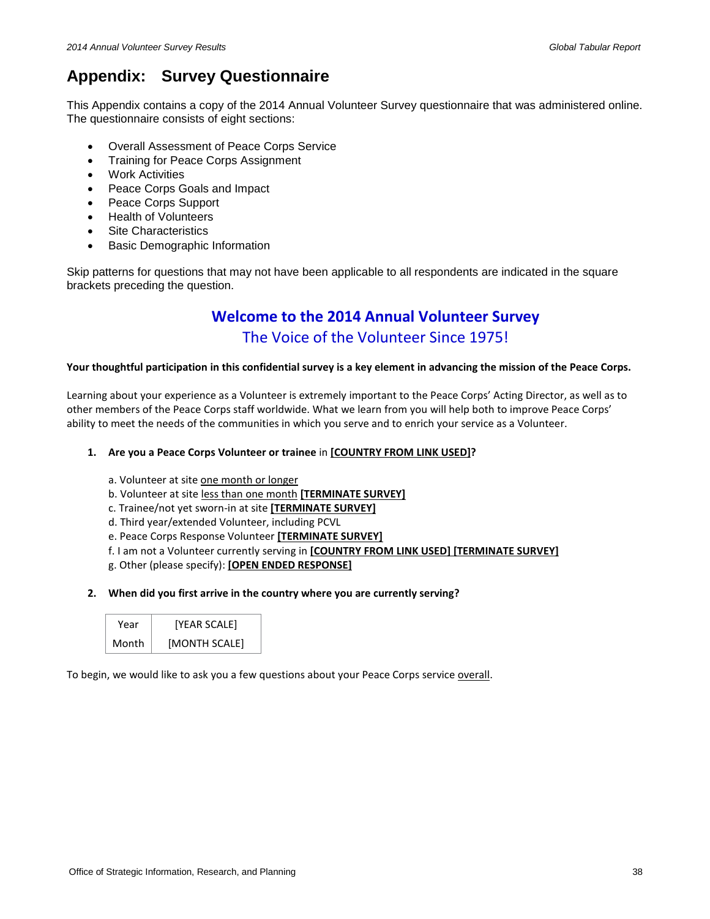# Appendix: Survey Questionnaire

This Appendix contains a copy of the 2014 Annual Volunteer Survey questionnaire that was administered online. The questionnaire consists of eight sections:

- Overall Assessment of Peace Corps Service
- Training for Peace Corps Assignment
- Work Activities
- Peace Corps Goals and Impact
- Peace Corps Support
- Health of Volunteers
- Site Characteristics
- Basic Demographic Information

Skip patterns for questions that may not have been applicable to all respondents are indicated in the square brackets preceding the question.

## Welcome to the 2014 Annual Volunteer Survey

### The Voice of the Volunteer Since 1975!

**Your thoughtful participation in this confidential survey is a key element in advancing the mission of the Peace Corps.**

Learning about your experience as a Volunteer is extremely important to the Peace Corps' Acting Director, as well as to other members of the Peace Corps staff worldwide. What we learn from you will help both to improve Peace Corps' ability to meet the needs of the communities in which you serve and to enrich your service as a Volunteer.

1. **Are you a Peace Corps Volunteer or trainee** in **[COUNTRY FROM LINK USED]?**

   a. Volunteer at site one month or longer
   b. Volunteer at site less than one month **[TERMINATE SURVEY]**
   c. Trainee/not yet sworn-in at site **[TERMINATE SURVEY]**
   d. Third year/extended Volunteer, including PCVL
   e. Peace Corps Response Volunteer **[TERMINATE SURVEY]**
   f. I am not a Volunteer currently serving in **[COUNTRY FROM LINK USED] [TERMINATE SURVEY]**
   g. Other (please specify): **[OPEN ENDED RESPONSE]**

2. **When did you first arrive in the country where you are currently serving?**

| Year | [YEAR SCALE] |
|---|---|
| Month | [MONTH SCALE] |

To begin, we would like to ask you a few questions about your Peace Corps service overall.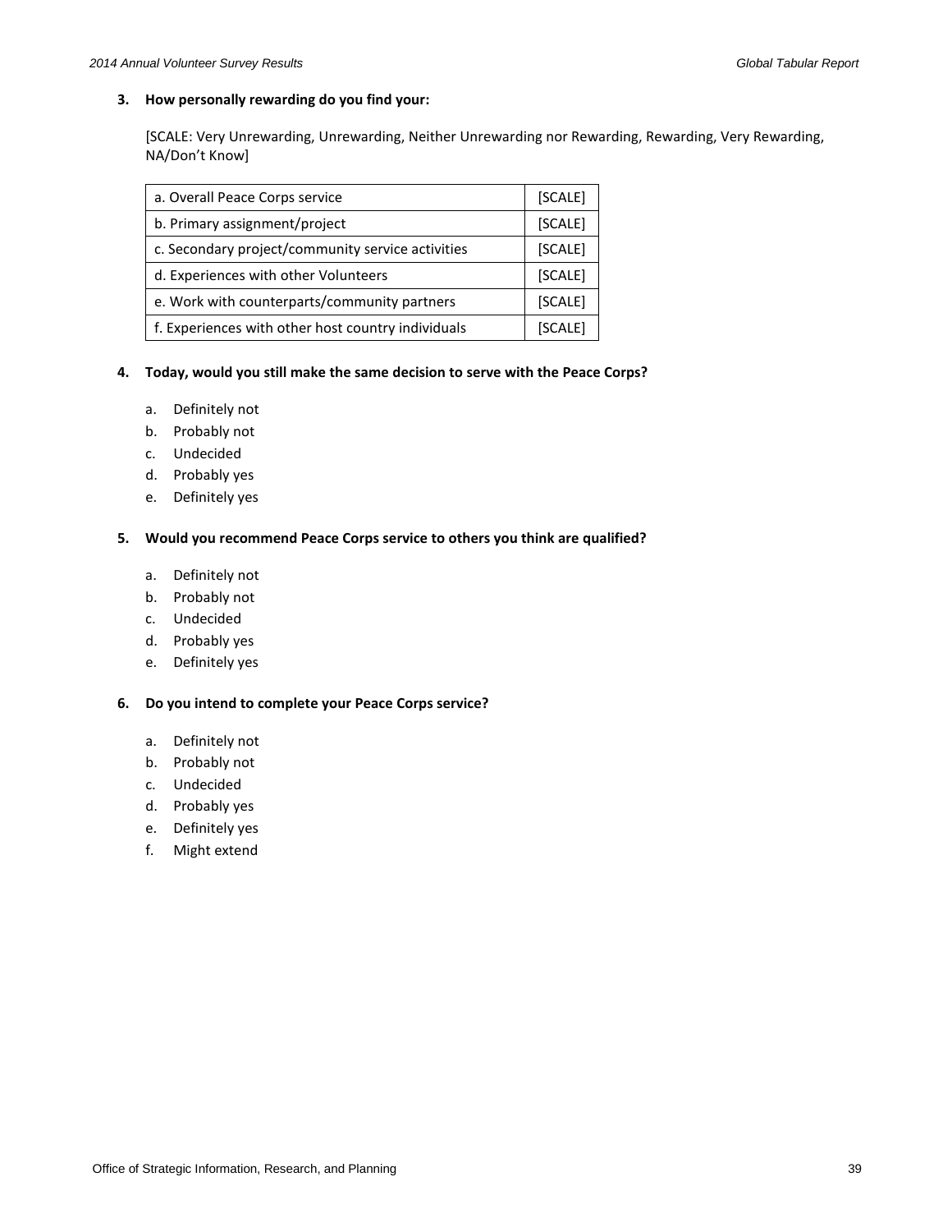**3. How personally rewarding do you find your:**

[SCALE: Very Unrewarding, Unrewarding, Neither Unrewarding nor Rewarding, Rewarding, Very Rewarding, NA/Don't Know]

| | |
|---|---|
| a. Overall Peace Corps service | [SCALE] |
| b. Primary assignment/project | [SCALE] |
| c. Secondary project/community service activities | [SCALE] |
| d. Experiences with other Volunteers | [SCALE] |
| e. Work with counterparts/community partners | [SCALE] |
| f. Experiences with other host country individuals | [SCALE] |

**4. Today, would you still make the same decision to serve with the Peace Corps?**

a. Definitely not
b. Probably not
c. Undecided
d. Probably yes
e. Definitely yes

**5. Would you recommend Peace Corps service to others you think are qualified?**

a. Definitely not
b. Probably not
c. Undecided
d. Probably yes
e. Definitely yes

**6. Do you intend to complete your Peace Corps service?**

a. Definitely not
b. Probably not
c. Undecided
d. Probably yes
e. Definitely yes
f. Might extend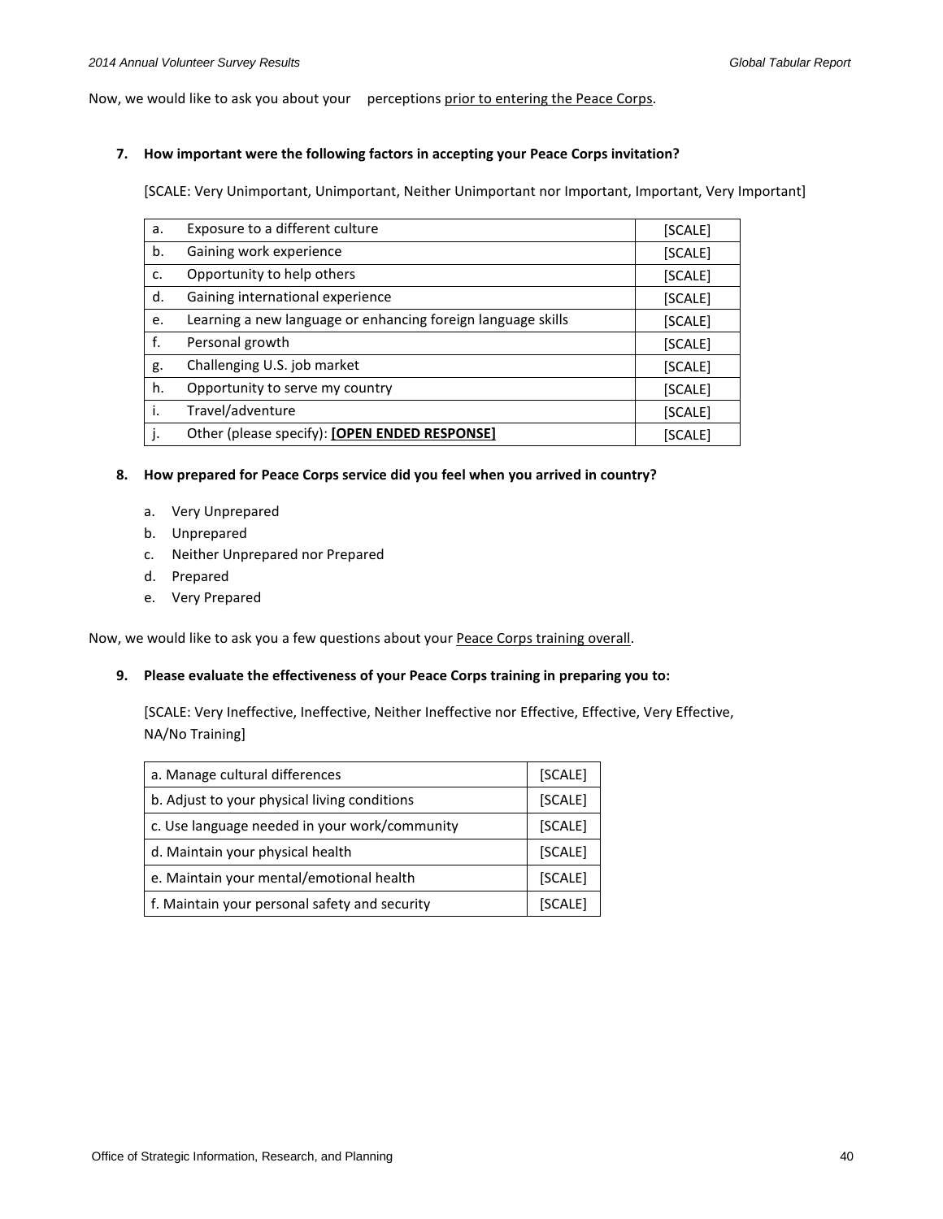Now, we would like to ask you about your perceptions <u>prior to entering the Peace Corps</u>.

**7. How important were the following factors in accepting your Peace Corps invitation?**

[SCALE: Very Unimportant, Unimportant, Neither Unimportant nor Important, Important, Very Important]

| | | |
|---|---|---|
| a. | Exposure to a different culture | [SCALE] |
| b. | Gaining work experience | [SCALE] |
| c. | Opportunity to help others | [SCALE] |
| d. | Gaining international experience | [SCALE] |
| e. | Learning a new language or enhancing foreign language skills | [SCALE] |
| f. | Personal growth | [SCALE] |
| g. | Challenging U.S. job market | [SCALE] |
| h. | Opportunity to serve my country | [SCALE] |
| i. | Travel/adventure | [SCALE] |
| j. | Other (please specify): **[OPEN ENDED RESPONSE]** | [SCALE] |

**8. How prepared for Peace Corps service did you feel when you arrived in country?**

a. Very Unprepared
b. Unprepared
c. Neither Unprepared nor Prepared
d. Prepared
e. Very Prepared

Now, we would like to ask you a few questions about your <u>Peace Corps training overall</u>.

**9. Please evaluate the effectiveness of your Peace Corps training in preparing you to:**

[SCALE: Very Ineffective, Ineffective, Neither Ineffective nor Effective, Effective, Very Effective, NA/No Training]

| | |
|---|---|
| a. Manage cultural differences | [SCALE] |
| b. Adjust to your physical living conditions | [SCALE] |
| c. Use language needed in your work/community | [SCALE] |
| d. Maintain your physical health | [SCALE] |
| e. Maintain your mental/emotional health | [SCALE] |
| f. Maintain your personal safety and security | [SCALE] |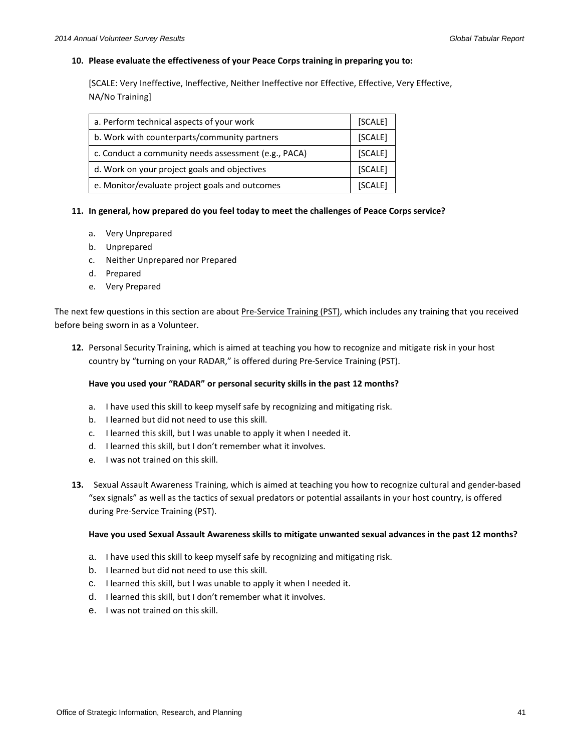**10. Please evaluate the effectiveness of your Peace Corps training in preparing you to:**

[SCALE: Very Ineffective, Ineffective, Neither Ineffective nor Effective, Effective, Very Effective, NA/No Training]

| | |
|---|---|
| a. Perform technical aspects of your work | [SCALE] |
| b. Work with counterparts/community partners | [SCALE] |
| c. Conduct a community needs assessment (e.g., PACA) | [SCALE] |
| d. Work on your project goals and objectives | [SCALE] |
| e. Monitor/evaluate project goals and outcomes | [SCALE] |

**11. In general, how prepared do you feel today to meet the challenges of Peace Corps service?**

a. Very Unprepared
b. Unprepared
c. Neither Unprepared nor Prepared
d. Prepared
e. Very Prepared

The next few questions in this section are about Pre-Service Training (PST), which includes any training that you received before being sworn in as a Volunteer.

**12.** Personal Security Training, which is aimed at teaching you how to recognize and mitigate risk in your host country by "turning on your RADAR," is offered during Pre-Service Training (PST).

**Have you used your "RADAR" or personal security skills in the past 12 months?**

a. I have used this skill to keep myself safe by recognizing and mitigating risk.
b. I learned but did not need to use this skill.
c. I learned this skill, but I was unable to apply it when I needed it.
d. I learned this skill, but I don't remember what it involves.
e. I was not trained on this skill.

**13.** Sexual Assault Awareness Training, which is aimed at teaching you how to recognize cultural and gender-based "sex signals" as well as the tactics of sexual predators or potential assailants in your host country, is offered during Pre-Service Training (PST).

**Have you used Sexual Assault Awareness skills to mitigate unwanted sexual advances in the past 12 months?**

a. I have used this skill to keep myself safe by recognizing and mitigating risk.
b. I learned but did not need to use this skill.
c. I learned this skill, but I was unable to apply it when I needed it.
d. I learned this skill, but I don't remember what it involves.
e. I was not trained on this skill.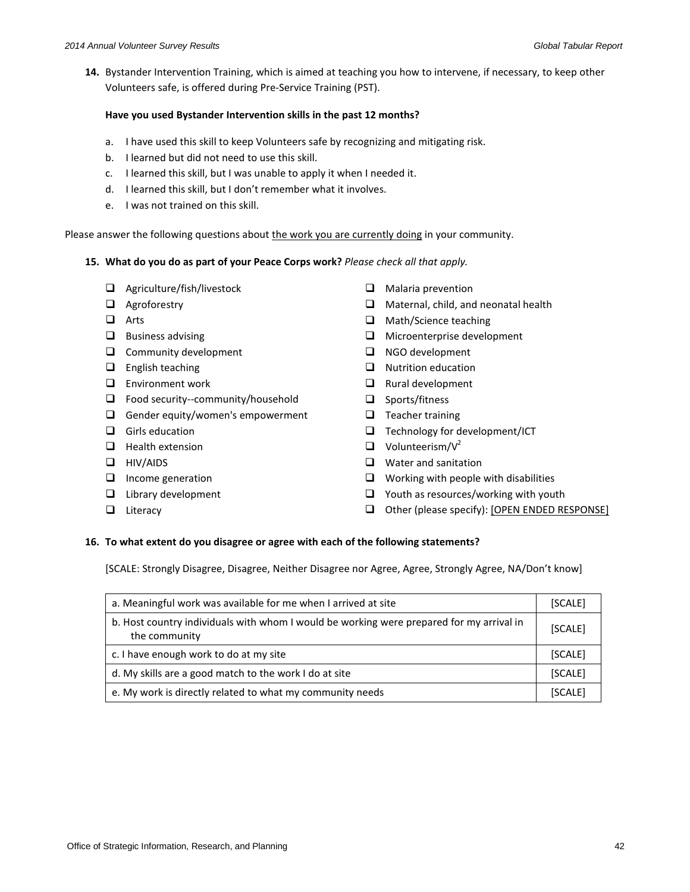**14.** Bystander Intervention Training, which is aimed at teaching you how to intervene, if necessary, to keep other Volunteers safe, is offered during Pre-Service Training (PST).

**Have you used Bystander Intervention skills in the past 12 months?**

a. I have used this skill to keep Volunteers safe by recognizing and mitigating risk.
b. I learned but did not need to use this skill.
c. I learned this skill, but I was unable to apply it when I needed it.
d. I learned this skill, but I don't remember what it involves.
e. I was not trained on this skill.

Please answer the following questions about the work you are currently doing in your community.

**15. What do you do as part of your Peace Corps work?** *Please check all that apply.*

- ❑ Agriculture/fish/livestock
- ❑ Agroforestry
- ❑ Arts
- ❑ Business advising
- ❑ Community development
- ❑ English teaching
- ❑ Environment work
- ❑ Food security--community/household
- ❑ Gender equity/women's empowerment
- ❑ Girls education
- ❑ Health extension
- ❑ HIV/AIDS
- ❑ Income generation
- ❑ Library development
- ❑ Literacy
- ❑ Malaria prevention
- ❑ Maternal, child, and neonatal health
- ❑ Math/Science teaching
- ❑ Microenterprise development
- ❑ NGO development
- ❑ Nutrition education
- ❑ Rural development
- ❑ Sports/fitness
- ❑ Teacher training
- ❑ Technology for development/ICT
- ❑ Volunteerism/$V^2$
- ❑ Water and sanitation
- ❑ Working with people with disabilities
- ❑ Youth as resources/working with youth
- ❑ Other (please specify): [OPEN ENDED RESPONSE]

**16. To what extent do you disagree or agree with each of the following statements?**

[SCALE: Strongly Disagree, Disagree, Neither Disagree nor Agree, Agree, Strongly Agree, NA/Don't know]

| Statement | Response |
|---|---|
| a. Meaningful work was available for me when I arrived at site | [SCALE] |
| b. Host country individuals with whom I would be working were prepared for my arrival in the community | [SCALE] |
| c. I have enough work to do at my site | [SCALE] |
| d. My skills are a good match to the work I do at site | [SCALE] |
| e. My work is directly related to what my community needs | [SCALE] |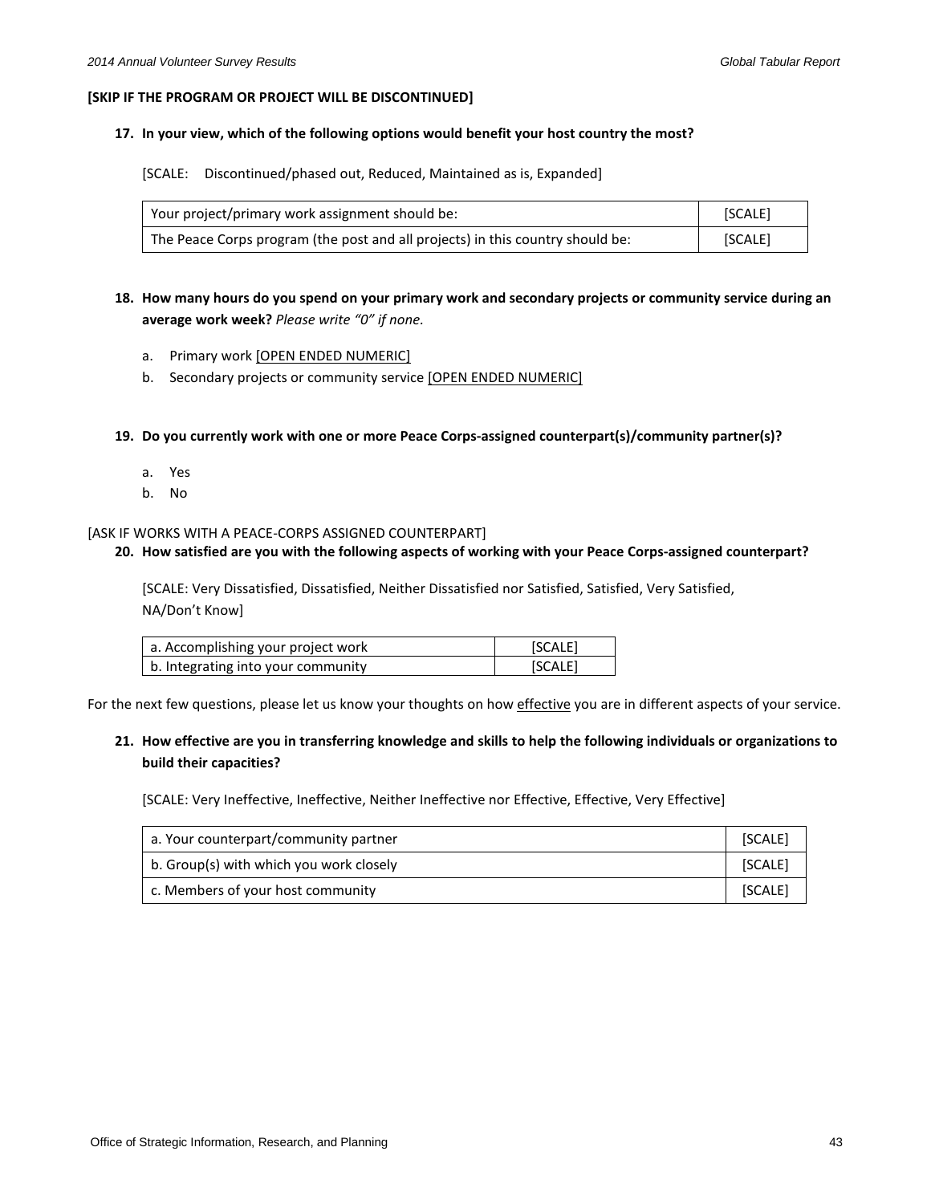**[SKIP IF THE PROGRAM OR PROJECT WILL BE DISCONTINUED]**

**17. In your view, which of the following options would benefit your host country the most?**

[SCALE: Discontinued/phased out, Reduced, Maintained as is, Expanded]

| Your project/primary work assignment should be: | [SCALE] |
|---|---|
| The Peace Corps program (the post and all projects) in this country should be: | [SCALE] |

**18. How many hours do you spend on your primary work and secondary projects or community service during an average work week?** *Please write "0" if none.*

a. Primary work [OPEN ENDED NUMERIC]
b. Secondary projects or community service [OPEN ENDED NUMERIC]

**19. Do you currently work with one or more Peace Corps-assigned counterpart(s)/community partner(s)?**

a. Yes
b. No

[ASK IF WORKS WITH A PEACE-CORPS ASSIGNED COUNTERPART]

**20. How satisfied are you with the following aspects of working with your Peace Corps-assigned counterpart?**

[SCALE: Very Dissatisfied, Dissatisfied, Neither Dissatisfied nor Satisfied, Satisfied, Very Satisfied, NA/Don't Know]

| a. Accomplishing your project work | [SCALE] |
|---|---|
| b. Integrating into your community | [SCALE] |

For the next few questions, please let us know your thoughts on how effective you are in different aspects of your service.

**21. How effective are you in transferring knowledge and skills to help the following individuals or organizations to build their capacities?**

[SCALE: Very Ineffective, Ineffective, Neither Ineffective nor Effective, Effective, Very Effective]

| a. Your counterpart/community partner | [SCALE] |
|---|---|
| b. Group(s) with which you work closely | [SCALE] |
| c. Members of your host community | [SCALE] |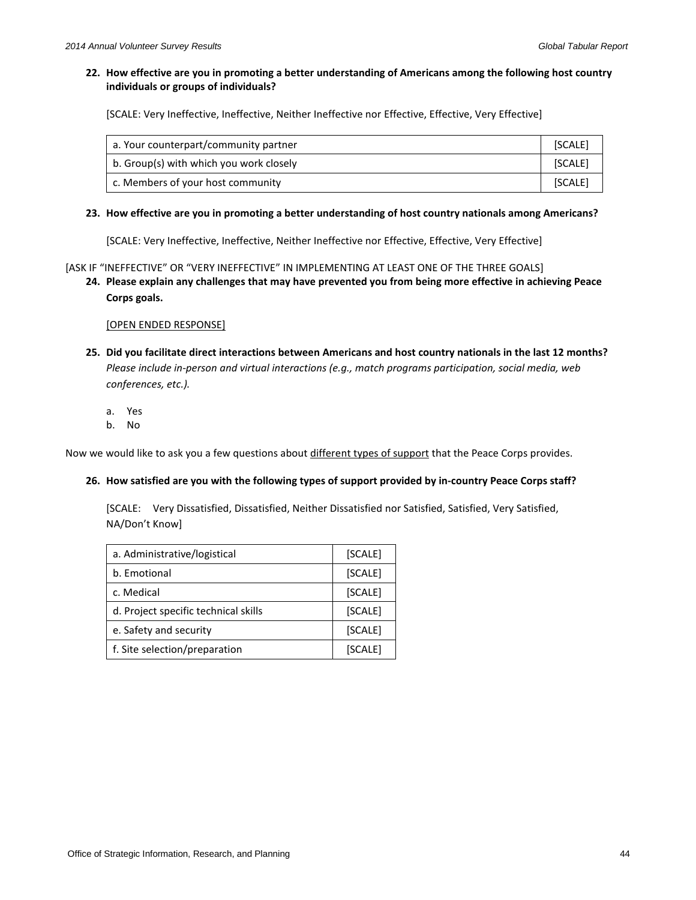**22. How effective are you in promoting a better understanding of Americans among the following host country individuals or groups of individuals?**

[SCALE: Very Ineffective, Ineffective, Neither Ineffective nor Effective, Effective, Very Effective]

| | |
|---|---|
| a. Your counterpart/community partner | [SCALE] |
| b. Group(s) with which you work closely | [SCALE] |
| c. Members of your host community | [SCALE] |

**23. How effective are you in promoting a better understanding of host country nationals among Americans?**

[SCALE: Very Ineffective, Ineffective, Neither Ineffective nor Effective, Effective, Very Effective]

[ASK IF "INEFFECTIVE" OR "VERY INEFFECTIVE" IN IMPLEMENTING AT LEAST ONE OF THE THREE GOALS]

**24. Please explain any challenges that may have prevented you from being more effective in achieving Peace Corps goals.**

[OPEN ENDED RESPONSE]

**25. Did you facilitate direct interactions between Americans and host country nationals in the last 12 months?** *Please include in-person and virtual interactions (e.g., match programs participation, social media, web conferences, etc.).*

a. Yes
b. No

Now we would like to ask you a few questions about different types of support that the Peace Corps provides.

**26. How satisfied are you with the following types of support provided by in-country Peace Corps staff?**

[SCALE: Very Dissatisfied, Dissatisfied, Neither Dissatisfied nor Satisfied, Satisfied, Very Satisfied, NA/Don't Know]

| | |
|---|---|
| a. Administrative/logistical | [SCALE] |
| b. Emotional | [SCALE] |
| c. Medical | [SCALE] |
| d. Project specific technical skills | [SCALE] |
| e. Safety and security | [SCALE] |
| f. Site selection/preparation | [SCALE] |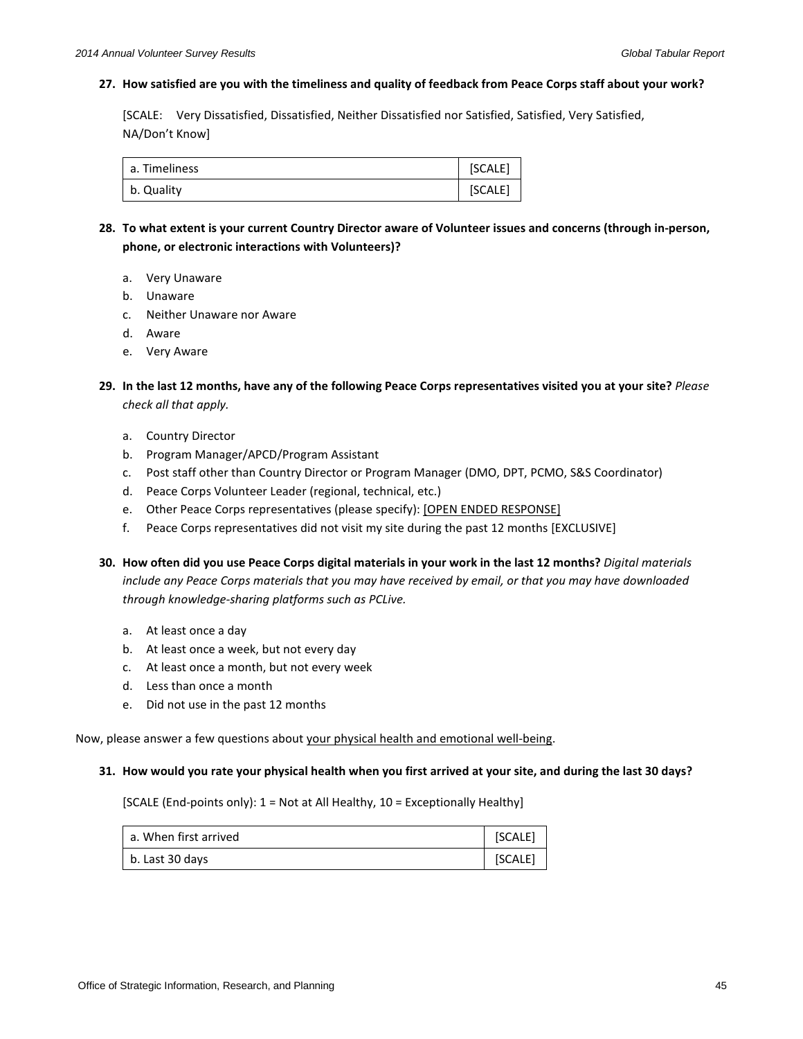**27. How satisfied are you with the timeliness and quality of feedback from Peace Corps staff about your work?**

[SCALE: Very Dissatisfied, Dissatisfied, Neither Dissatisfied nor Satisfied, Satisfied, Very Satisfied, NA/Don't Know]

| | |
|---|---|
| a. Timeliness | [SCALE] |
| b. Quality | [SCALE] |

**28. To what extent is your current Country Director aware of Volunteer issues and concerns (through in-person, phone, or electronic interactions with Volunteers)?**

a. Very Unaware
b. Unaware
c. Neither Unaware nor Aware
d. Aware
e. Very Aware

**29. In the last 12 months, have any of the following Peace Corps representatives visited you at your site?** *Please check all that apply.*

a. Country Director
b. Program Manager/APCD/Program Assistant
c. Post staff other than Country Director or Program Manager (DMO, DPT, PCMO, S&S Coordinator)
d. Peace Corps Volunteer Leader (regional, technical, etc.)
e. Other Peace Corps representatives (please specify): [OPEN ENDED RESPONSE]
f. Peace Corps representatives did not visit my site during the past 12 months [EXCLUSIVE]

**30. How often did you use Peace Corps digital materials in your work in the last 12 months?** *Digital materials include any Peace Corps materials that you may have received by email, or that you may have downloaded through knowledge-sharing platforms such as PCLive.*

a. At least once a day
b. At least once a week, but not every day
c. At least once a month, but not every week
d. Less than once a month
e. Did not use in the past 12 months

Now, please answer a few questions about your physical health and emotional well-being.

**31. How would you rate your physical health when you first arrived at your site, and during the last 30 days?**

[SCALE (End-points only): 1 = Not at All Healthy, 10 = Exceptionally Healthy]

| | |
|---|---|
| a. When first arrived | [SCALE] |
| b. Last 30 days | [SCALE] |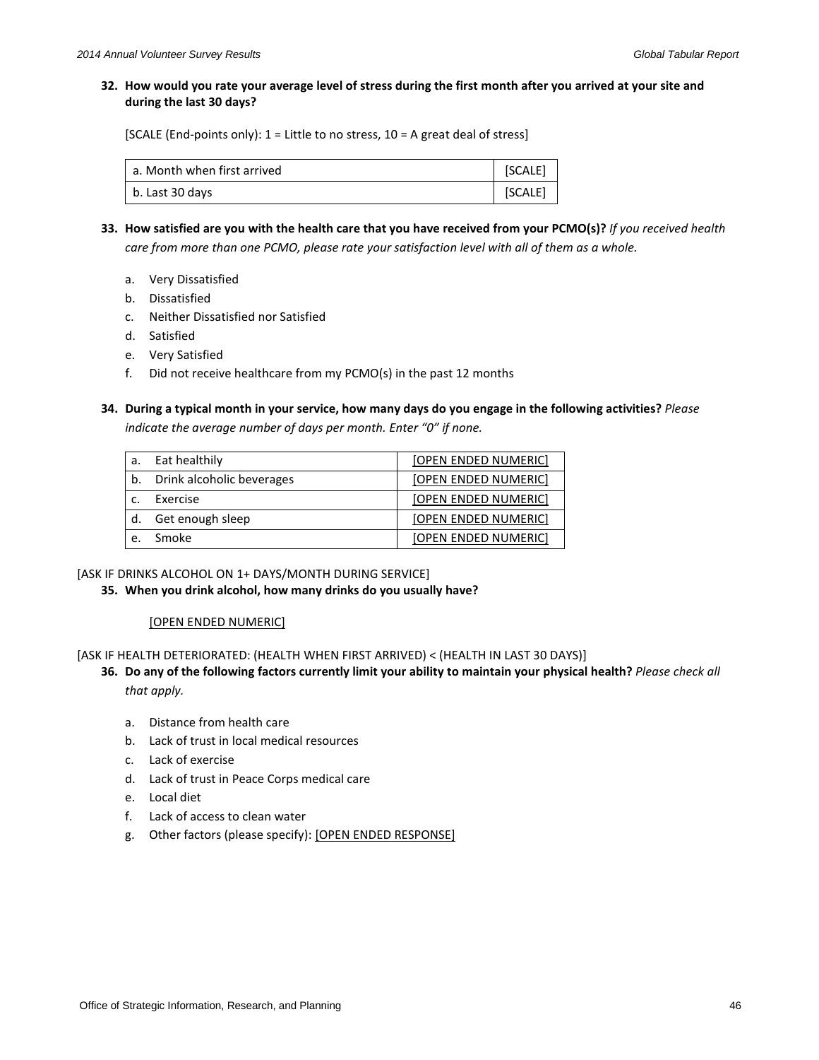**32. How would you rate your average level of stress during the first month after you arrived at your site and during the last 30 days?**

[SCALE (End-points only): 1 = Little to no stress, 10 = A great deal of stress]

| | |
|---|---|
| a. Month when first arrived | [SCALE] |
| b. Last 30 days | [SCALE] |

**33. How satisfied are you with the health care that you have received from your PCMO(s)?** *If you received health care from more than one PCMO, please rate your satisfaction level with all of them as a whole.*

a. Very Dissatisfied
b. Dissatisfied
c. Neither Dissatisfied nor Satisfied
d. Satisfied
e. Very Satisfied
f. Did not receive healthcare from my PCMO(s) in the past 12 months

**34. During a typical month in your service, how many days do you engage in the following activities?** *Please indicate the average number of days per month. Enter "0" if none.*

| | |
|---|---|
| a. Eat healthily | [OPEN ENDED NUMERIC] |
| b. Drink alcoholic beverages | [OPEN ENDED NUMERIC] |
| c. Exercise | [OPEN ENDED NUMERIC] |
| d. Get enough sleep | [OPEN ENDED NUMERIC] |
| e. Smoke | [OPEN ENDED NUMERIC] |

[ASK IF DRINKS ALCOHOL ON 1+ DAYS/MONTH DURING SERVICE]

**35. When you drink alcohol, how many drinks do you usually have?**

[OPEN ENDED NUMERIC]

[ASK IF HEALTH DETERIORATED: (HEALTH WHEN FIRST ARRIVED) < (HEALTH IN LAST 30 DAYS)]

**36. Do any of the following factors currently limit your ability to maintain your physical health?** *Please check all that apply.*

a. Distance from health care
b. Lack of trust in local medical resources
c. Lack of exercise
d. Lack of trust in Peace Corps medical care
e. Local diet
f. Lack of access to clean water
g. Other factors (please specify): [OPEN ENDED RESPONSE]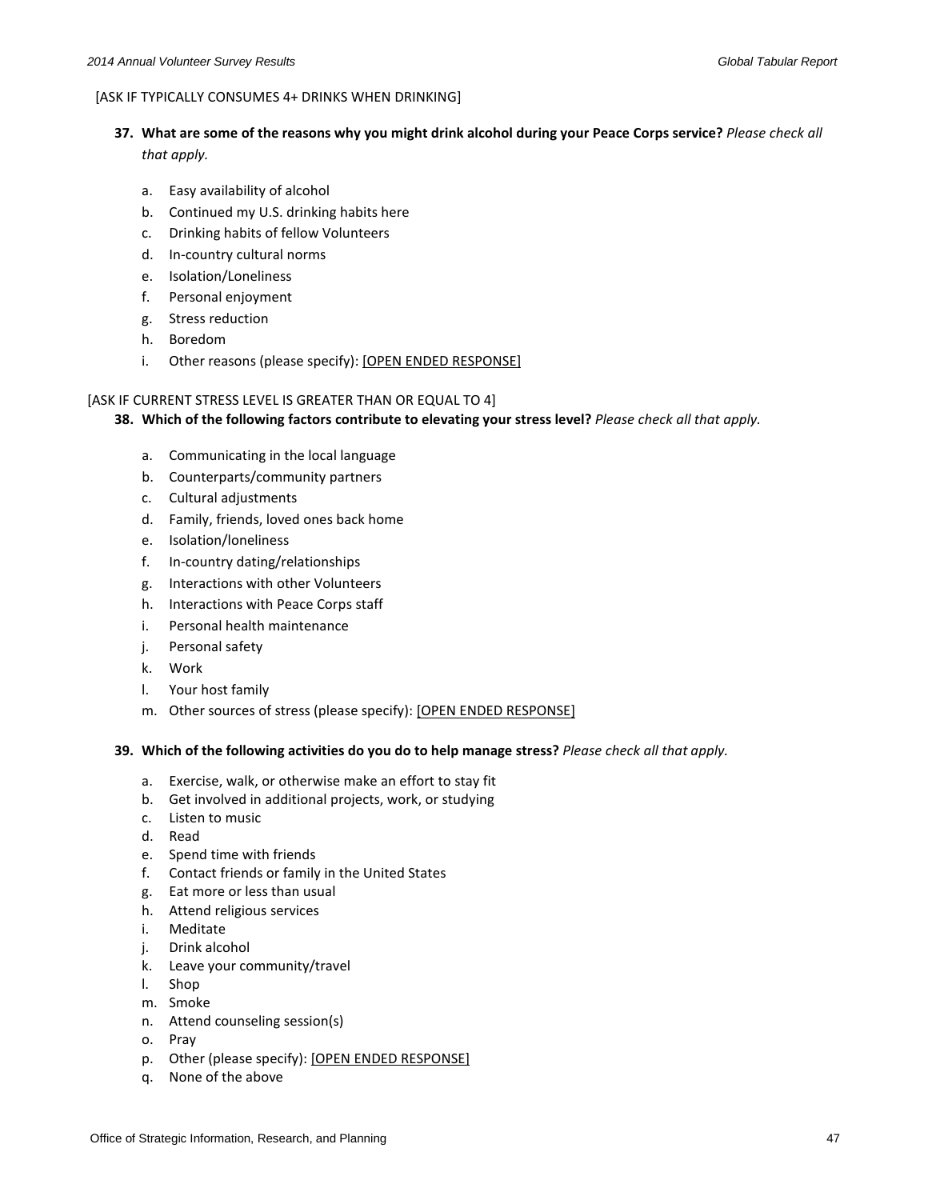[ASK IF TYPICALLY CONSUMES 4+ DRINKS WHEN DRINKING]

**37. What are some of the reasons why you might drink alcohol during your Peace Corps service?** *Please check all that apply.*

a. Easy availability of alcohol
b. Continued my U.S. drinking habits here
c. Drinking habits of fellow Volunteers
d. In-country cultural norms
e. Isolation/Loneliness
f. Personal enjoyment
g. Stress reduction
h. Boredom
i. Other reasons (please specify): [OPEN ENDED RESPONSE]

[ASK IF CURRENT STRESS LEVEL IS GREATER THAN OR EQUAL TO 4]

**38. Which of the following factors contribute to elevating your stress level?** *Please check all that apply.*

a. Communicating in the local language
b. Counterparts/community partners
c. Cultural adjustments
d. Family, friends, loved ones back home
e. Isolation/loneliness
f. In-country dating/relationships
g. Interactions with other Volunteers
h. Interactions with Peace Corps staff
i. Personal health maintenance
j. Personal safety
k. Work
l. Your host family
m. Other sources of stress (please specify): [OPEN ENDED RESPONSE]

**39. Which of the following activities do you do to help manage stress?** *Please check all that apply.*

a. Exercise, walk, or otherwise make an effort to stay fit
b. Get involved in additional projects, work, or studying
c. Listen to music
d. Read
e. Spend time with friends
f. Contact friends or family in the United States
g. Eat more or less than usual
h. Attend religious services
i. Meditate
j. Drink alcohol
k. Leave your community/travel
l. Shop
m. Smoke
n. Attend counseling session(s)
o. Pray
p. Other (please specify): [OPEN ENDED RESPONSE]
q. None of the above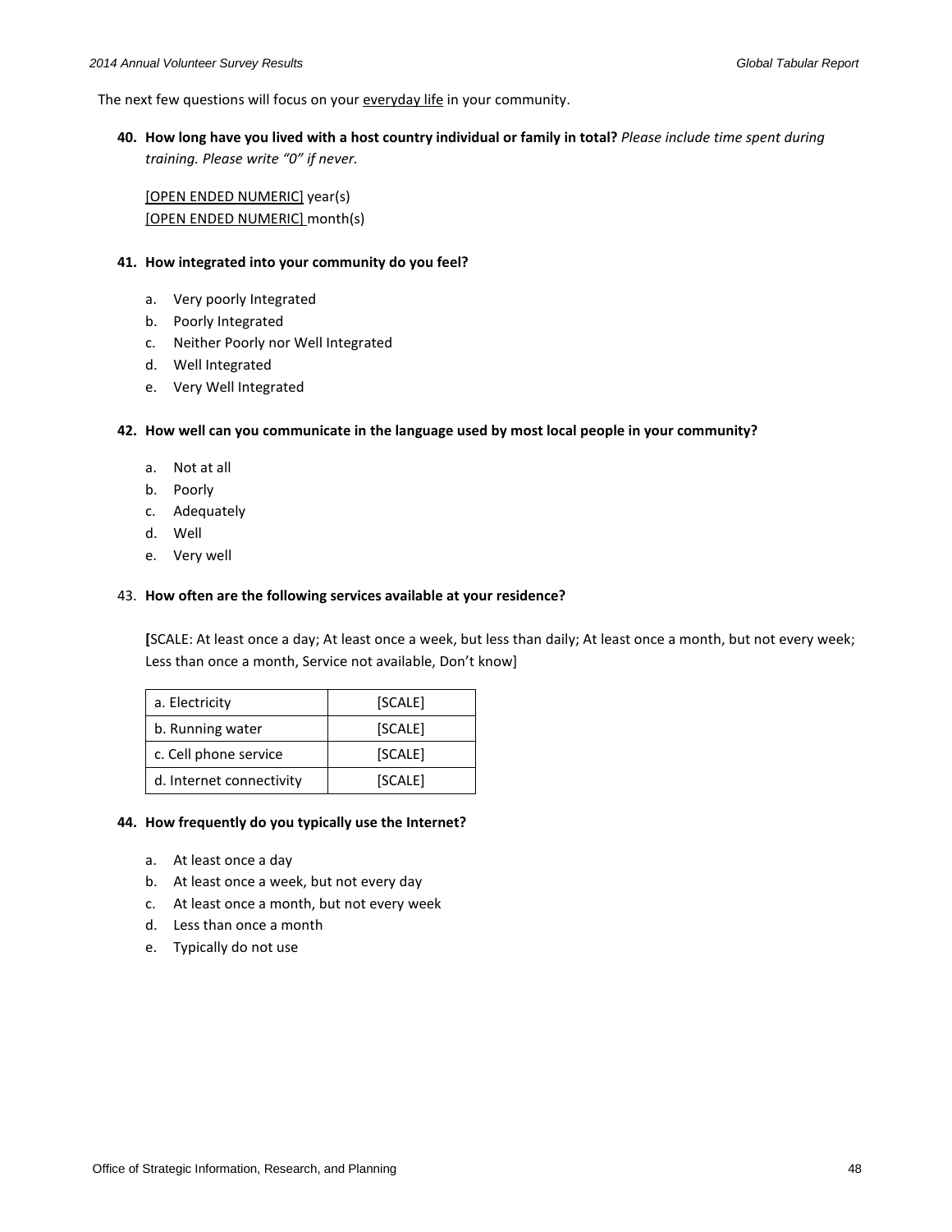The next few questions will focus on your everyday life in your community.

**40. How long have you lived with a host country individual or family in total?** *Please include time spent during training. Please write "0" if never.*

[OPEN ENDED NUMERIC] year(s)
[OPEN ENDED NUMERIC] month(s)

**41. How integrated into your community do you feel?**

a. Very poorly Integrated
b. Poorly Integrated
c. Neither Poorly nor Well Integrated
d. Well Integrated
e. Very Well Integrated

**42. How well can you communicate in the language used by most local people in your community?**

a. Not at all
b. Poorly
c. Adequately
d. Well
e. Very well

43. **How often are the following services available at your residence?**

**[**SCALE: At least once a day; At least once a week, but less than daily; At least once a month, but not every week; Less than once a month, Service not available, Don't know]

| | |
|---|---|
| a. Electricity | [SCALE] |
| b. Running water | [SCALE] |
| c. Cell phone service | [SCALE] |
| d. Internet connectivity | [SCALE] |

**44. How frequently do you typically use the Internet?**

a. At least once a day
b. At least once a week, but not every day
c. At least once a month, but not every week
d. Less than once a month
e. Typically do not use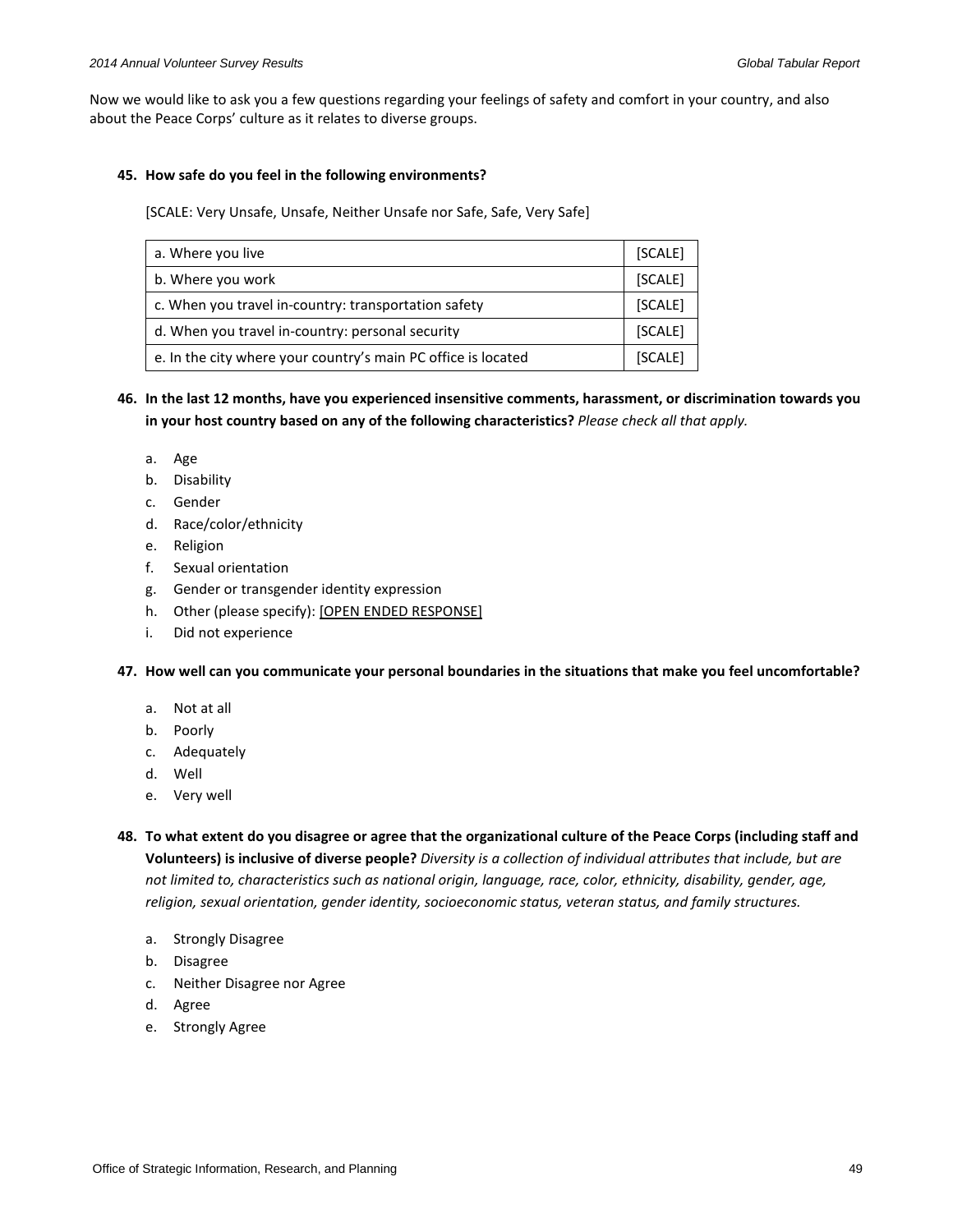Now we would like to ask you a few questions regarding your feelings of safety and comfort in your country, and also about the Peace Corps' culture as it relates to diverse groups.

**45. How safe do you feel in the following environments?**

[SCALE: Very Unsafe, Unsafe, Neither Unsafe nor Safe, Safe, Very Safe]

| | |
|---|---|
| a. Where you live | [SCALE] |
| b. Where you work | [SCALE] |
| c. When you travel in-country: transportation safety | [SCALE] |
| d. When you travel in-country: personal security | [SCALE] |
| e. In the city where your country's main PC office is located | [SCALE] |

**46. In the last 12 months, have you experienced insensitive comments, harassment, or discrimination towards you in your host country based on any of the following characteristics?** *Please check all that apply.*

a. Age
b. Disability
c. Gender
d. Race/color/ethnicity
e. Religion
f. Sexual orientation
g. Gender or transgender identity expression
h. Other (please specify): [OPEN ENDED RESPONSE]
i. Did not experience

**47. How well can you communicate your personal boundaries in the situations that make you feel uncomfortable?**

a. Not at all
b. Poorly
c. Adequately
d. Well
e. Very well

**48. To what extent do you disagree or agree that the organizational culture of the Peace Corps (including staff and Volunteers) is inclusive of diverse people?** *Diversity is a collection of individual attributes that include, but are not limited to, characteristics such as national origin, language, race, color, ethnicity, disability, gender, age, religion, sexual orientation, gender identity, socioeconomic status, veteran status, and family structures.*

a. Strongly Disagree
b. Disagree
c. Neither Disagree nor Agree
d. Agree
e. Strongly Agree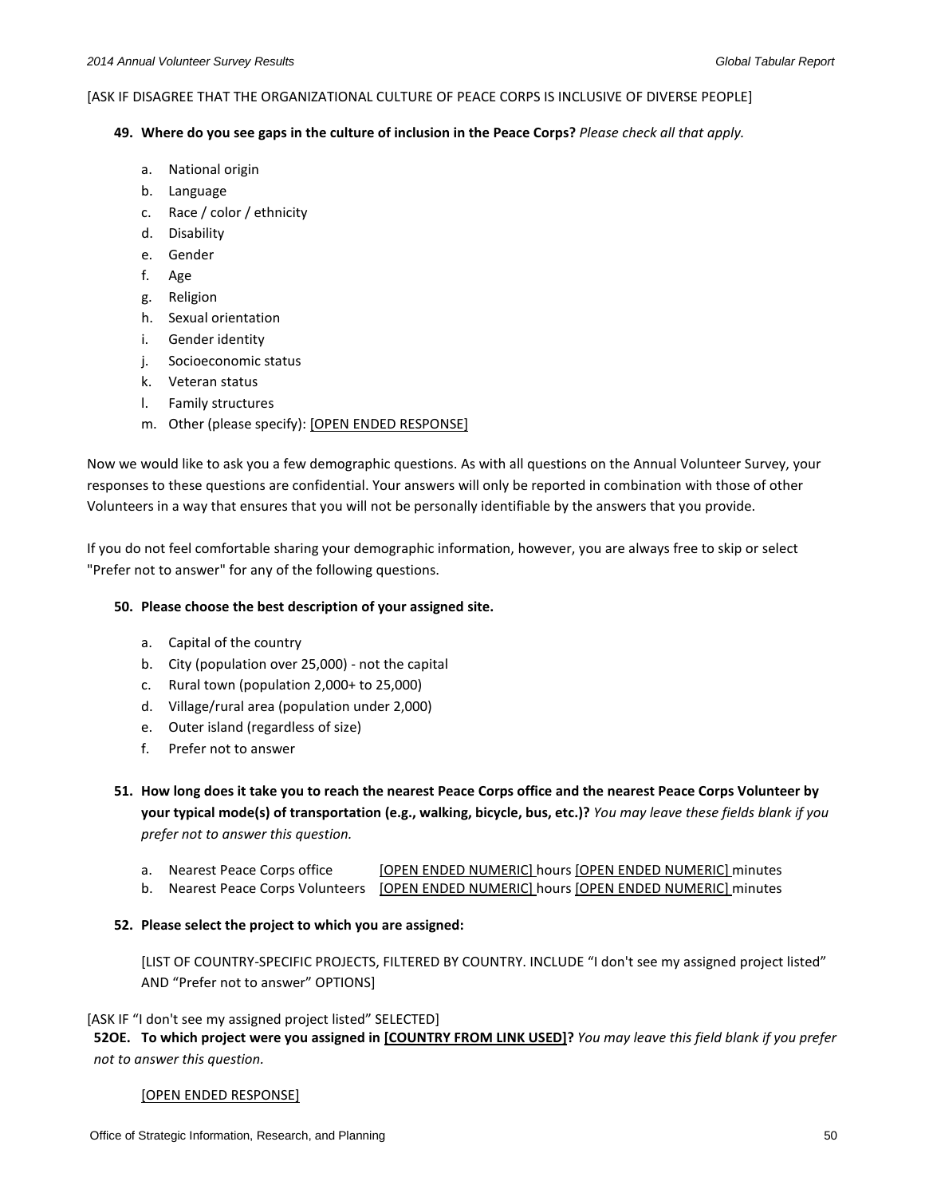[ASK IF DISAGREE THAT THE ORGANIZATIONAL CULTURE OF PEACE CORPS IS INCLUSIVE OF DIVERSE PEOPLE]

**49. Where do you see gaps in the culture of inclusion in the Peace Corps?** *Please check all that apply.*

a. National origin
b. Language
c. Race / color / ethnicity
d. Disability
e. Gender
f. Age
g. Religion
h. Sexual orientation
i. Gender identity
j. Socioeconomic status
k. Veteran status
l. Family structures
m. Other (please specify): [OPEN ENDED RESPONSE]

Now we would like to ask you a few demographic questions. As with all questions on the Annual Volunteer Survey, your responses to these questions are confidential. Your answers will only be reported in combination with those of other Volunteers in a way that ensures that you will not be personally identifiable by the answers that you provide.

If you do not feel comfortable sharing your demographic information, however, you are always free to skip or select "Prefer not to answer" for any of the following questions.

**50. Please choose the best description of your assigned site.**

a. Capital of the country
b. City (population over 25,000) - not the capital
c. Rural town (population 2,000+ to 25,000)
d. Village/rural area (population under 2,000)
e. Outer island (regardless of size)
f. Prefer not to answer

**51. How long does it take you to reach the nearest Peace Corps office and the nearest Peace Corps Volunteer by your typical mode(s) of transportation (e.g., walking, bicycle, bus, etc.)?** *You may leave these fields blank if you prefer not to answer this question.*

a. Nearest Peace Corps office [OPEN ENDED NUMERIC] hours [OPEN ENDED NUMERIC] minutes
b. Nearest Peace Corps Volunteers [OPEN ENDED NUMERIC] hours [OPEN ENDED NUMERIC] minutes

**52. Please select the project to which you are assigned:**

[LIST OF COUNTRY-SPECIFIC PROJECTS, FILTERED BY COUNTRY. INCLUDE “I don't see my assigned project listed” AND “Prefer not to answer” OPTIONS]

[ASK IF “I don't see my assigned project listed” SELECTED]

**52OE. To which project were you assigned in [COUNTRY FROM LINK USED]?** *You may leave this field blank if you prefer not to answer this question.*

[OPEN ENDED RESPONSE]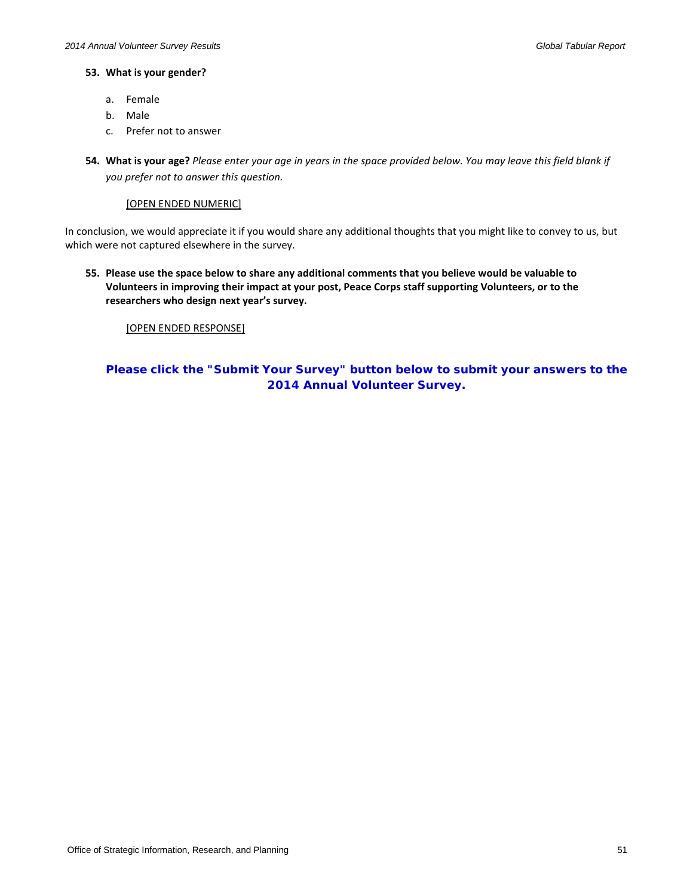**53. What is your gender?**

a. Female
b. Male
c. Prefer not to answer

**54. What is your age?** *Please enter your age in years in the space provided below. You may leave this field blank if you prefer not to answer this question.*

[OPEN ENDED NUMERIC]

In conclusion, we would appreciate it if you would share any additional thoughts that you might like to convey to us, but which were not captured elsewhere in the survey.

**55. Please use the space below to share any additional comments that you believe would be valuable to Volunteers in improving their impact at your post, Peace Corps staff supporting Volunteers, or to the researchers who design next year's survey.**

[OPEN ENDED RESPONSE]

**Please click the "Submit Your Survey" button below to submit your answers to the 2014 Annual Volunteer Survey.**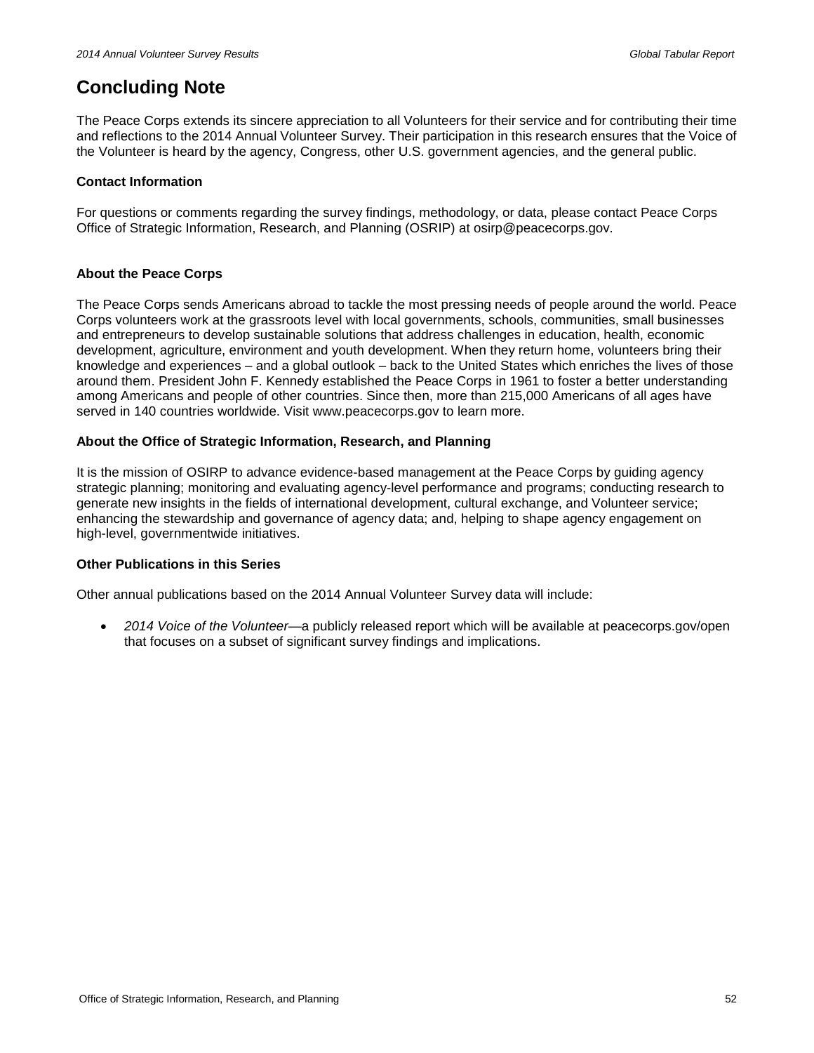# Concluding Note

The Peace Corps extends its sincere appreciation to all Volunteers for their service and for contributing their time and reflections to the 2014 Annual Volunteer Survey. Their participation in this research ensures that the Voice of the Volunteer is heard by the agency, Congress, other U.S. government agencies, and the general public.

### Contact Information

For questions or comments regarding the survey findings, methodology, or data, please contact Peace Corps Office of Strategic Information, Research, and Planning (OSRIP) at osirp@peacecorps.gov.

### About the Peace Corps

The Peace Corps sends Americans abroad to tackle the most pressing needs of people around the world. Peace Corps volunteers work at the grassroots level with local governments, schools, communities, small businesses and entrepreneurs to develop sustainable solutions that address challenges in education, health, economic development, agriculture, environment and youth development. When they return home, volunteers bring their knowledge and experiences – and a global outlook – back to the United States which enriches the lives of those around them. President John F. Kennedy established the Peace Corps in 1961 to foster a better understanding among Americans and people of other countries. Since then, more than 215,000 Americans of all ages have served in 140 countries worldwide. Visit www.peacecorps.gov to learn more.

### About the Office of Strategic Information, Research, and Planning

It is the mission of OSIRP to advance evidence-based management at the Peace Corps by guiding agency strategic planning; monitoring and evaluating agency-level performance and programs; conducting research to generate new insights in the fields of international development, cultural exchange, and Volunteer service; enhancing the stewardship and governance of agency data; and, helping to shape agency engagement on high-level, governmentwide initiatives.

### Other Publications in this Series

Other annual publications based on the 2014 Annual Volunteer Survey data will include:

- *2014 Voice of the Volunteer*—a publicly released report which will be available at peacecorps.gov/open that focuses on a subset of significant survey findings and implications.